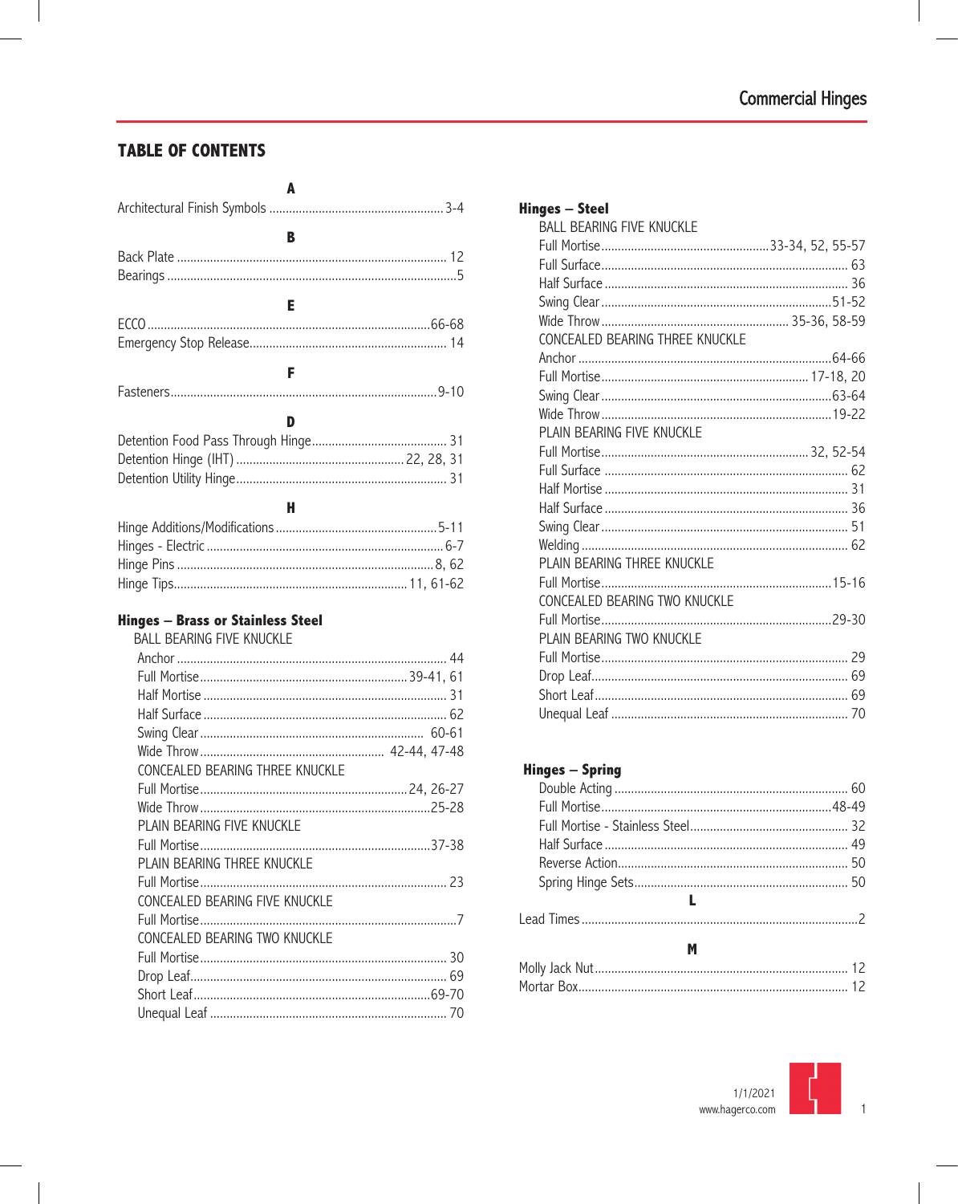## TABLE OF CONTENTS

### A

Architectural Finish Symbols .......... 3-4

### B

Back Plate .......... 12
Bearings .......... 5

### E

ECCO .......... 66-68
Emergency Stop Release .......... 14

### F

Fasteners .......... 9-10

### D

Detention Food Pass Through Hinge .......... 31
Detention Hinge (IHT) .......... 22, 28, 31
Detention Utility Hinge .......... 31

### H

Hinge Additions/Modifications .......... 5-11
Hinges - Electric .......... 6-7
Hinge Pins .......... 8, 62
Hinge Tips .......... 11, 61-62

**Hinges – Brass or Stainless Steel**

BALL BEARING FIVE KNUCKLE
- Anchor .......... 44
- Full Mortise .......... 39-41, 61
- Half Mortise .......... 31
- Half Surface .......... 62
- Swing Clear .......... 60-61
- Wide Throw .......... 42-44, 47-48

CONCEALED BEARING THREE KNUCKLE
- Full Mortise .......... 24, 26-27
- Wide Throw .......... 25-28

PLAIN BEARING FIVE KNUCKLE
- Full Mortise .......... 37-38

PLAIN BEARING THREE KNUCKLE
- Full Mortise .......... 23

CONCEALED BEARING FIVE KNUCKLE
- Full Mortise .......... 7

CONCEALED BEARING TWO KNUCKLE
- Full Mortise .......... 30
- Drop Leaf .......... 69
- Short Leaf .......... 69-70
- Unequal Leaf .......... 70

**Hinges – Steel**

BALL BEARING FIVE KNUCKLE
- Full Mortise .......... 33-34, 52, 55-57
- Full Surface .......... 63
- Half Surface .......... 36
- Swing Clear .......... 51-52
- Wide Throw .......... 35-36, 58-59

CONCEALED BEARING THREE KNUCKLE
- Anchor .......... 64-66
- Full Mortise .......... 17-18, 20
- Swing Clear .......... 63-64
- Wide Throw .......... 19-22

PLAIN BEARING FIVE KNUCKLE
- Full Mortise .......... 32, 52-54
- Full Surface .......... 62
- Half Mortise .......... 31
- Half Surface .......... 36
- Swing Clear .......... 51
- Welding .......... 62

PLAIN BEARING THREE KNUCKLE
- Full Mortise .......... 15-16

CONCEALED BEARING TWO KNUCKLE
- Full Mortise .......... 29-30

PLAIN BEARING TWO KNUCKLE
- Full Mortise .......... 29
- Drop Leaf .......... 69
- Short Leaf .......... 69
- Unequal Leaf .......... 70

**Hinges – Spring**
- Double Acting .......... 60
- Full Mortise .......... 48-49
- Full Mortise - Stainless Steel .......... 32
- Half Surface .......... 49
- Reverse Action .......... 50
- Spring Hinge Sets .......... 50

### L

Lead Times .......... 2

### M

Molly Jack Nut .......... 12
Mortar Box .......... 12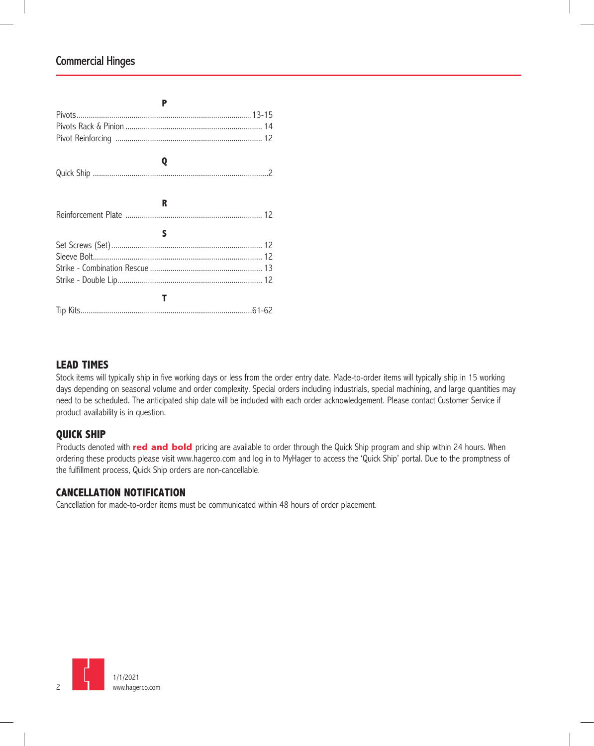**P**

Pivots.....................................................................................13-15
Pivots Rack & Pinion .................................................................. 14
Pivot Reinforcing ....................................................................... 12

**Q**

Quick Ship .....................................................................................2

**R**

Reinforcement Plate .................................................................. 12

**S**

Set Screws (Set)......................................................................... 12
Sleeve Bolt.................................................................................. 12
Strike - Combination Rescue ...................................................... 13
Strike - Double Lip...................................................................... 12

**T**

Tip Kits...................................................................................61-62

## LEAD TIMES

Stock items will typically ship in five working days or less from the order entry date. Made-to-order items will typically ship in 15 working days depending on seasonal volume and order complexity. Special orders including industrials, special machining, and large quantities may need to be scheduled. The anticipated ship date will be included with each order acknowledgement. Please contact Customer Service if product availability is in question.

## QUICK SHIP

Products denoted with **red and bold** pricing are available to order through the Quick Ship program and ship within 24 hours. When ordering these products please visit www.hagerco.com and log in to MyHager to access the 'Quick Ship' portal. Due to the promptness of the fulfillment process, Quick Ship orders are non-cancellable.

## CANCELLATION NOTIFICATION

Cancellation for made-to-order items must be communicated within 48 hours of order placement.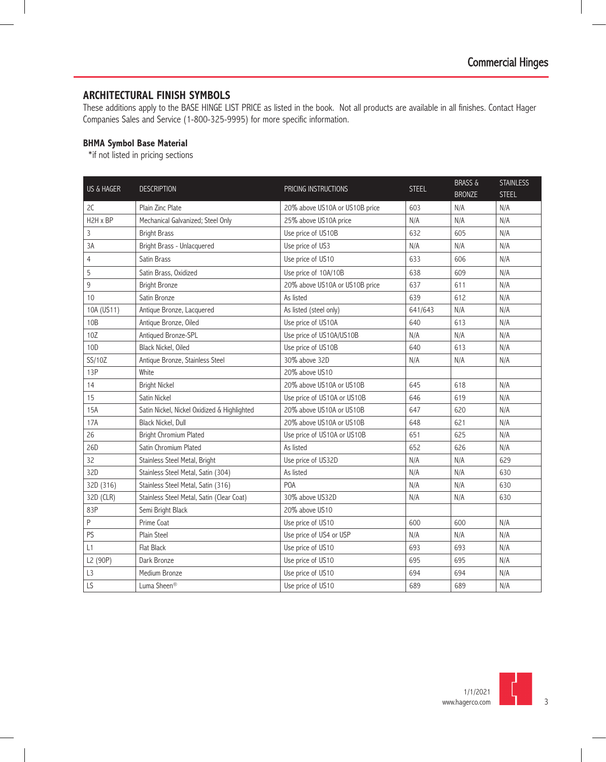## ARCHITECTURAL FINISH SYMBOLS

These additions apply to the BASE HINGE LIST PRICE as listed in the book. Not all products are available in all finishes. Contact Hager Companies Sales and Service (1-800-325-9995) for more specific information.

### BHMA Symbol Base Material

*if not listed in pricing sections

| US & HAGER | DESCRIPTION | PRICING INSTRUCTIONS | STEEL | BRASS & BRONZE | STAINLESS STEEL |
|---|---|---|---|---|---|
| 2C | Plain Zinc Plate | 20% above US10A or US10B price | 603 | N/A | N/A |
| H2H x BP | Mechanical Galvanized; Steel Only | 25% above US10A price | N/A | N/A | N/A |
| 3 | Bright Brass | Use price of US10B | 632 | 605 | N/A |
| 3A | Bright Brass - Unlacquered | Use price of US3 | N/A | N/A | N/A |
| 4 | Satin Brass | Use price of US10 | 633 | 606 | N/A |
| 5 | Satin Brass, Oxidized | Use price of 10A/10B | 638 | 609 | N/A |
| 9 | Bright Bronze | 20% above US10A or US10B price | 637 | 611 | N/A |
| 10 | Satin Bronze | As listed | 639 | 612 | N/A |
| 10A (US11) | Antique Bronze, Lacquered | As listed (steel only) | 641/643 | N/A | N/A |
| 10B | Antique Bronze, Oiled | Use price of US10A | 640 | 613 | N/A |
| 10Z | Antiqued Bronze-SPL | Use price of US10A/US10B | N/A | N/A | N/A |
| 10D | Black Nickel, Oiled | Use price of US10B | 640 | 613 | N/A |
| SS/10Z | Antique Bronze, Stainless Steel | 30% above 32D | N/A | N/A | N/A |
| 13P | White | 20% above US10 | | | |
| 14 | Bright Nickel | 20% above US10A or US10B | 645 | 618 | N/A |
| 15 | Satin Nickel | Use price of US10A or US10B | 646 | 619 | N/A |
| 15A | Satin Nickel, Nickel Oxidized & Highlighted | 20% above US10A or US10B | 647 | 620 | N/A |
| 17A | Black Nickel, Dull | 20% above US10A or US10B | 648 | 621 | N/A |
| 26 | Bright Chromium Plated | Use price of US10A or US10B | 651 | 625 | N/A |
| 26D | Satin Chromium Plated | As listed | 652 | 626 | N/A |
| 32 | Stainless Steel Metal, Bright | Use price of US32D | N/A | N/A | 629 |
| 32D | Stainless Steel Metal, Satin (304) | As listed | N/A | N/A | 630 |
| 32D (316) | Stainless Steel Metal, Satin (316) | POA | N/A | N/A | 630 |
| 32D (CLR) | Stainless Steel Metal, Satin (Clear Coat) | 30% above US32D | N/A | N/A | 630 |
| 83P | Semi Bright Black | 20% above US10 | | | |
| P | Prime Coat | Use price of US10 | 600 | 600 | N/A |
| PS | Plain Steel | Use price of US4 or USP | N/A | N/A | N/A |
| L1 | Flat Black | Use price of US10 | 693 | 693 | N/A |
| L2 (90P) | Dark Bronze | Use price of US10 | 695 | 695 | N/A |
| L3 | Medium Bronze | Use price of US10 | 694 | 694 | N/A |
| LS | Luma Sheen® | Use price of US10 | 689 | 689 | N/A |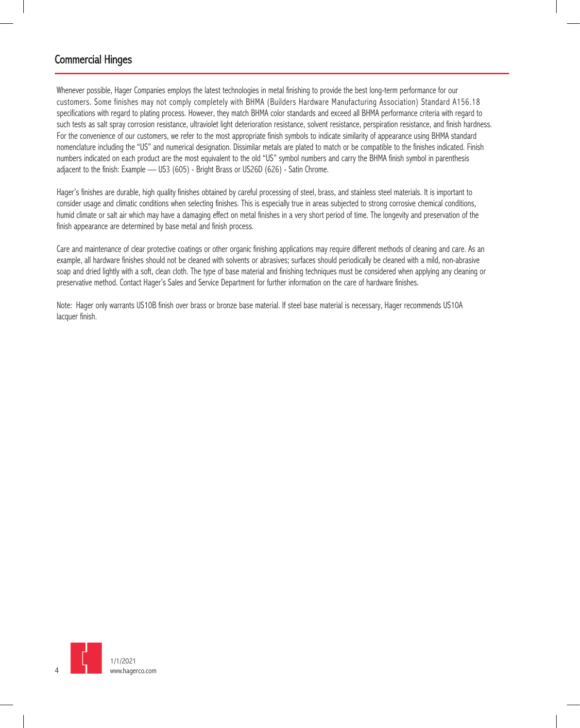## Commercial Hinges

Whenever possible, Hager Companies employs the latest technologies in metal finishing to provide the best long-term performance for our customers. Some finishes may not comply completely with BHMA (Builders Hardware Manufacturing Association) Standard A156.18 specifications with regard to plating process. However, they match BHMA color standards and exceed all BHMA performance criteria with regard to such tests as salt spray corrosion resistance, ultraviolet light deterioration resistance, solvent resistance, perspiration resistance, and finish hardness. For the convenience of our customers, we refer to the most appropriate finish symbols to indicate similarity of appearance using BHMA standard nomenclature including the "US" and numerical designation. Dissimilar metals are plated to match or be compatible to the finishes indicated. Finish numbers indicated on each product are the most equivalent to the old "US" symbol numbers and carry the BHMA finish symbol in parenthesis adjacent to the finish: Example — US3 (605) - Bright Brass or US26D (626) - Satin Chrome.

Hager's finishes are durable, high quality finishes obtained by careful processing of steel, brass, and stainless steel materials. It is important to consider usage and climatic conditions when selecting finishes. This is especially true in areas subjected to strong corrosive chemical conditions, humid climate or salt air which may have a damaging effect on metal finishes in a very short period of time. The longevity and preservation of the finish appearance are determined by base metal and finish process.

Care and maintenance of clear protective coatings or other organic finishing applications may require different methods of cleaning and care. As an example, all hardware finishes should not be cleaned with solvents or abrasives; surfaces should periodically be cleaned with a mild, non-abrasive soap and dried lightly with a soft, clean cloth. The type of base material and finishing techniques must be considered when applying any cleaning or preservative method. Contact Hager's Sales and Service Department for further information on the care of hardware finishes.

Note: Hager only warrants US10B finish over brass or bronze base material. If steel base material is necessary, Hager recommends US10A lacquer finish.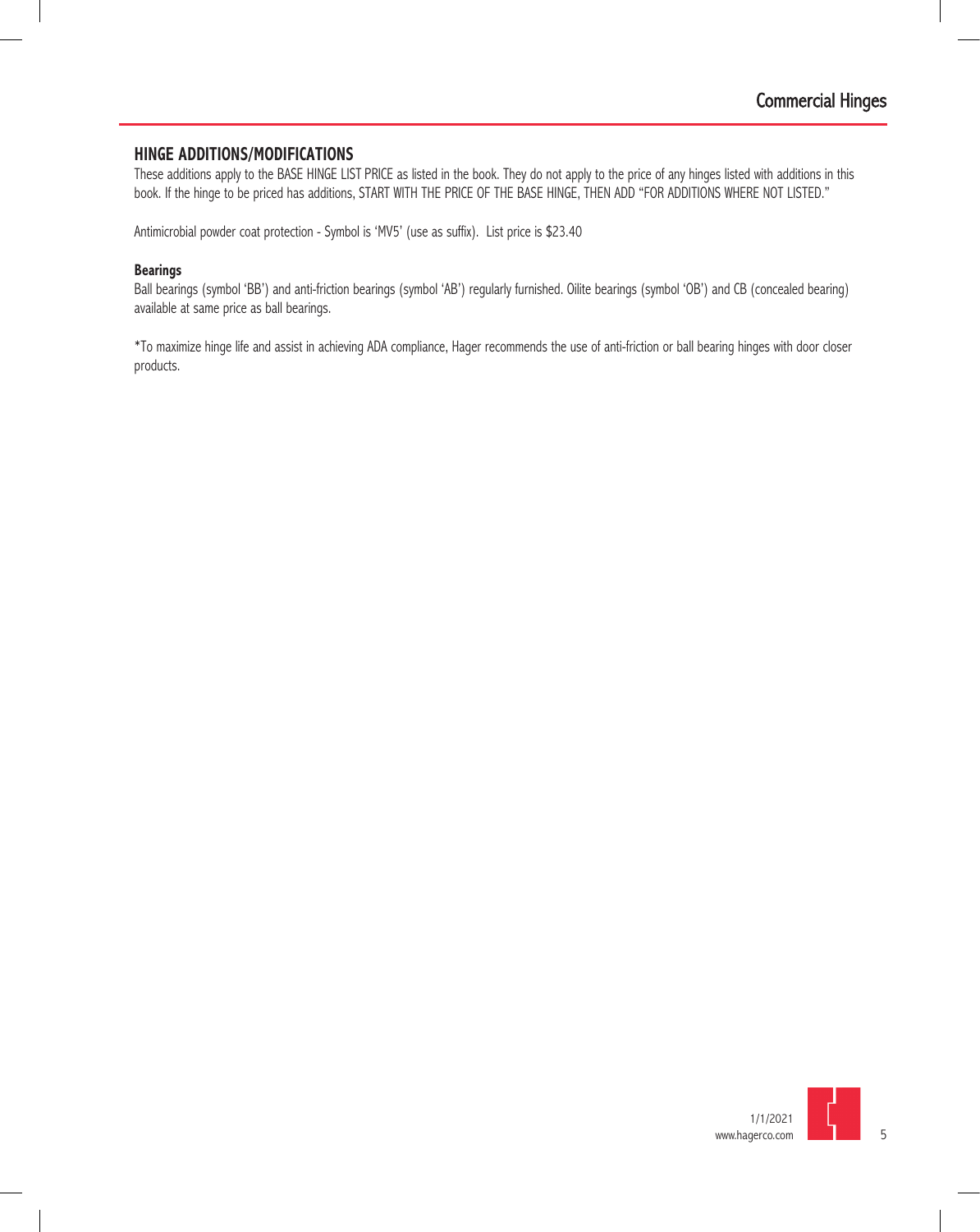## HINGE ADDITIONS/MODIFICATIONS

These additions apply to the BASE HINGE LIST PRICE as listed in the book. They do not apply to the price of any hinges listed with additions in this book. If the hinge to be priced has additions, START WITH THE PRICE OF THE BASE HINGE, THEN ADD "FOR ADDITIONS WHERE NOT LISTED."

Antimicrobial powder coat protection - Symbol is 'MV5' (use as suffix). List price is $23.40

### Bearings

Ball bearings (symbol 'BB') and anti-friction bearings (symbol 'AB') regularly furnished. Oilite bearings (symbol 'OB') and CB (concealed bearing) available at same price as ball bearings.

*To maximize hinge life and assist in achieving ADA compliance, Hager recommends the use of anti-friction or ball bearing hinges with door closer products.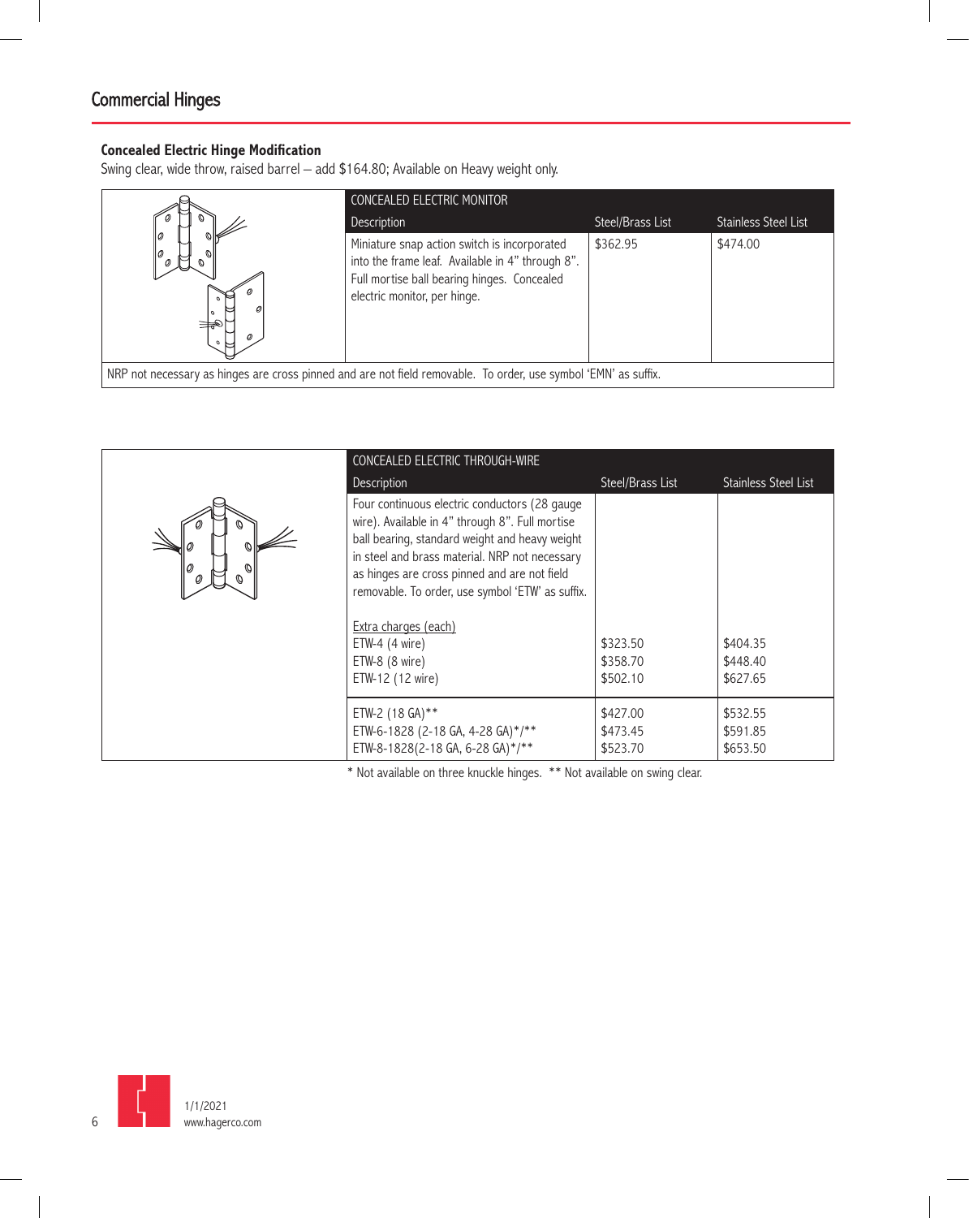## Commercial Hinges

### Concealed Electric Hinge Modification

Swing clear, wide throw, raised barrel – add $164.80; Available on Heavy weight only.

| CONCEALED ELECTRIC MONITOR | | |
|---|---|---|
| Description | Steel/Brass List | Stainless Steel List |
| Miniature snap action switch is incorporated into the frame leaf. Available in 4" through 8". Full mortise ball bearing hinges. Concealed electric monitor, per hinge. | $362.95 | $474.00 |

NRP not necessary as hinges are cross pinned and are not field removable. To order, use symbol 'EMN' as suffix.

| CONCEALED ELECTRIC THROUGH-WIRE | | |
|---|---|---|
| Description | Steel/Brass List | Stainless Steel List |
| Four continuous electric conductors (28 gauge wire). Available in 4" through 8". Full mortise ball bearing, standard weight and heavy weight in steel and brass material. NRP not necessary as hinges are cross pinned and are not field removable. To order, use symbol 'ETW' as suffix. | | |
| Extra charges (each) | | |
| ETW-4 (4 wire) | $323.50 | $404.35 |
| ETW-8 (8 wire) | $358.70 | $448.40 |
| ETW-12 (12 wire) | $502.10 | $627.65 |
| ETW-2 (18 GA)** | $427.00 | $532.55 |
| ETW-6-1828 (2-18 GA, 4-28 GA)*/** | $473.45 | $591.85 |
| ETW-8-1828(2-18 GA, 6-28 GA)*/** | $523.70 | $653.50 |

* Not available on three knuckle hinges. ** Not available on swing clear.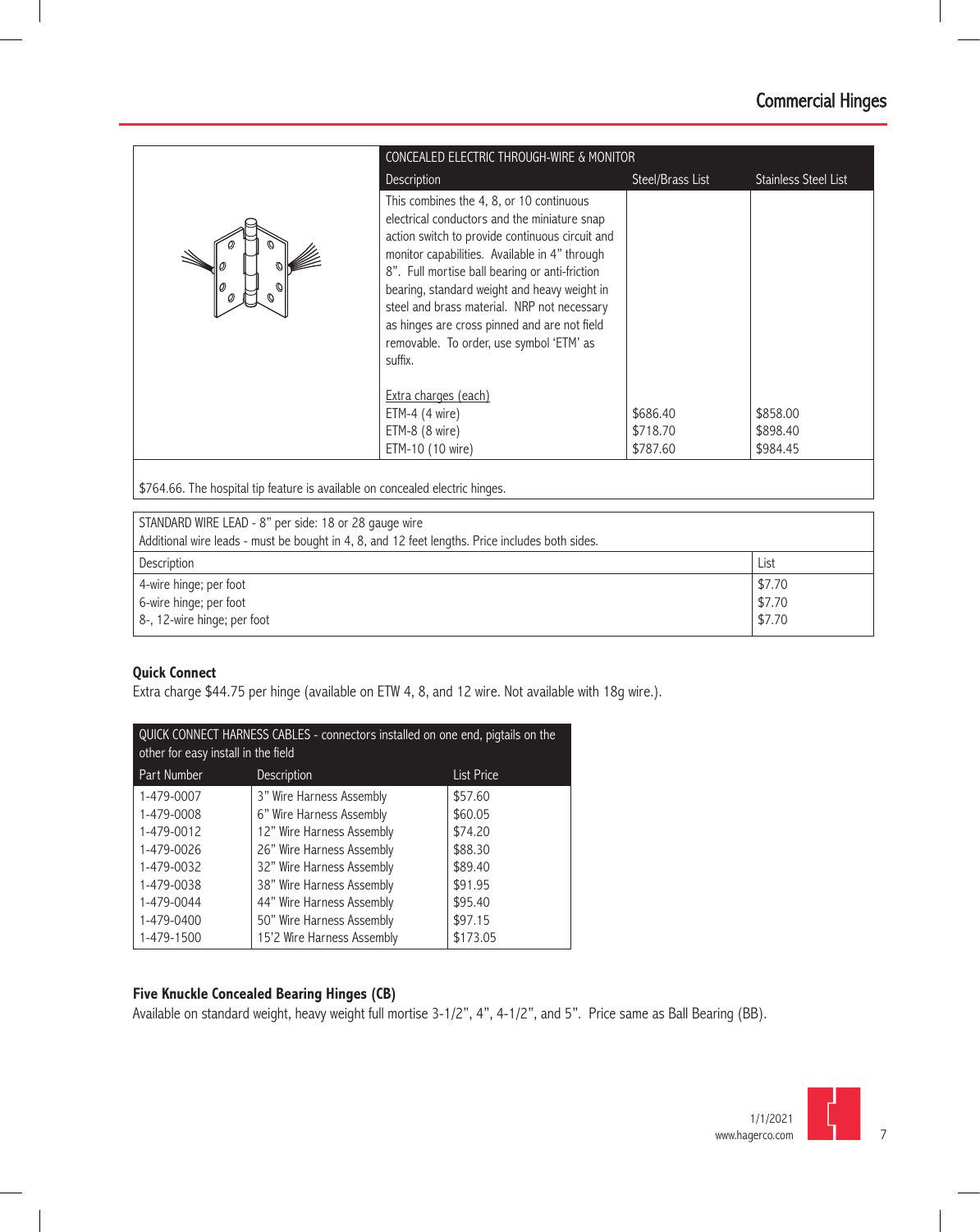## Commercial Hinges

| CONCEALED ELECTRIC THROUGH-WIRE & MONITOR | | |
|---|---|---|
| Description | Steel/Brass List | Stainless Steel List |
| This combines the 4, 8, or 10 continuous electrical conductors and the miniature snap action switch to provide continuous circuit and monitor capabilities. Available in 4" through 8". Full mortise ball bearing or anti-friction bearing, standard weight and heavy weight in steel and brass material. NRP not necessary as hinges are cross pinned and are not field removable. To order, use symbol 'ETM' as suffix. | | |
| Extra charges (each) | | |
| ETM-4 (4 wire) | $686.40 | $858.00 |
| ETM-8 (8 wire) | $718.70 | $898.40 |
| ETM-10 (10 wire) | $787.60 | $984.45 |

$764.66. The hospital tip feature is available on concealed electric hinges.

STANDARD WIRE LEAD - 8" per side: 18 or 28 gauge wire
Additional wire leads - must be bought in 4, 8, and 12 feet lengths. Price includes both sides.

| Description | List |
|---|---|
| 4-wire hinge; per foot | $7.70 |
| 6-wire hinge; per foot | $7.70 |
| 8-, 12-wire hinge; per foot | $7.70 |

**Quick Connect**
Extra charge $44.75 per hinge (available on ETW 4, 8, and 12 wire. Not available with 18g wire.).

QUICK CONNECT HARNESS CABLES - connectors installed on one end, pigtails on the other for easy install in the field

| Part Number | Description | List Price |
|---|---|---|
| 1-479-0007 | 3" Wire Harness Assembly | $57.60 |
| 1-479-0008 | 6" Wire Harness Assembly | $60.05 |
| 1-479-0012 | 12" Wire Harness Assembly | $74.20 |
| 1-479-0026 | 26" Wire Harness Assembly | $88.30 |
| 1-479-0032 | 32" Wire Harness Assembly | $89.40 |
| 1-479-0038 | 38" Wire Harness Assembly | $91.95 |
| 1-479-0044 | 44" Wire Harness Assembly | $95.40 |
| 1-479-0400 | 50" Wire Harness Assembly | $97.15 |
| 1-479-1500 | 15'2 Wire Harness Assembly | $173.05 |

**Five Knuckle Concealed Bearing Hinges (CB)**
Available on standard weight, heavy weight full mortise 3-1/2", 4", 4-1/2", and 5". Price same as Ball Bearing (BB).

1/1/2021
www.hagerco.com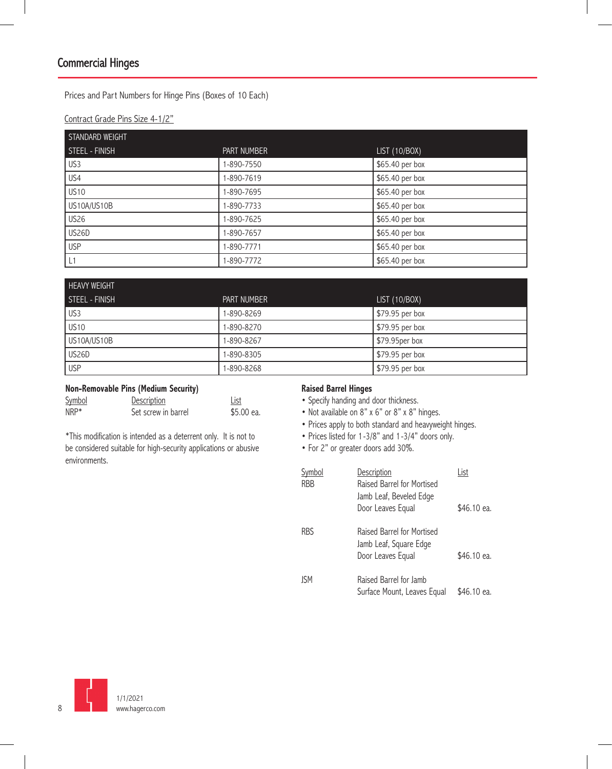## Commercial Hinges

Prices and Part Numbers for Hinge Pins (Boxes of 10 Each)

Contract Grade Pins Size 4-1/2"

| STANDARD WEIGHT | | |
|---|---|---|
| STEEL - FINISH | PART NUMBER | LIST (10/BOX) |
| US3 | 1-890-7550 | $65.40 per box |
| US4 | 1-890-7619 | $65.40 per box |
| US10 | 1-890-7695 | $65.40 per box |
| US10A/US10B | 1-890-7733 | $65.40 per box |
| US26 | 1-890-7625 | $65.40 per box |
| US26D | 1-890-7657 | $65.40 per box |
| USP | 1-890-7771 | $65.40 per box |
| L1 | 1-890-7772 | $65.40 per box |

| HEAVY WEIGHT | | |
|---|---|---|
| STEEL - FINISH | PART NUMBER | LIST (10/BOX) |
| US3 | 1-890-8269 | $79.95 per box |
| US10 | 1-890-8270 | $79.95 per box |
| US10A/US10B | 1-890-8267 | $79.95per box |
| US26D | 1-890-8305 | $79.95 per box |
| USP | 1-890-8268 | $79.95 per box |

**Non-Removable Pins (Medium Security)**

| Symbol | Description | List |
|---|---|---|
| NRP* | Set screw in barrel | $5.00 ea. |

*This modification is intended as a deterrent only. It is not to be considered suitable for high-security applications or abusive environments.

**Raised Barrel Hinges**

- Specify handing and door thickness.
- Not available on 8" x 6" or 8" x 8" hinges.
- Prices apply to both standard and heavyweight hinges.
- Prices listed for 1-3/8" and 1-3/4" doors only.
- For 2" or greater doors add 30%.

| Symbol | Description | List |
|---|---|---|
| RBB | Raised Barrel for Mortised Jamb Leaf, Beveled Edge Door Leaves Equal | $46.10 ea. |
| RBS | Raised Barrel for Mortised Jamb Leaf, Square Edge Door Leaves Equal | $46.10 ea. |
| JSM | Raised Barrel for Jamb Surface Mount, Leaves Equal | $46.10 ea. |

1/1/2021
www.hagerco.com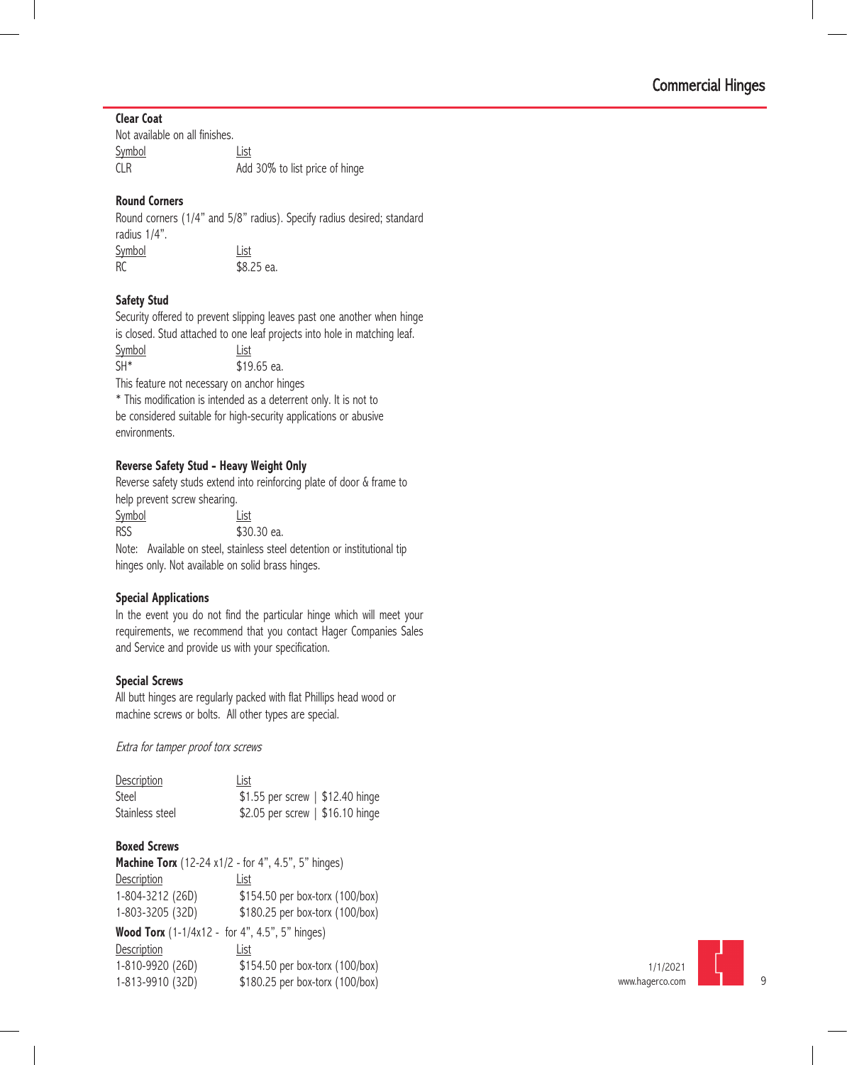## Clear Coat

Not available on all finishes.

| Symbol | List |
|---|---|
| CLR | Add 30% to list price of hinge |

## Round Corners

Round corners (1/4" and 5/8" radius). Specify radius desired; standard radius 1/4".

| Symbol | List |
|---|---|
| RC | $8.25 ea. |

## Safety Stud

Security offered to prevent slipping leaves past one another when hinge is closed. Stud attached to one leaf projects into hole in matching leaf.

| Symbol | List |
|---|---|
| SH* | $19.65 ea. |

This feature not necessary on anchor hinges

* This modification is intended as a deterrent only. It is not to be considered suitable for high-security applications or abusive environments.

## Reverse Safety Stud - Heavy Weight Only

Reverse safety studs extend into reinforcing plate of door & frame to help prevent screw shearing.

| Symbol | List |
|---|---|
| RSS | $30.30 ea. |

Note: Available on steel, stainless steel detention or institutional tip hinges only. Not available on solid brass hinges.

## Special Applications

In the event you do not find the particular hinge which will meet your requirements, we recommend that you contact Hager Companies Sales and Service and provide us with your specification.

## Special Screws

All butt hinges are regularly packed with flat Phillips head wood or machine screws or bolts. All other types are special.

*Extra for tamper proof torx screws*

| Description | List |
|---|---|
| Steel | $1.55 per screw \| $12.40 hinge |
| Stainless steel | $2.05 per screw \| $16.10 hinge |

## Boxed Screws

**Machine Torx** (12-24 x1/2 - for 4", 4.5", 5" hinges)

| Description | List |
|---|---|
| 1-804-3212 (26D) | $154.50 per box-torx (100/box) |
| 1-803-3205 (32D) | $180.25 per box-torx (100/box) |

**Wood Torx** (1-1/4x12 - for 4", 4.5", 5" hinges)

| Description | List |
|---|---|
| 1-810-9920 (26D) | $154.50 per box-torx (100/box) |
| 1-813-9910 (32D) | $180.25 per box-torx (100/box) |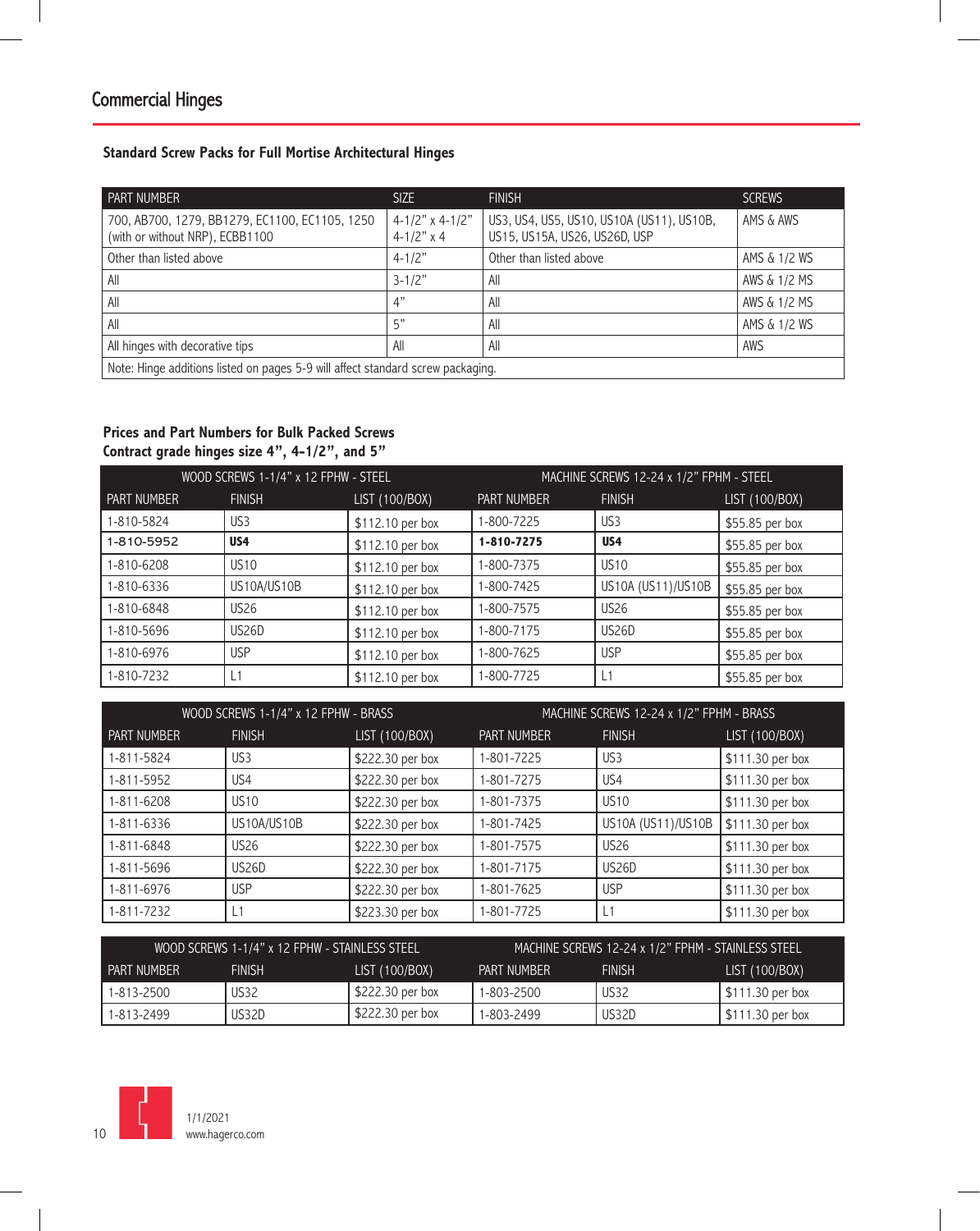## Commercial Hinges

### Standard Screw Packs for Full Mortise Architectural Hinges

| PART NUMBER | SIZE | FINISH | SCREWS |
|---|---|---|---|
| 700, AB700, 1279, BB1279, EC1100, EC1105, 1250 (with or without NRP), ECBB1100 | 4-1/2" x 4-1/2" 4-1/2" x 4 | US3, US4, US5, US10, US10A (US11), US10B, US15, US15A, US26, US26D, USP | AMS & AWS |
| Other than listed above | 4-1/2" | Other than listed above | AMS & 1/2 WS |
| All | 3-1/2" | All | AWS & 1/2 MS |
| All | 4" | All | AWS & 1/2 MS |
| All | 5" | All | AMS & 1/2 WS |
| All hinges with decorative tips | All | All | AWS |
| Note: Hinge additions listed on pages 5-9 will affect standard screw packaging. | | | |

### Prices and Part Numbers for Bulk Packed Screws
**Contract grade hinges size 4", 4-1/2", and 5"**

| WOOD SCREWS 1-1/4" x 12 FPHW - STEEL | | | MACHINE SCREWS 12-24 x 1/2" FPHM - STEEL | | |
|---|---|---|---|---|---|
| PART NUMBER | FINISH | LIST (100/BOX) | PART NUMBER | FINISH | LIST (100/BOX) |
| 1-810-5824 | US3 | $112.10 per box | 1-800-7225 | US3 | $55.85 per box |
| 1-810-5952 | **US4** | $112.10 per box | **1-810-7275** | **US4** | $55.85 per box |
| 1-810-6208 | US10 | $112.10 per box | 1-800-7375 | US10 | $55.85 per box |
| 1-810-6336 | US10A/US10B | $112.10 per box | 1-800-7425 | US10A (US11)/US10B | $55.85 per box |
| 1-810-6848 | US26 | $112.10 per box | 1-800-7575 | US26 | $55.85 per box |
| 1-810-5696 | US26D | $112.10 per box | 1-800-7175 | US26D | $55.85 per box |
| 1-810-6976 | USP | $112.10 per box | 1-800-7625 | USP | $55.85 per box |
| 1-810-7232 | L1 | $112.10 per box | 1-800-7725 | L1 | $55.85 per box |

| WOOD SCREWS 1-1/4" x 12 FPHW - BRASS | | | MACHINE SCREWS 12-24 x 1/2" FPHM - BRASS | | |
|---|---|---|---|---|---|
| PART NUMBER | FINISH | LIST (100/BOX) | PART NUMBER | FINISH | LIST (100/BOX) |
| 1-811-5824 | US3 | $222.30 per box | 1-801-7225 | US3 | $111.30 per box |
| 1-811-5952 | US4 | $222.30 per box | 1-801-7275 | US4 | $111.30 per box |
| 1-811-6208 | US10 | $222.30 per box | 1-801-7375 | US10 | $111.30 per box |
| 1-811-6336 | US10A/US10B | $222.30 per box | 1-801-7425 | US10A (US11)/US10B | $111.30 per box |
| 1-811-6848 | US26 | $222.30 per box | 1-801-7575 | US26 | $111.30 per box |
| 1-811-5696 | US26D | $222.30 per box | 1-801-7175 | US26D | $111.30 per box |
| 1-811-6976 | USP | $222.30 per box | 1-801-7625 | USP | $111.30 per box |
| 1-811-7232 | L1 | $223.30 per box | 1-801-7725 | L1 | $111.30 per box |

| WOOD SCREWS 1-1/4" x 12 FPHW - STAINLESS STEEL | | | MACHINE SCREWS 12-24 x 1/2" FPHM - STAINLESS STEEL | | |
|---|---|---|---|---|---|
| PART NUMBER | FINISH | LIST (100/BOX) | PART NUMBER | FINISH | LIST (100/BOX) |
| 1-813-2500 | US32 | $222.30 per box | 1-803-2500 | US32 | $111.30 per box |
| 1-813-2499 | US32D | $222.30 per box | 1-803-2499 | US32D | $111.30 per box |

1/1/2021
www.hagerco.com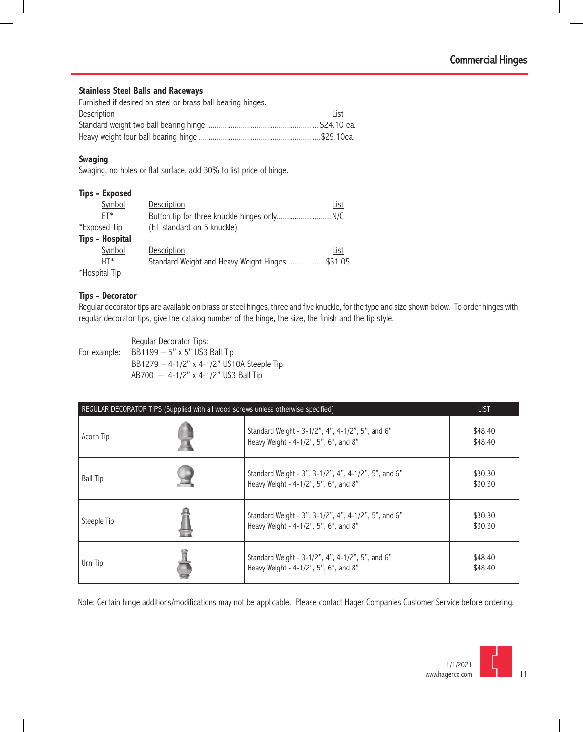## Stainless Steel Balls and Raceways

Furnished if desired on steel or brass ball bearing hinges.

| Description | List |
|---|---|
| Standard weight two ball bearing hinge | $24.10 ea. |
| Heavy weight four ball bearing hinge | $29.10ea. |

## Swaging

Swaging, no holes or flat surface, add 30% to list price of hinge.

## Tips - Exposed

| Symbol | Description | List |
|---|---|---|
| ET* | Button tip for three knuckle hinges only | N/C |

*Exposed Tip (ET standard on 5 knuckle)

## Tips - Hospital

| Symbol | Description | List |
|---|---|---|
| HT* | Standard Weight and Heavy Weight Hinges | $31.05 |

*Hospital Tip

## Tips - Decorator

Regular decorator tips are available on brass or steel hinges, three and five knuckle, for the type and size shown below. To order hinges with regular decorator tips, give the catalog number of the hinge, the size, the finish and the tip style.

Regular Decorator Tips:

For example:
- BB1199 – 5" x 5" US3 Ball Tip
- BB1279 – 4-1/2" x 4-1/2" US10A Steeple Tip
- AB700 – 4-1/2" x 4-1/2" US3 Ball Tip

| REGULAR DECORATOR TIPS (Supplied with all wood screws unless otherwise specified) | | | LIST |
|---|---|---|---|
| Acorn Tip | | Standard Weight - 3-1/2", 4", 4-1/2", 5", and 6"<br>Heavy Weight - 4-1/2", 5", 6", and 8" | $48.40<br>$48.40 |
| Ball Tip | | Standard Weight - 3", 3-1/2", 4", 4-1/2", 5", and 6"<br>Heavy Weight - 4-1/2", 5", 6", and 8" | $30.30<br>$30.30 |
| Steeple Tip | | Standard Weight - 3", 3-1/2", 4", 4-1/2", 5", and 6"<br>Heavy Weight - 4-1/2", 5", 6", and 8" | $30.30<br>$30.30 |
| Urn Tip | | Standard Weight - 3-1/2", 4", 4-1/2", 5", and 6"<br>Heavy Weight - 4-1/2", 5", 6", and 8" | $48.40<br>$48.40 |

Note: Certain hinge additions/modifications may not be applicable. Please contact Hager Companies Customer Service before ordering.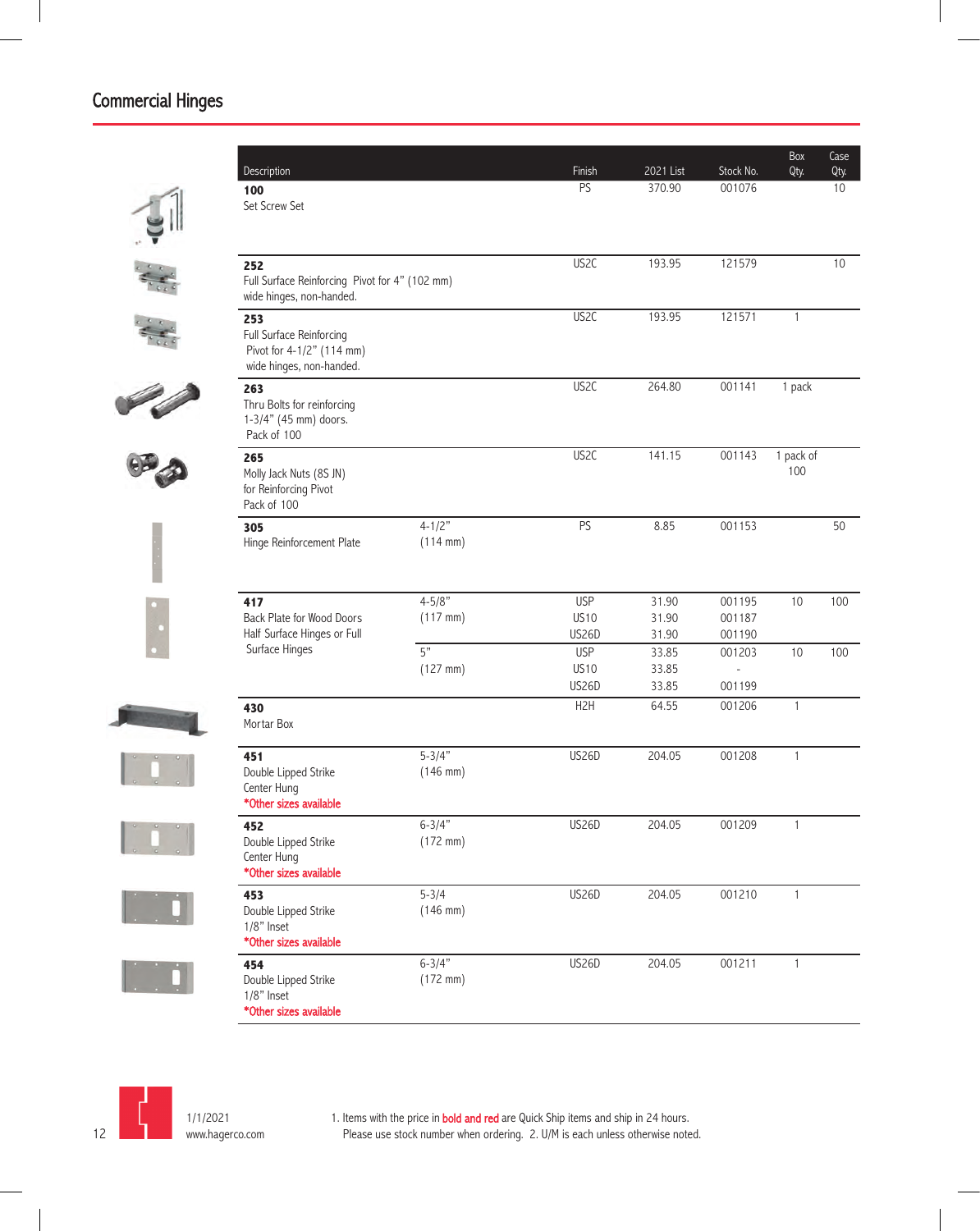# Commercial Hinges

| Description | | Finish | 2021 List | Stock No. | Box Qty. | Case Qty. |
|---|---|---|---|---|---|---|
| **100** Set Screw Set | | PS | 370.90 | 001076 | | 10 |
| **252** Full Surface Reinforcing Pivot for 4" (102 mm) wide hinges, non-handed. | | US2C | 193.95 | 121579 | | 10 |
| **253** Full Surface Reinforcing Pivot for 4-1/2" (114 mm) wide hinges, non-handed. | | US2C | 193.95 | 121571 | 1 | |
| **263** Thru Bolts for reinforcing 1-3/4" (45 mm) doors. Pack of 100 | | US2C | 264.80 | 001141 | 1 pack | |
| **265** Molly Jack Nuts (8S JN) for Reinforcing Pivot Pack of 100 | | US2C | 141.15 | 001143 | 1 pack of 100 | |
| **305** Hinge Reinforcement Plate | 4-1/2" (114 mm) | PS | 8.85 | 001153 | | 50 |
| **417** Back Plate for Wood Doors Half Surface Hinges or Full Surface Hinges | 4-5/8" (117 mm) | USP | 31.90 | 001195 | 10 | 100 |
| | | US10 | 31.90 | 001187 | | |
| | | US26D | 31.90 | 001190 | | |
| | 5" (127 mm) | USP | 33.85 | 001203 | 10 | 100 |
| | | US10 | 33.85 | - | | |
| | | US26D | 33.85 | 001199 | | |
| **430** Mortar Box | | H2H | 64.55 | 001206 | 1 | |
| **451** Double Lipped Strike Center Hung *Other sizes available | 5-3/4" (146 mm) | US26D | 204.05 | 001208 | 1 | |
| **452** Double Lipped Strike Center Hung *Other sizes available | 6-3/4" (172 mm) | US26D | 204.05 | 001209 | 1 | |
| **453** Double Lipped Strike 1/8" Inset *Other sizes available | 5-3/4 (146 mm) | US26D | 204.05 | 001210 | 1 | |
| **454** Double Lipped Strike 1/8" Inset *Other sizes available | 6-3/4" (172 mm) | US26D | 204.05 | 001211 | 1 | |

1/1/2021
www.hagerco.com

1. Items with the price in **bold and red** are Quick Ship items and ship in 24 hours. Please use stock number when ordering. 2. U/M is each unless otherwise noted.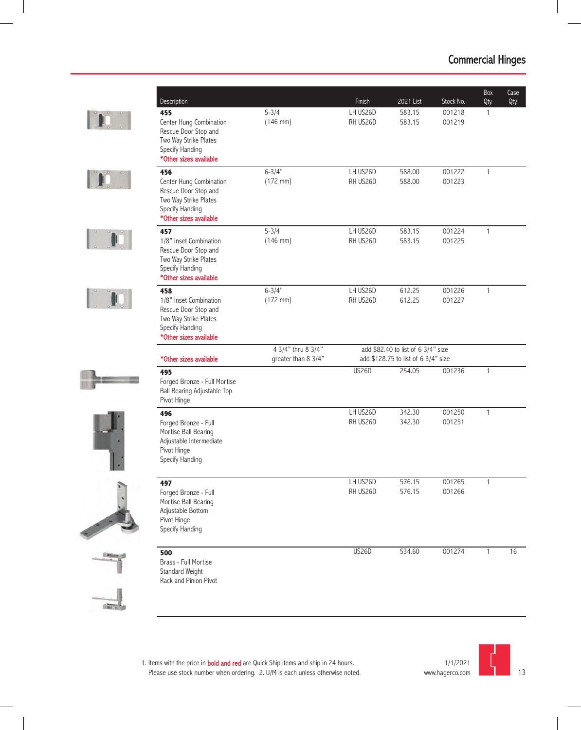# Commercial Hinges

| Description | | Finish | 2021 List | Stock No. | Box Qty. | Case Qty. |
|---|---|---|---|---|---|---|
| **455** Center Hung Combination Rescue Door Stop and Two Way Strike Plates Specify Handing *Other sizes available | 5-3/4 (146 mm) | LH US26D<br>RH US26D | 583.15<br>583.15 | 001218<br>001219 | 1 | |
| **456** Center Hung Combination Rescue Door Stop and Two Way Strike Plates Specify Handing *Other sizes available | 6-3/4" (172 mm) | LH US26D<br>RH US26D | 588.00<br>588.00 | 001222<br>001223 | 1 | |
| **457** 1/8" Inset Combination Rescue Door Stop and Two Way Strike Plates Specify Handing *Other sizes available | 5-3/4 (146 mm) | LH US26D<br>RH US26D | 583.15<br>583.15 | 001224<br>001225 | 1 | |
| **458** 1/8" Inset Combination Rescue Door Stop and Two Way Strike Plates Specify Handing *Other sizes available | 6-3/4" (172 mm) | LH US26D<br>RH US26D | 612.25<br>612.25 | 001226<br>001227 | 1 | |
| *Other sizes available | 4 3/4" thru 8 3/4"<br>greater than 8 3/4" | add $82.40 to list of 6 3/4" size<br>add $128.75 to list of 6 3/4" size | | | | |
| **495** Forged Bronze - Full Mortise Ball Bearing Adjustable Top Pivot Hinge | | US26D | 254.05 | 001236 | 1 | |
| **496** Forged Bronze - Full Mortise Ball Bearing Adjustable Intermediate Pivot Hinge Specify Handing | | LH US26D<br>RH US26D | 342.30<br>342.30 | 001250<br>001251 | 1 | |
| **497** Forged Bronze - Full Mortise Ball Bearing Adjustable Bottom Pivot Hinge Specify Handing | | LH US26D<br>RH US26D | 576.15<br>576.15 | 001265<br>001266 | 1 | |
| **500** Brass - Full Mortise Standard Weight Rack and Pinion Pivot | | US26D | 534.60 | 001274 | 1 | 16 |

1. Items with the price in **bold and red** are Quick Ship items and ship in 24 hours. Please use stock number when ordering. 2. U/M is each unless otherwise noted.

1/1/2021
www.hagerco.com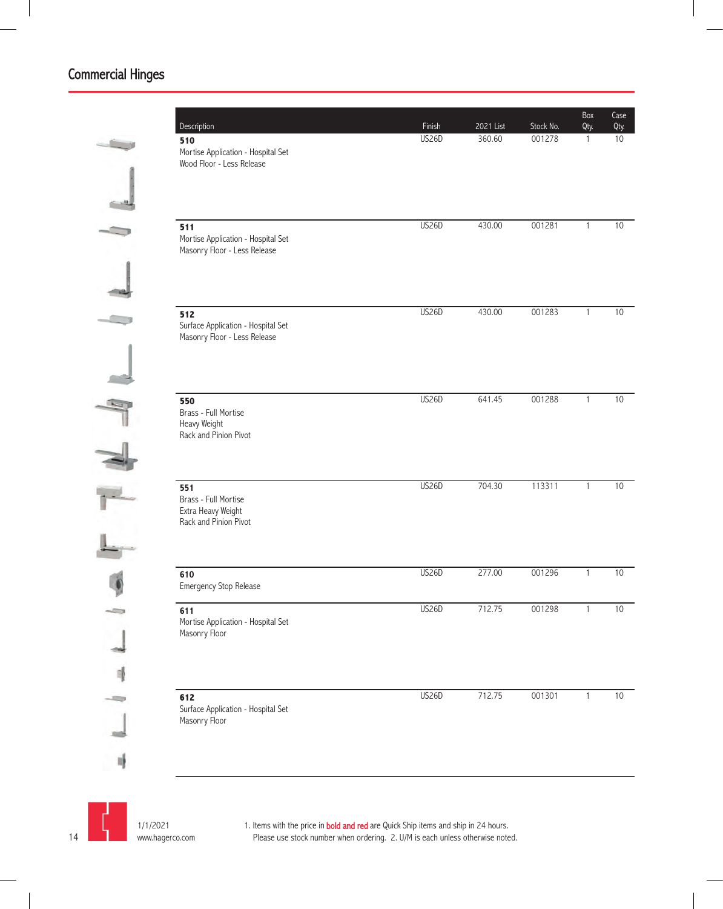# Commercial Hinges

| Description | Finish | 2021 List | Stock No. | Box Qty. | Case Qty. |
|---|---|---|---|---|---|
| **510**<br>Mortise Application - Hospital Set<br>Wood Floor - Less Release | US26D | 360.60 | 001278 | 1 | 10 |
| **511**<br>Mortise Application - Hospital Set<br>Masonry Floor - Less Release | US26D | 430.00 | 001281 | 1 | 10 |
| **512**<br>Surface Application - Hospital Set<br>Masonry Floor - Less Release | US26D | 430.00 | 001283 | 1 | 10 |
| **550**<br>Brass - Full Mortise<br>Heavy Weight<br>Rack and Pinion Pivot | US26D | 641.45 | 001288 | 1 | 10 |
| **551**<br>Brass - Full Mortise<br>Extra Heavy Weight<br>Rack and Pinion Pivot | US26D | 704.30 | 113311 | 1 | 10 |
| **610**<br>Emergency Stop Release | US26D | 277.00 | 001296 | 1 | 10 |
| **611**<br>Mortise Application - Hospital Set<br>Masonry Floor | US26D | 712.75 | 001298 | 1 | 10 |
| **612**<br>Surface Application - Hospital Set<br>Masonry Floor | US26D | 712.75 | 001301 | 1 | 10 |

1/1/2021
www.hagerco.com

1. Items with the price in **bold and red** are Quick Ship items and ship in 24 hours. Please use stock number when ordering. 2. U/M is each unless otherwise noted.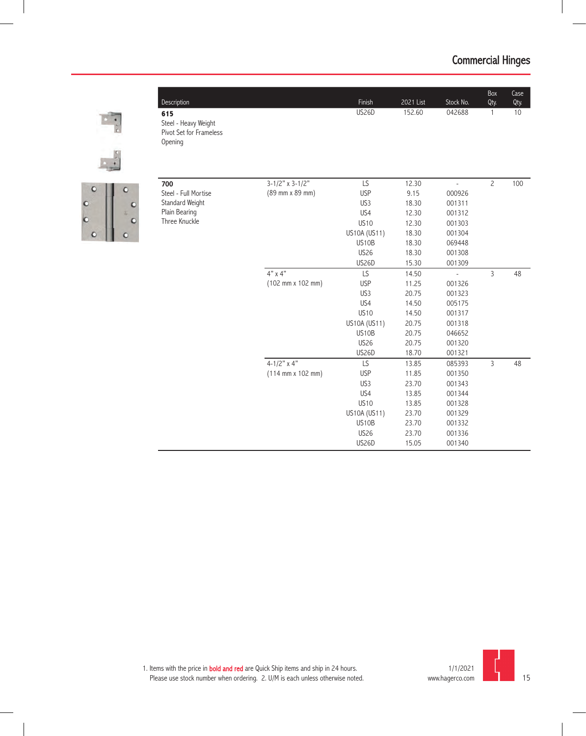# Commercial Hinges

| Description | | Finish | 2021 List | Stock No. | Box Qty. | Case Qty. |
|---|---|---|---|---|---|---|
| **615** Steel - Heavy Weight Pivot Set for Frameless Opening | | US26D | 152.60 | 042688 | 1 | 10 |
| **700** Steel - Full Mortise Standard Weight Plain Bearing Three Knuckle | 3-1/2" x 3-1/2" (89 mm x 89 mm) | LS | 12.30 | - | 2 | 100 |
| | | USP | 9.15 | 000926 | | |
| | | US3 | 18.30 | 001311 | | |
| | | US4 | 12.30 | 001312 | | |
| | | US10 | 12.30 | 001303 | | |
| | | US10A (US11) | 18.30 | 001304 | | |
| | | US10B | 18.30 | 069448 | | |
| | | US26 | 18.30 | 001308 | | |
| | | US26D | 15.30 | 001309 | | |
| | 4" x 4" (102 mm x 102 mm) | LS | 14.50 | - | 3 | 48 |
| | | USP | 11.25 | 001326 | | |
| | | US3 | 20.75 | 001323 | | |
| | | US4 | 14.50 | 005175 | | |
| | | US10 | 14.50 | 001317 | | |
| | | US10A (US11) | 20.75 | 001318 | | |
| | | US10B | 20.75 | 046652 | | |
| | | US26 | 20.75 | 001320 | | |
| | | US26D | 18.70 | 001321 | | |
| | 4-1/2" x 4" (114 mm x 102 mm) | LS | 13.85 | 085393 | 3 | 48 |
| | | USP | 11.85 | 001350 | | |
| | | US3 | 23.70 | 001343 | | |
| | | US4 | 13.85 | 001344 | | |
| | | US10 | 13.85 | 001328 | | |
| | | US10A (US11) | 23.70 | 001329 | | |
| | | US10B | 23.70 | 001332 | | |
| | | US26 | 23.70 | 001336 | | |
| | | US26D | 15.05 | 001340 | | |

1. Items with the price in **bold and red** are Quick Ship items and ship in 24 hours. Please use stock number when ordering. 2. U/M is each unless otherwise noted.

1/1/2021
www.hagerco.com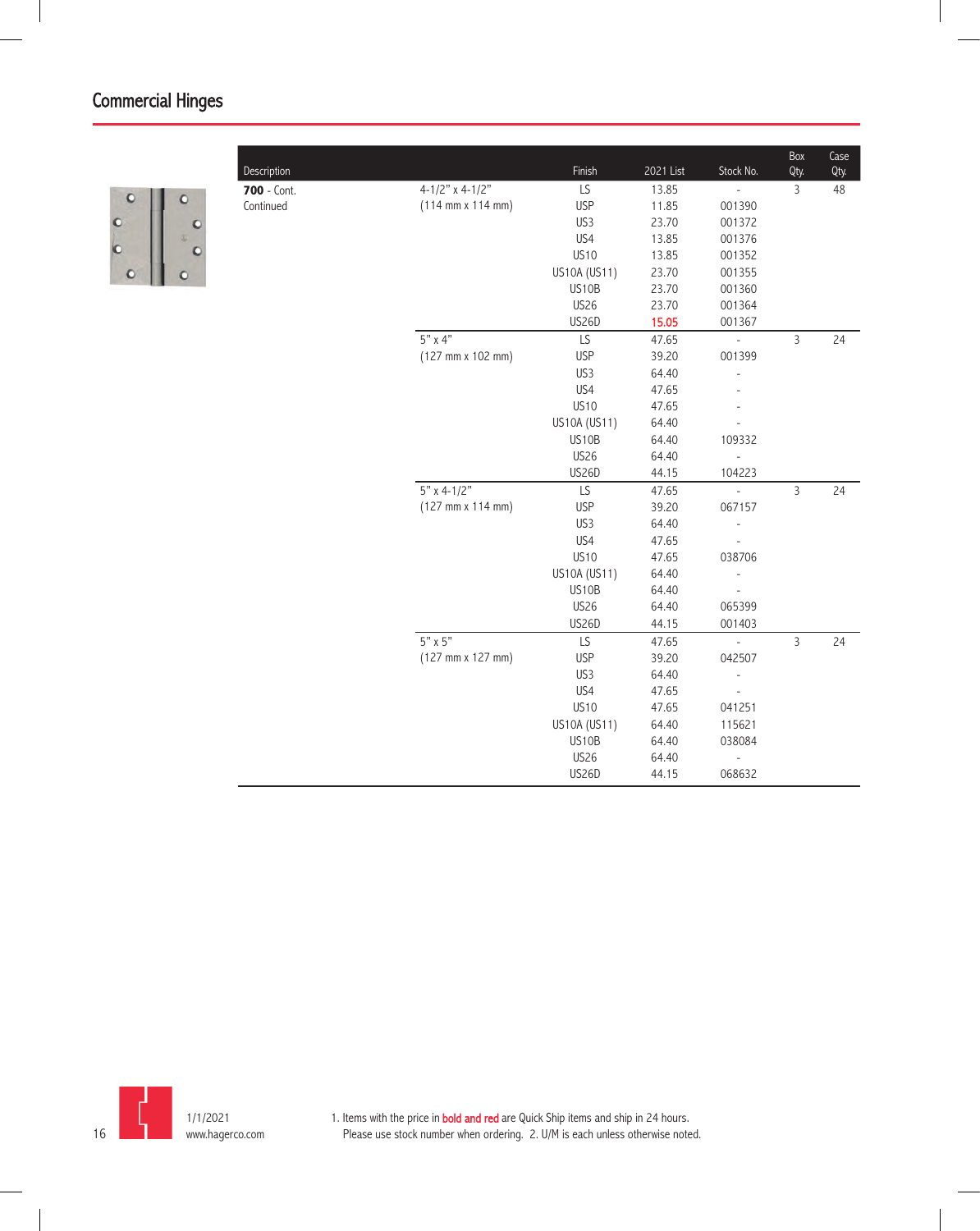## Commercial Hinges

| Description | | Finish | 2021 List | Stock No. | Box Qty. | Case Qty. |
|---|---|---|---|---|---|---|
| **700** - Cont. Continued | 4-1/2" x 4-1/2" (114 mm x 114 mm) | LS | 13.85 | - | 3 | 48 |
| | | USP | 11.85 | 001390 | | |
| | | US3 | 23.70 | 001372 | | |
| | | US4 | 13.85 | 001376 | | |
| | | US10 | 13.85 | 001352 | | |
| | | US10A (US11) | 23.70 | 001355 | | |
| | | US10B | 23.70 | 001360 | | |
| | | US26 | 23.70 | 001364 | | |
| | | US26D | **15.05** | 001367 | | |
| | 5" x 4" (127 mm x 102 mm) | LS | 47.65 | - | 3 | 24 |
| | | USP | 39.20 | 001399 | | |
| | | US3 | 64.40 | - | | |
| | | US4 | 47.65 | - | | |
| | | US10 | 47.65 | - | | |
| | | US10A (US11) | 64.40 | - | | |
| | | US10B | 64.40 | 109332 | | |
| | | US26 | 64.40 | - | | |
| | | US26D | 44.15 | 104223 | | |
| | 5" x 4-1/2" (127 mm x 114 mm) | LS | 47.65 | - | 3 | 24 |
| | | USP | 39.20 | 067157 | | |
| | | US3 | 64.40 | - | | |
| | | US4 | 47.65 | - | | |
| | | US10 | 47.65 | 038706 | | |
| | | US10A (US11) | 64.40 | - | | |
| | | US10B | 64.40 | - | | |
| | | US26 | 64.40 | 065399 | | |
| | | US26D | 44.15 | 001403 | | |
| | 5" x 5" (127 mm x 127 mm) | LS | 47.65 | - | 3 | 24 |
| | | USP | 39.20 | 042507 | | |
| | | US3 | 64.40 | - | | |
| | | US4 | 47.65 | - | | |
| | | US10 | 47.65 | 041251 | | |
| | | US10A (US11) | 64.40 | 115621 | | |
| | | US10B | 64.40 | 038084 | | |
| | | US26 | 64.40 | - | | |
| | | US26D | 44.15 | 068632 | | |

1/1/2021
www.hagerco.com

1. Items with the price in **bold and red** are Quick Ship items and ship in 24 hours. Please use stock number when ordering. 2. U/M is each unless otherwise noted.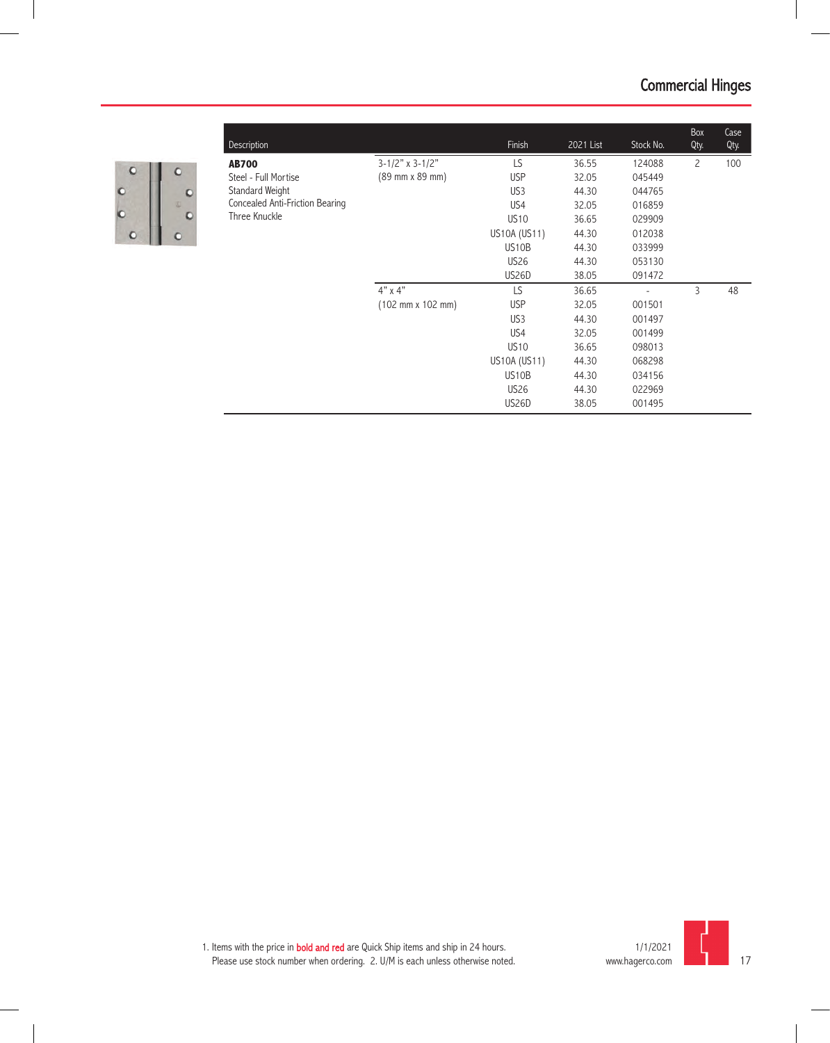# Commercial Hinges

| Description | | Finish | 2021 List | Stock No. | Box Qty. | Case Qty. |
|---|---|---|---|---|---|---|
| **AB700**<br>Steel - Full Mortise<br>Standard Weight<br>Concealed Anti-Friction Bearing<br>Three Knuckle | 3-1/2" x 3-1/2"<br>(89 mm x 89 mm) | LS | 36.55 | 124088 | 2 | 100 |
| | | USP | 32.05 | 045449 | | |
| | | US3 | 44.30 | 044765 | | |
| | | US4 | 32.05 | 016859 | | |
| | | US10 | 36.65 | 029909 | | |
| | | US10A (US11) | 44.30 | 012038 | | |
| | | US10B | 44.30 | 033999 | | |
| | | US26 | 44.30 | 053130 | | |
| | | US26D | 38.05 | 091472 | | |
| | 4" x 4"<br>(102 mm x 102 mm) | LS | 36.65 | - | 3 | 48 |
| | | USP | 32.05 | 001501 | | |
| | | US3 | 44.30 | 001497 | | |
| | | US4 | 32.05 | 001499 | | |
| | | US10 | 36.65 | 098013 | | |
| | | US10A (US11) | 44.30 | 068298 | | |
| | | US10B | 44.30 | 034156 | | |
| | | US26 | 44.30 | 022969 | | |
| | | US26D | 38.05 | 001495 | | |

1. Items with the price in **bold and red** are Quick Ship items and ship in 24 hours.
Please use stock number when ordering. 2. U/M is each unless otherwise noted.

1/1/2021
www.hagerco.com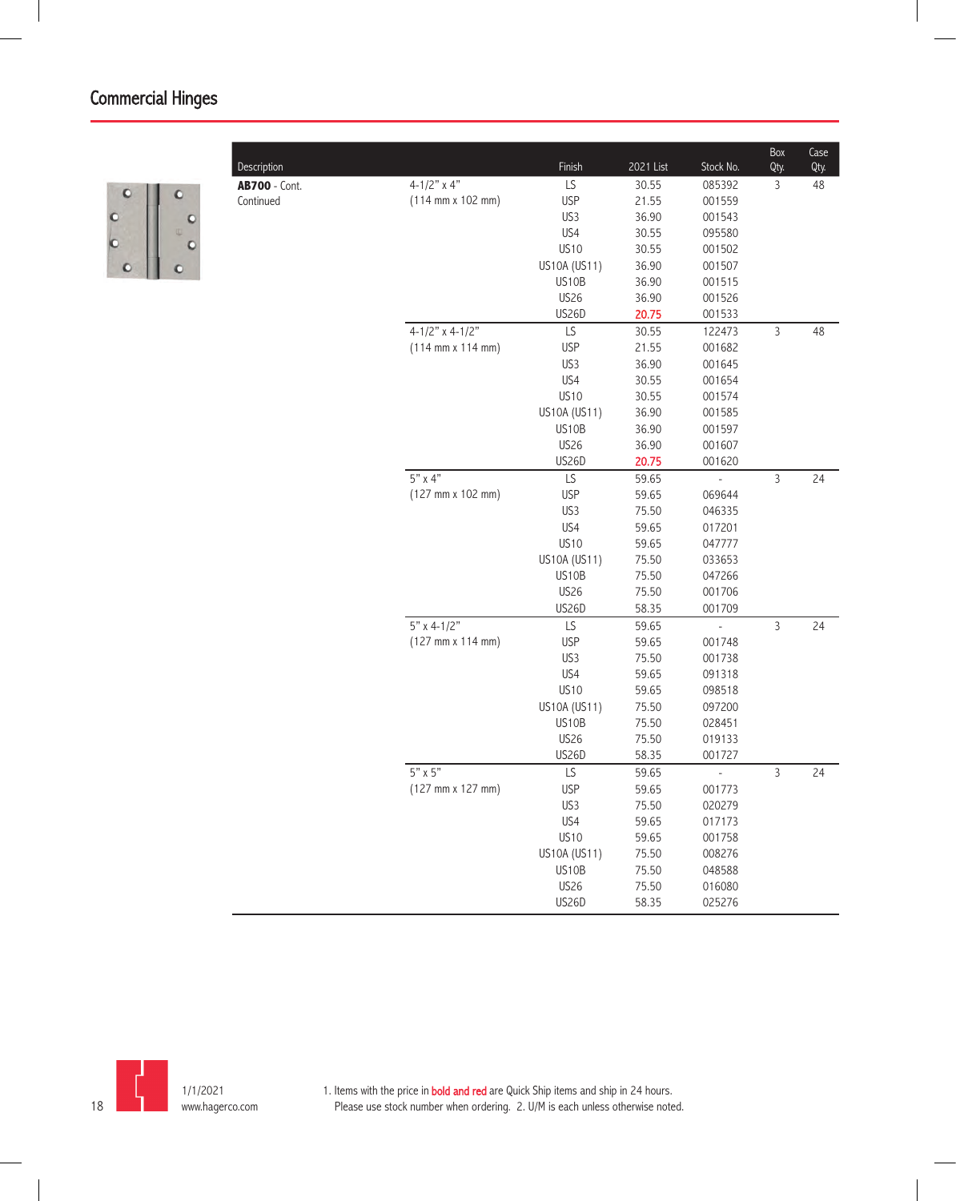## Commercial Hinges

| Description | | Finish | 2021 List | Stock No. | Box Qty. | Case Qty. |
|---|---|---|---|---|---|---|
| **AB700** - Cont. Continued | 4-1/2" x 4" (114 mm x 102 mm) | LS | 30.55 | 085392 | 3 | 48 |
| | | USP | 21.55 | 001559 | | |
| | | US3 | 36.90 | 001543 | | |
| | | US4 | 30.55 | 095580 | | |
| | | US10 | 30.55 | 001502 | | |
| | | US10A (US11) | 36.90 | 001507 | | |
| | | US10B | 36.90 | 001515 | | |
| | | US26 | 36.90 | 001526 | | |
| | | US26D | **20.75** | 001533 | | |
| | 4-1/2" x 4-1/2" (114 mm x 114 mm) | LS | 30.55 | 122473 | 3 | 48 |
| | | USP | 21.55 | 001682 | | |
| | | US3 | 36.90 | 001645 | | |
| | | US4 | 30.55 | 001654 | | |
| | | US10 | 30.55 | 001574 | | |
| | | US10A (US11) | 36.90 | 001585 | | |
| | | US10B | 36.90 | 001597 | | |
| | | US26 | 36.90 | 001607 | | |
| | | US26D | **20.75** | 001620 | | |
| | 5" x 4" (127 mm x 102 mm) | LS | 59.65 | - | 3 | 24 |
| | | USP | 59.65 | 069644 | | |
| | | US3 | 75.50 | 046335 | | |
| | | US4 | 59.65 | 017201 | | |
| | | US10 | 59.65 | 047777 | | |
| | | US10A (US11) | 75.50 | 033653 | | |
| | | US10B | 75.50 | 047266 | | |
| | | US26 | 75.50 | 001706 | | |
| | | US26D | 58.35 | 001709 | | |
| | 5" x 4-1/2" (127 mm x 114 mm) | LS | 59.65 | - | 3 | 24 |
| | | USP | 59.65 | 001748 | | |
| | | US3 | 75.50 | 001738 | | |
| | | US4 | 59.65 | 091318 | | |
| | | US10 | 59.65 | 098518 | | |
| | | US10A (US11) | 75.50 | 097200 | | |
| | | US10B | 75.50 | 028451 | | |
| | | US26 | 75.50 | 019133 | | |
| | | US26D | 58.35 | 001727 | | |
| | 5" x 5" (127 mm x 127 mm) | LS | 59.65 | - | 3 | 24 |
| | | USP | 59.65 | 001773 | | |
| | | US3 | 75.50 | 020279 | | |
| | | US4 | 59.65 | 017173 | | |
| | | US10 | 59.65 | 001758 | | |
| | | US10A (US11) | 75.50 | 008276 | | |
| | | US10B | 75.50 | 048588 | | |
| | | US26 | 75.50 | 016080 | | |
| | | US26D | 58.35 | 025276 | | |

1/1/2021
www.hagerco.com

1. Items with the price in **bold and red** are Quick Ship items and ship in 24 hours. Please use stock number when ordering. 2. U/M is each unless otherwise noted.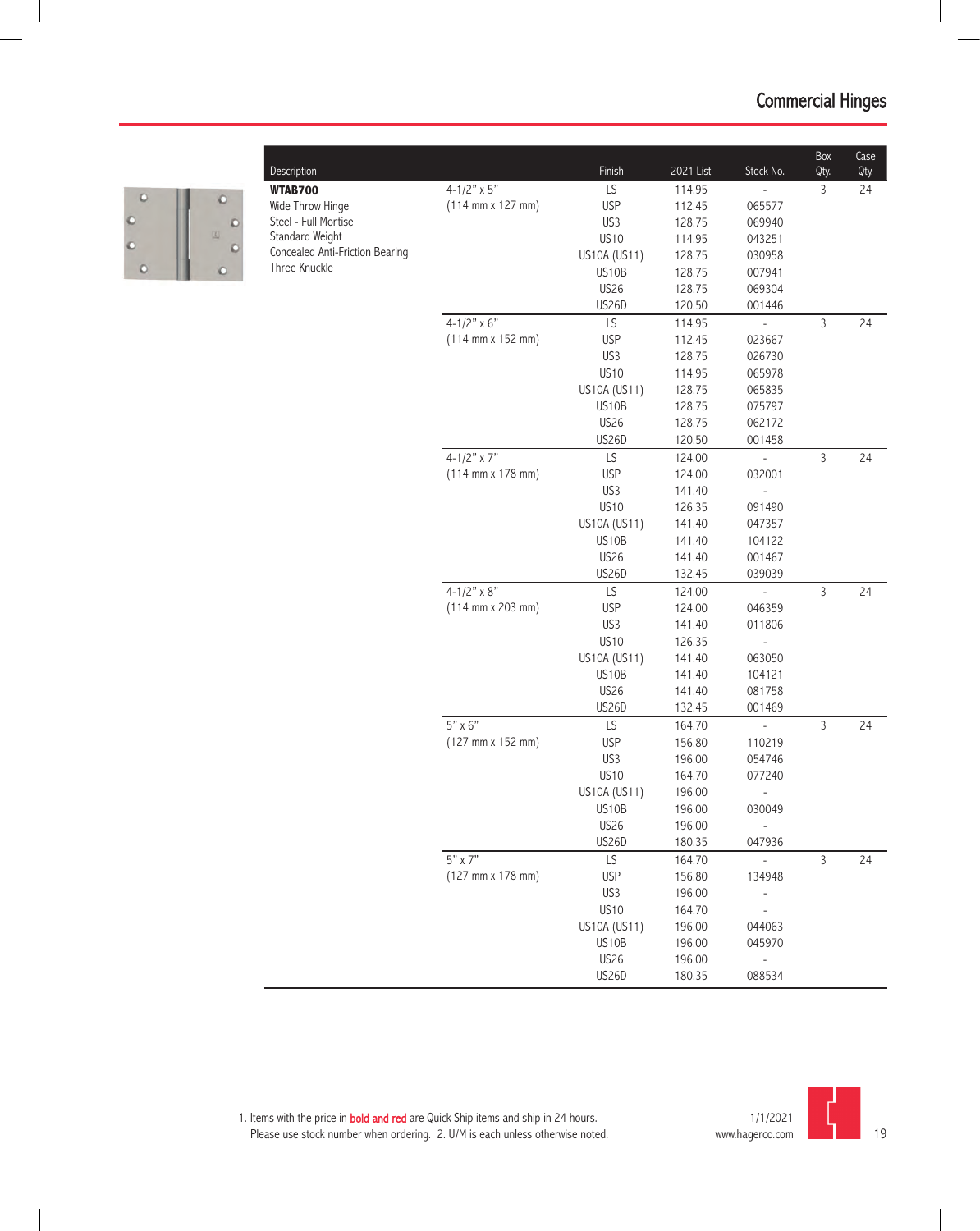# Commercial Hinges

| Description | | Finish | 2021 List | Stock No. | Box Qty. | Case Qty. |
|---|---|---|---|---|---|---|
| **WTAB700** | 4-1/2" x 5" | LS | 114.95 | - | 3 | 24 |
| Wide Throw Hinge | (114 mm x 127 mm) | USP | 112.45 | 065577 | | |
| Steel - Full Mortise | | US3 | 128.75 | 069940 | | |
| Standard Weight | | US10 | 114.95 | 043251 | | |
| Concealed Anti-Friction Bearing | | US10A (US11) | 128.75 | 030958 | | |
| Three Knuckle | | US10B | 128.75 | 007941 | | |
| | | US26 | 128.75 | 069304 | | |
| | | US26D | 120.50 | 001446 | | |
| | 4-1/2" x 6" | LS | 114.95 | - | 3 | 24 |
| | (114 mm x 152 mm) | USP | 112.45 | 023667 | | |
| | | US3 | 128.75 | 026730 | | |
| | | US10 | 114.95 | 065978 | | |
| | | US10A (US11) | 128.75 | 065835 | | |
| | | US10B | 128.75 | 075797 | | |
| | | US26 | 128.75 | 062172 | | |
| | | US26D | 120.50 | 001458 | | |
| | 4-1/2" x 7" | LS | 124.00 | - | 3 | 24 |
| | (114 mm x 178 mm) | USP | 124.00 | 032001 | | |
| | | US3 | 141.40 | - | | |
| | | US10 | 126.35 | 091490 | | |
| | | US10A (US11) | 141.40 | 047357 | | |
| | | US10B | 141.40 | 104122 | | |
| | | US26 | 141.40 | 001467 | | |
| | | US26D | 132.45 | 039039 | | |
| | 4-1/2" x 8" | LS | 124.00 | - | 3 | 24 |
| | (114 mm x 203 mm) | USP | 124.00 | 046359 | | |
| | | US3 | 141.40 | 011806 | | |
| | | US10 | 126.35 | - | | |
| | | US10A (US11) | 141.40 | 063050 | | |
| | | US10B | 141.40 | 104121 | | |
| | | US26 | 141.40 | 081758 | | |
| | | US26D | 132.45 | 001469 | | |
| | 5" x 6" | LS | 164.70 | - | 3 | 24 |
| | (127 mm x 152 mm) | USP | 156.80 | 110219 | | |
| | | US3 | 196.00 | 054746 | | |
| | | US10 | 164.70 | 077240 | | |
| | | US10A (US11) | 196.00 | - | | |
| | | US10B | 196.00 | 030049 | | |
| | | US26 | 196.00 | - | | |
| | | US26D | 180.35 | 047936 | | |
| | 5" x 7" | LS | 164.70 | - | 3 | 24 |
| | (127 mm x 178 mm) | USP | 156.80 | 134948 | | |
| | | US3 | 196.00 | - | | |
| | | US10 | 164.70 | - | | |
| | | US10A (US11) | 196.00 | 044063 | | |
| | | US10B | 196.00 | 045970 | | |
| | | US26 | 196.00 | - | | |
| | | US26D | 180.35 | 088534 | | |

1. Items with the price in **bold and red** are Quick Ship items and ship in 24 hours. Please use stock number when ordering. 2. U/M is each unless otherwise noted.

1/1/2021
www.hagerco.com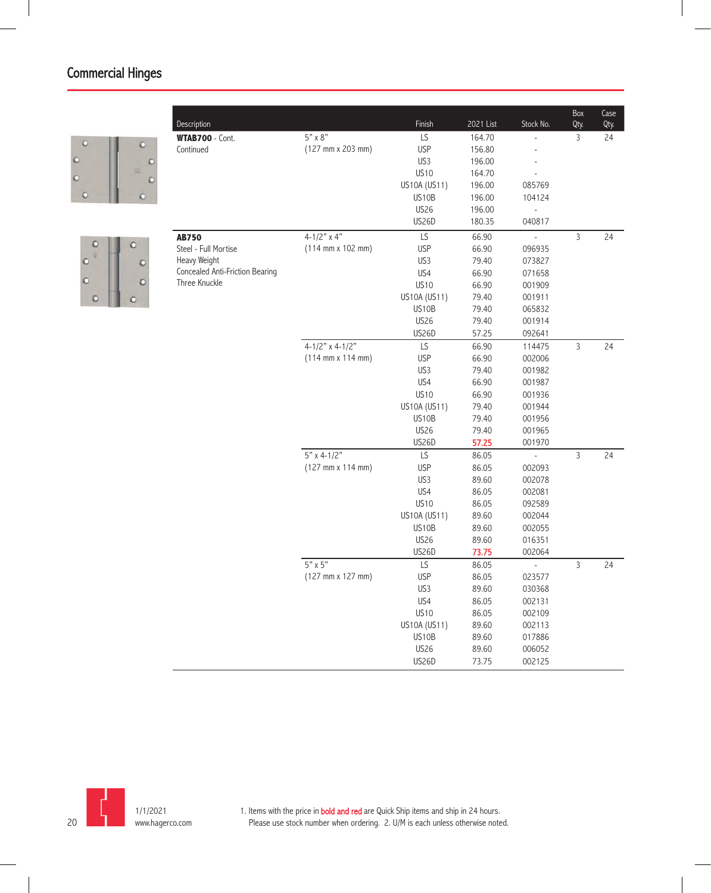## Commercial Hinges

| Description | | Finish | 2021 List | Stock No. | Box Qty. | Case Qty. |
|---|---|---|---|---|---|---|
| **WTAB700** - Cont. Continued | 5" x 8" (127 mm x 203 mm) | LS | 164.70 | - | 3 | 24 |
| | | USP | 156.80 | - | | |
| | | US3 | 196.00 | - | | |
| | | US10 | 164.70 | - | | |
| | | US10A (US11) | 196.00 | 085769 | | |
| | | US10B | 196.00 | 104124 | | |
| | | US26 | 196.00 | - | | |
| | | US26D | 180.35 | 040817 | | |
| **AB750** Steel - Full Mortise Heavy Weight Concealed Anti-Friction Bearing Three Knuckle | 4-1/2" x 4" (114 mm x 102 mm) | LS | 66.90 | - | 3 | 24 |
| | | USP | 66.90 | 096935 | | |
| | | US3 | 79.40 | 073827 | | |
| | | US4 | 66.90 | 071658 | | |
| | | US10 | 66.90 | 001909 | | |
| | | US10A (US11) | 79.40 | 001911 | | |
| | | US10B | 79.40 | 065832 | | |
| | | US26 | 79.40 | 001914 | | |
| | | US26D | 57.25 | 092641 | | |
| | 4-1/2" x 4-1/2" (114 mm x 114 mm) | LS | 66.90 | 114475 | 3 | 24 |
| | | USP | 66.90 | 002006 | | |
| | | US3 | 79.40 | 001982 | | |
| | | US4 | 66.90 | 001987 | | |
| | | US10 | 66.90 | 001936 | | |
| | | US10A (US11) | 79.40 | 001944 | | |
| | | US10B | 79.40 | 001956 | | |
| | | US26 | 79.40 | 001965 | | |
| | | US26D | **57.25** | 001970 | | |
| | 5" x 4-1/2" (127 mm x 114 mm) | LS | 86.05 | - | 3 | 24 |
| | | USP | 86.05 | 002093 | | |
| | | US3 | 89.60 | 002078 | | |
| | | US4 | 86.05 | 002081 | | |
| | | US10 | 86.05 | 092589 | | |
| | | US10A (US11) | 89.60 | 002044 | | |
| | | US10B | 89.60 | 002055 | | |
| | | US26 | 89.60 | 016351 | | |
| | | US26D | **73.75** | 002064 | | |
| | 5" x 5" (127 mm x 127 mm) | LS | 86.05 | - | 3 | 24 |
| | | USP | 86.05 | 023577 | | |
| | | US3 | 89.60 | 030368 | | |
| | | US4 | 86.05 | 002131 | | |
| | | US10 | 86.05 | 002109 | | |
| | | US10A (US11) | 89.60 | 002113 | | |
| | | US10B | 89.60 | 017886 | | |
| | | US26 | 89.60 | 006052 | | |
| | | US26D | 73.75 | 002125 | | |

1/1/2021
www.hagerco.com

1. Items with the price in **bold and red** are Quick Ship items and ship in 24 hours. Please use stock number when ordering. 2. U/M is each unless otherwise noted.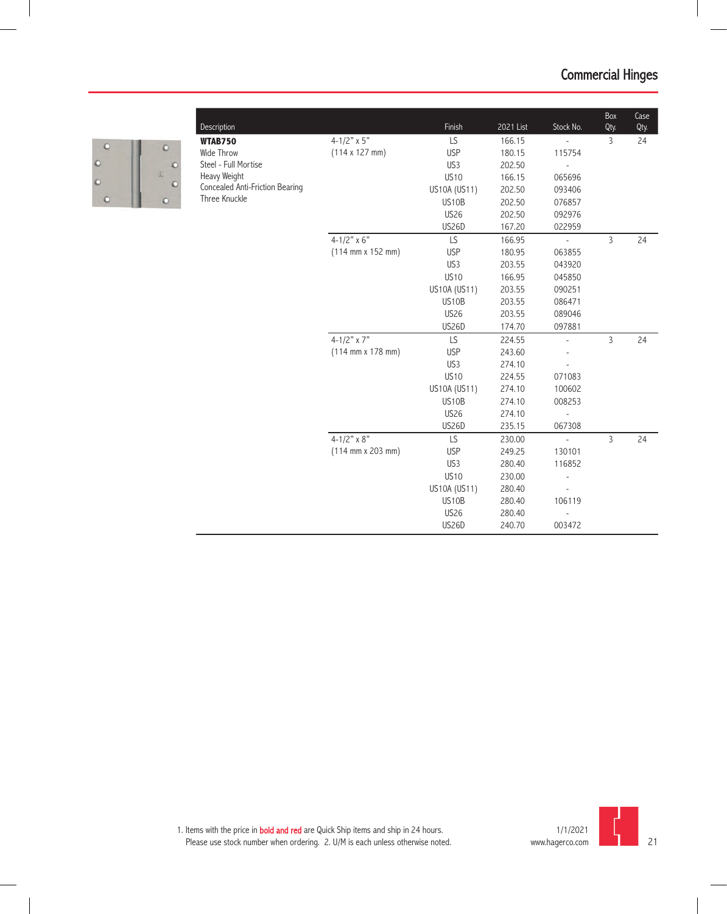## Commercial Hinges

| Description | | Finish | 2021 List | Stock No. | Box Qty. | Case Qty. |
|---|---|---|---|---|---|---|
| **WTAB750** | 4-1/2" x 5" | LS | 166.15 | - | 3 | 24 |
| Wide Throw | (114 x 127 mm) | USP | 180.15 | 115754 | | |
| Steel - Full Mortise | | US3 | 202.50 | - | | |
| Heavy Weight | | US10 | 166.15 | 065696 | | |
| Concealed Anti-Friction Bearing | | US10A (US11) | 202.50 | 093406 | | |
| Three Knuckle | | US10B | 202.50 | 076857 | | |
| | | US26 | 202.50 | 092976 | | |
| | | US26D | 167.20 | 022959 | | |
| | 4-1/2" x 6" | LS | 166.95 | - | 3 | 24 |
| | (114 mm x 152 mm) | USP | 180.95 | 063855 | | |
| | | US3 | 203.55 | 043920 | | |
| | | US10 | 166.95 | 045850 | | |
| | | US10A (US11) | 203.55 | 090251 | | |
| | | US10B | 203.55 | 086471 | | |
| | | US26 | 203.55 | 089046 | | |
| | | US26D | 174.70 | 097881 | | |
| | 4-1/2" x 7" | LS | 224.55 | - | 3 | 24 |
| | (114 mm x 178 mm) | USP | 243.60 | - | | |
| | | US3 | 274.10 | - | | |
| | | US10 | 224.55 | 071083 | | |
| | | US10A (US11) | 274.10 | 100602 | | |
| | | US10B | 274.10 | 008253 | | |
| | | US26 | 274.10 | - | | |
| | | US26D | 235.15 | 067308 | | |
| | 4-1/2" x 8" | LS | 230.00 | - | 3 | 24 |
| | (114 mm x 203 mm) | USP | 249.25 | 130101 | | |
| | | US3 | 280.40 | 116852 | | |
| | | US10 | 230.00 | - | | |
| | | US10A (US11) | 280.40 | - | | |
| | | US10B | 280.40 | 106119 | | |
| | | US26 | 280.40 | - | | |
| | | US26D | 240.70 | 003472 | | |

1. Items with the price in **bold and red** are Quick Ship items and ship in 24 hours. Please use stock number when ordering. 2. U/M is each unless otherwise noted.

1/1/2021
www.hagerco.com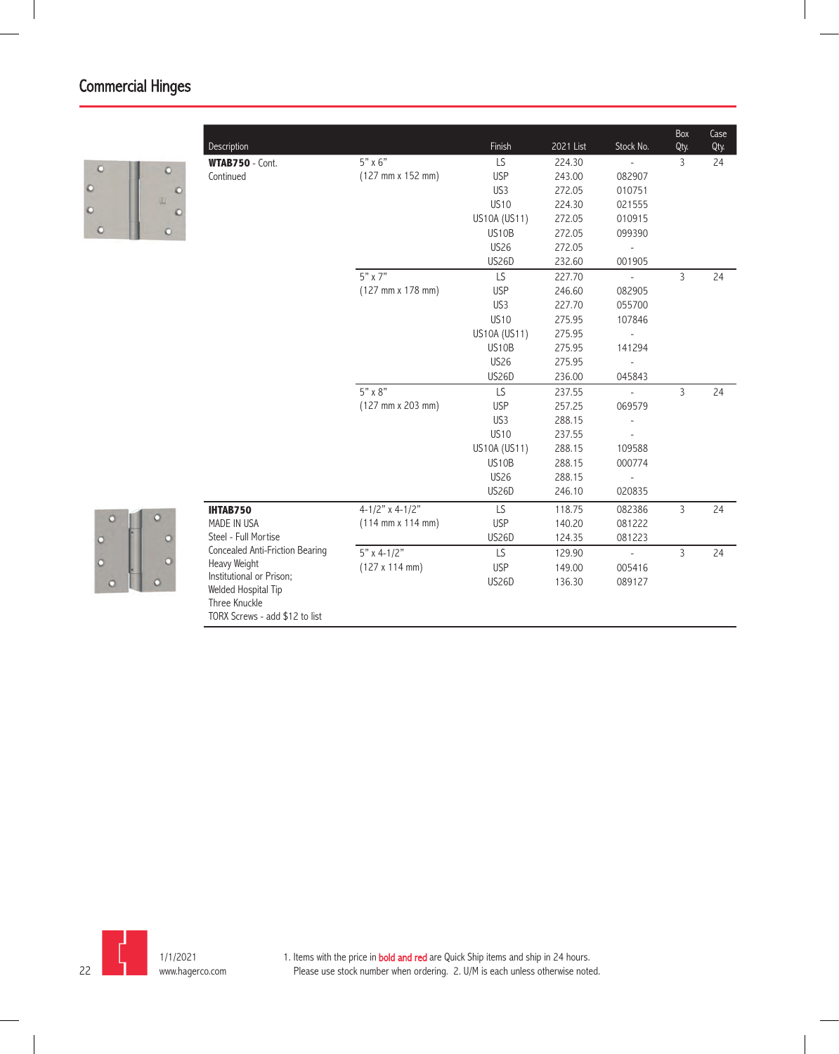## Commercial Hinges

| Description | | Finish | 2021 List | Stock No. | Box Qty. | Case Qty. |
|---|---|---|---|---|---|---|
| **WTAB750** - Cont. Continued | 5" x 6" (127 mm x 152 mm) | LS | 224.30 | - | 3 | 24 |
| | | USP | 243.00 | 082907 | | |
| | | US3 | 272.05 | 010751 | | |
| | | US10 | 224.30 | 021555 | | |
| | | US10A (US11) | 272.05 | 010915 | | |
| | | US10B | 272.05 | 099390 | | |
| | | US26 | 272.05 | - | | |
| | | US26D | 232.60 | 001905 | | |
| | 5" x 7" (127 mm x 178 mm) | LS | 227.70 | - | 3 | 24 |
| | | USP | 246.60 | 082905 | | |
| | | US3 | 227.70 | 055700 | | |
| | | US10 | 275.95 | 107846 | | |
| | | US10A (US11) | 275.95 | - | | |
| | | US10B | 275.95 | 141294 | | |
| | | US26 | 275.95 | - | | |
| | | US26D | 236.00 | 045843 | | |
| | 5" x 8" (127 mm x 203 mm) | LS | 237.55 | - | 3 | 24 |
| | | USP | 257.25 | 069579 | | |
| | | US3 | 288.15 | - | | |
| | | US10 | 237.55 | - | | |
| | | US10A (US11) | 288.15 | 109588 | | |
| | | US10B | 288.15 | 000774 | | |
| | | US26 | 288.15 | - | | |
| | | US26D | 246.10 | 020835 | | |
| **IHTAB750** MADE IN USA Steel - Full Mortise Concealed Anti-Friction Bearing Heavy Weight Institutional or Prison; Welded Hospital Tip Three Knuckle TORX Screws - add $12 to list | 4-1/2" x 4-1/2" (114 mm x 114 mm) | LS | 118.75 | 082386 | 3 | 24 |
| | | USP | 140.20 | 081222 | | |
| | | US26D | 124.35 | 081223 | | |
| | 5" x 4-1/2" (127 x 114 mm) | LS | 129.90 | - | 3 | 24 |
| | | USP | 149.00 | 005416 | | |
| | | US26D | 136.30 | 089127 | | |

1/1/2021
www.hagerco.com

1. Items with the price in bold and red are Quick Ship items and ship in 24 hours. Please use stock number when ordering. 2. U/M is each unless otherwise noted.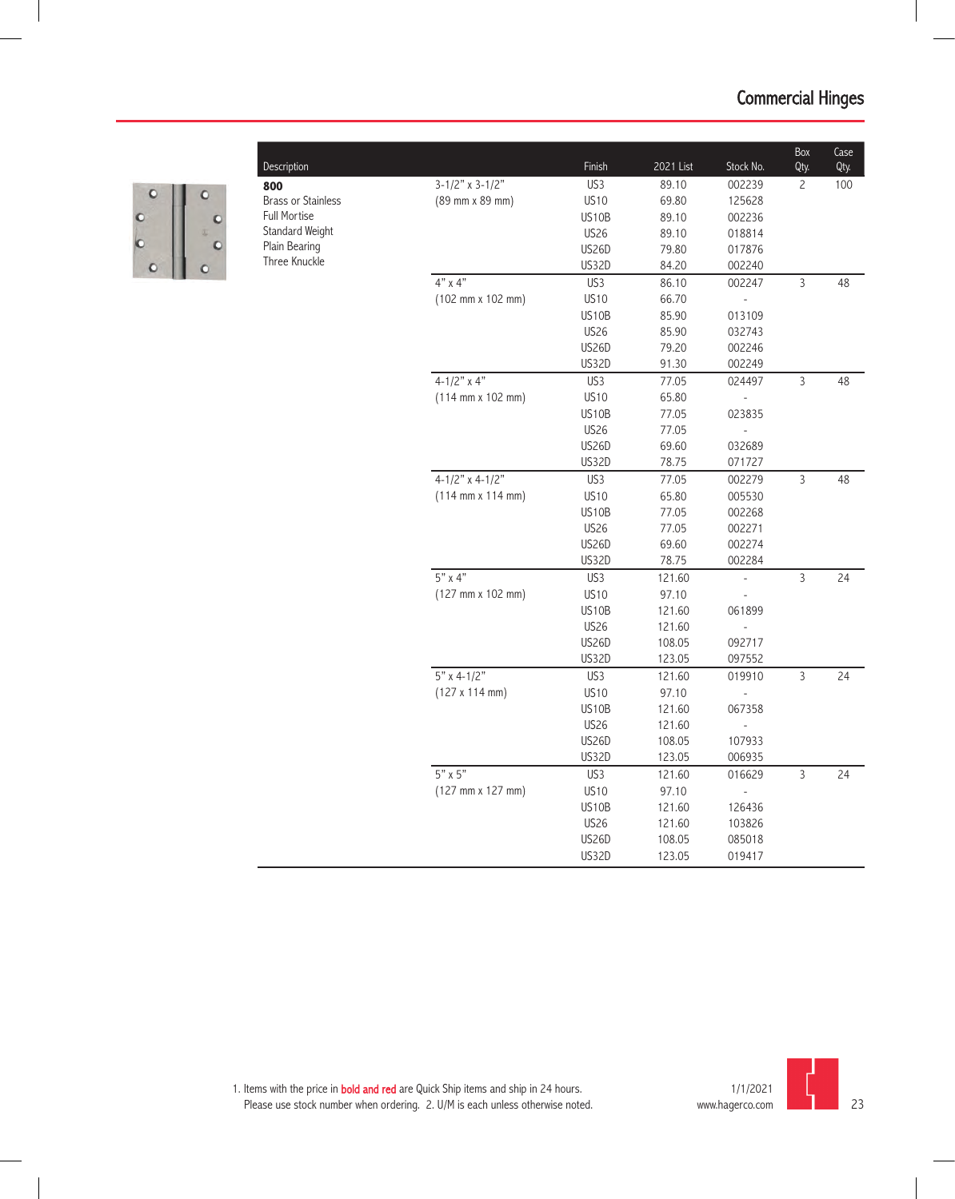# Commercial Hinges

| Description | | Finish | 2021 List | Stock No. | Box Qty. | Case Qty. |
|---|---|---|---|---|---|---|
| **800** | 3-1/2" x 3-1/2" | US3 | 89.10 | 002239 | 2 | 100 |
| Brass or Stainless | (89 mm x 89 mm) | US10 | 69.80 | 125628 | | |
| Full Mortise | | US10B | 89.10 | 002236 | | |
| Standard Weight | | US26 | 89.10 | 018814 | | |
| Plain Bearing | | US26D | 79.80 | 017876 | | |
| Three Knuckle | | US32D | 84.20 | 002240 | | |
| | 4" x 4" | US3 | 86.10 | 002247 | 3 | 48 |
| | (102 mm x 102 mm) | US10 | 66.70 | - | | |
| | | US10B | 85.90 | 013109 | | |
| | | US26 | 85.90 | 032743 | | |
| | | US26D | 79.20 | 002246 | | |
| | | US32D | 91.30 | 002249 | | |
| | 4-1/2" x 4" | US3 | 77.05 | 024497 | 3 | 48 |
| | (114 mm x 102 mm) | US10 | 65.80 | - | | |
| | | US10B | 77.05 | 023835 | | |
| | | US26 | 77.05 | - | | |
| | | US26D | 69.60 | 032689 | | |
| | | US32D | 78.75 | 071727 | | |
| | 4-1/2" x 4-1/2" | US3 | 77.05 | 002279 | 3 | 48 |
| | (114 mm x 114 mm) | US10 | 65.80 | 005530 | | |
| | | US10B | 77.05 | 002268 | | |
| | | US26 | 77.05 | 002271 | | |
| | | US26D | 69.60 | 002274 | | |
| | | US32D | 78.75 | 002284 | | |
| | 5" x 4" | US3 | 121.60 | - | 3 | 24 |
| | (127 mm x 102 mm) | US10 | 97.10 | - | | |
| | | US10B | 121.60 | 061899 | | |
| | | US26 | 121.60 | - | | |
| | | US26D | 108.05 | 092717 | | |
| | | US32D | 123.05 | 097552 | | |
| | 5" x 4-1/2" | US3 | 121.60 | 019910 | 3 | 24 |
| | (127 x 114 mm) | US10 | 97.10 | - | | |
| | | US10B | 121.60 | 067358 | | |
| | | US26 | 121.60 | - | | |
| | | US26D | 108.05 | 107933 | | |
| | | US32D | 123.05 | 006935 | | |
| | 5" x 5" | US3 | 121.60 | 016629 | 3 | 24 |
| | (127 mm x 127 mm) | US10 | 97.10 | - | | |
| | | US10B | 121.60 | 126436 | | |
| | | US26 | 121.60 | 103826 | | |
| | | US26D | 108.05 | 085018 | | |
| | | US32D | 123.05 | 019417 | | |

1. Items with the price in **bold and red** are Quick Ship items and ship in 24 hours. Please use stock number when ordering. 2. U/M is each unless otherwise noted.

1/1/2021
www.hagerco.com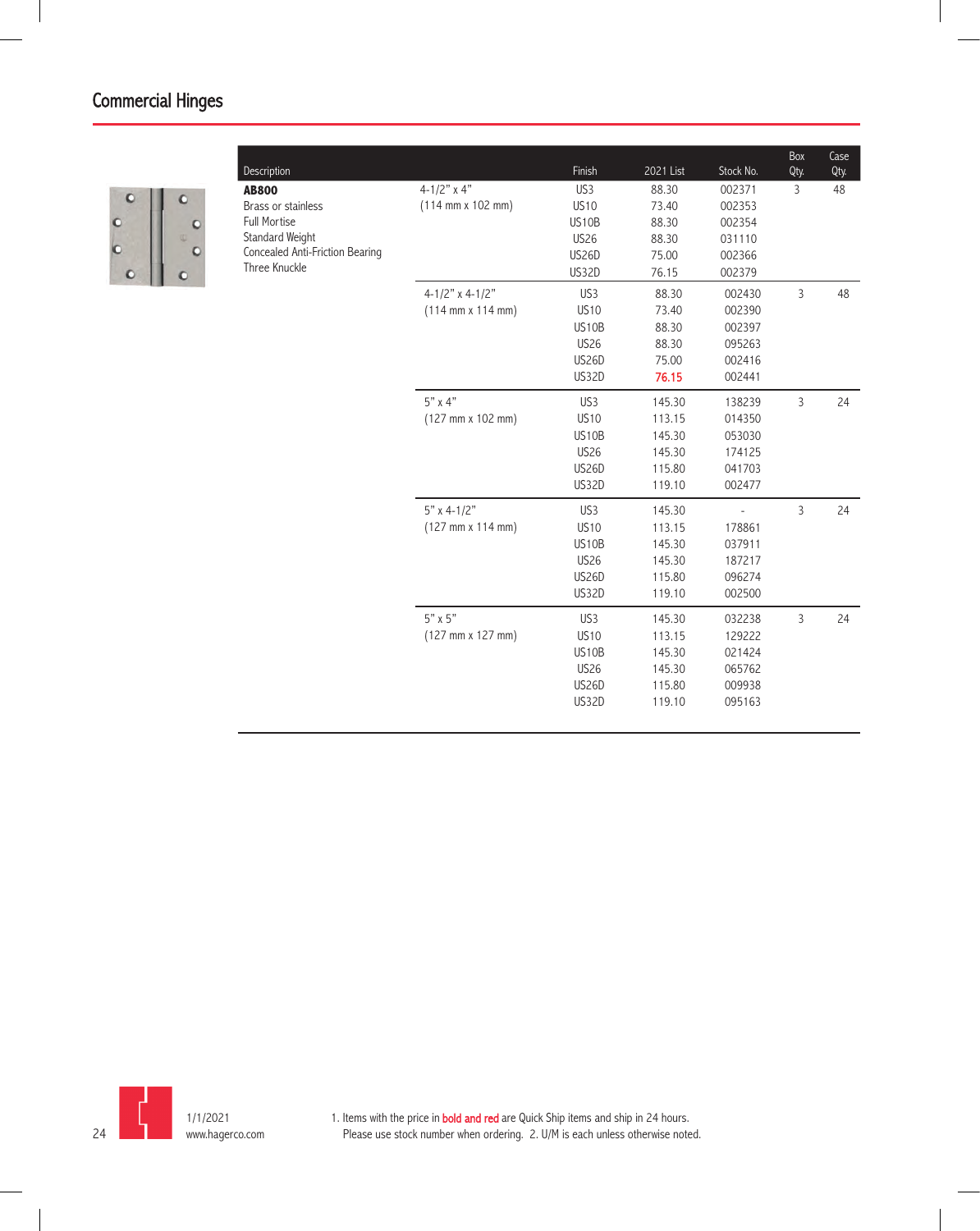## Commercial Hinges

| Description | | Finish | 2021 List | Stock No. | Box Qty. | Case Qty. |
|---|---|---|---|---|---|---|
| **AB800** | 4-1/2" x 4" | US3 | 88.30 | 002371 | 3 | 48 |
| Brass or stainless | (114 mm x 102 mm) | US10 | 73.40 | 002353 | | |
| Full Mortise | | US10B | 88.30 | 002354 | | |
| Standard Weight | | US26 | 88.30 | 031110 | | |
| Concealed Anti-Friction Bearing | | US26D | 75.00 | 002366 | | |
| Three Knuckle | | US32D | 76.15 | 002379 | | |
| | 4-1/2" x 4-1/2" | US3 | 88.30 | 002430 | 3 | 48 |
| | (114 mm x 114 mm) | US10 | 73.40 | 002390 | | |
| | | US10B | 88.30 | 002397 | | |
| | | US26 | 88.30 | 095263 | | |
| | | US26D | 75.00 | 002416 | | |
| | | US32D | **76.15** | 002441 | | |
| | 5" x 4" | US3 | 145.30 | 138239 | 3 | 24 |
| | (127 mm x 102 mm) | US10 | 113.15 | 014350 | | |
| | | US10B | 145.30 | 053030 | | |
| | | US26 | 145.30 | 174125 | | |
| | | US26D | 115.80 | 041703 | | |
| | | US32D | 119.10 | 002477 | | |
| | 5" x 4-1/2" | US3 | 145.30 | - | 3 | 24 |
| | (127 mm x 114 mm) | US10 | 113.15 | 178861 | | |
| | | US10B | 145.30 | 037911 | | |
| | | US26 | 145.30 | 187217 | | |
| | | US26D | 115.80 | 096274 | | |
| | | US32D | 119.10 | 002500 | | |
| | 5" x 5" | US3 | 145.30 | 032238 | 3 | 24 |
| | (127 mm x 127 mm) | US10 | 113.15 | 129222 | | |
| | | US10B | 145.30 | 021424 | | |
| | | US26 | 145.30 | 065762 | | |
| | | US26D | 115.80 | 009938 | | |
| | | US32D | 119.10 | 095163 | | |

1/1/2021
www.hagerco.com

1. Items with the price in **bold and red** are Quick Ship items and ship in 24 hours. Please use stock number when ordering. 2. U/M is each unless otherwise noted.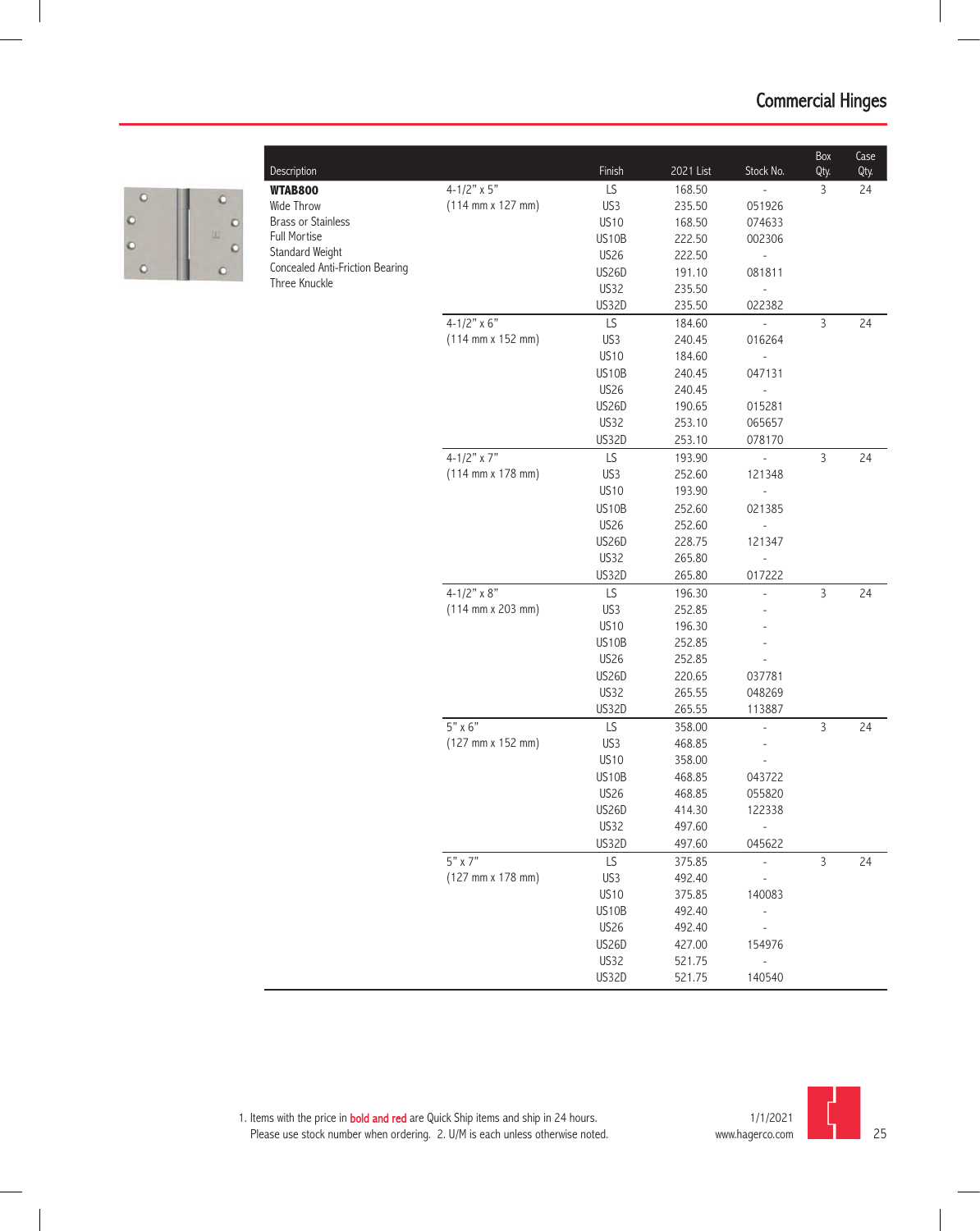# Commercial Hinges

| Description | | Finish | 2021 List | Stock No. | Box Qty. | Case Qty. |
|---|---|---|---|---|---|---|
| **WTAB800** | 4-1/2" x 5" | LS | 168.50 | - | 3 | 24 |
| Wide Throw | (114 mm x 127 mm) | US3 | 235.50 | 051926 | | |
| Brass or Stainless | | US10 | 168.50 | 074633 | | |
| Full Mortise | | US10B | 222.50 | 002306 | | |
| Standard Weight | | US26 | 222.50 | - | | |
| Concealed Anti-Friction Bearing | | US26D | 191.10 | 081811 | | |
| Three Knuckle | | US32 | 235.50 | - | | |
| | | US32D | 235.50 | 022382 | | |
| | 4-1/2" x 6" | LS | 184.60 | - | 3 | 24 |
| | (114 mm x 152 mm) | US3 | 240.45 | 016264 | | |
| | | US10 | 184.60 | - | | |
| | | US10B | 240.45 | 047131 | | |
| | | US26 | 240.45 | - | | |
| | | US26D | 190.65 | 015281 | | |
| | | US32 | 253.10 | 065657 | | |
| | | US32D | 253.10 | 078170 | | |
| | 4-1/2" x 7" | LS | 193.90 | - | 3 | 24 |
| | (114 mm x 178 mm) | US3 | 252.60 | 121348 | | |
| | | US10 | 193.90 | - | | |
| | | US10B | 252.60 | 021385 | | |
| | | US26 | 252.60 | - | | |
| | | US26D | 228.75 | 121347 | | |
| | | US32 | 265.80 | - | | |
| | | US32D | 265.80 | 017222 | | |
| | 4-1/2" x 8" | LS | 196.30 | - | 3 | 24 |
| | (114 mm x 203 mm) | US3 | 252.85 | - | | |
| | | US10 | 196.30 | - | | |
| | | US10B | 252.85 | - | | |
| | | US26 | 252.85 | - | | |
| | | US26D | 220.65 | 037781 | | |
| | | US32 | 265.55 | 048269 | | |
| | | US32D | 265.55 | 113887 | | |
| | 5" x 6" | LS | 358.00 | - | 3 | 24 |
| | (127 mm x 152 mm) | US3 | 468.85 | - | | |
| | | US10 | 358.00 | - | | |
| | | US10B | 468.85 | 043722 | | |
| | | US26 | 468.85 | 055820 | | |
| | | US26D | 414.30 | 122338 | | |
| | | US32 | 497.60 | - | | |
| | | US32D | 497.60 | 045622 | | |
| | 5" x 7" | LS | 375.85 | - | 3 | 24 |
| | (127 mm x 178 mm) | US3 | 492.40 | - | | |
| | | US10 | 375.85 | 140083 | | |
| | | US10B | 492.40 | - | | |
| | | US26 | 492.40 | - | | |
| | | US26D | 427.00 | 154976 | | |
| | | US32 | 521.75 | - | | |
| | | US32D | 521.75 | 140540 | | |

1. Items with the price in **bold and red** are Quick Ship items and ship in 24 hours. Please use stock number when ordering. 2. U/M is each unless otherwise noted.

1/1/2021
www.hagerco.com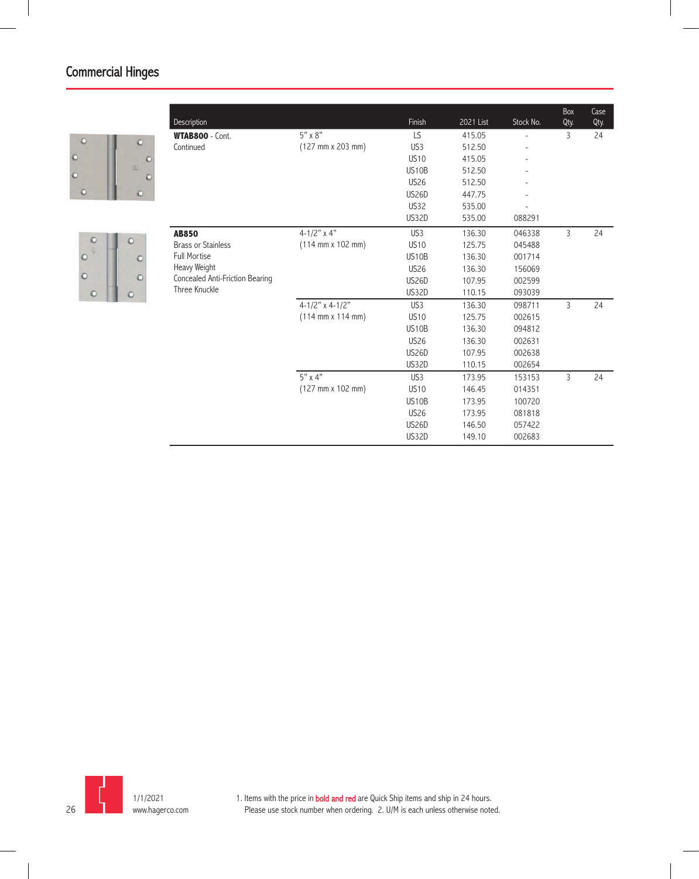# Commercial Hinges

| Description | | Finish | 2021 List | Stock No. | Box Qty. | Case Qty. |
|---|---|---|---|---|---|---|
| **WTAB800** - Cont. Continued | 5" x 8" (127 mm x 203 mm) | LS | 415.05 | - | 3 | 24 |
| | | US3 | 512.50 | - | | |
| | | US10 | 415.05 | - | | |
| | | US10B | 512.50 | - | | |
| | | US26 | 512.50 | - | | |
| | | US26D | 447.75 | - | | |
| | | US32 | 535.00 | - | | |
| | | US32D | 535.00 | 088291 | | |
| **AB850** Brass or Stainless Full Mortise Heavy Weight Concealed Anti-Friction Bearing Three Knuckle | 4-1/2" x 4" (114 mm x 102 mm) | US3 | 136.30 | 046338 | 3 | 24 |
| | | US10 | 125.75 | 045488 | | |
| | | US10B | 136.30 | 001714 | | |
| | | US26 | 136.30 | 156069 | | |
| | | US26D | 107.95 | 002599 | | |
| | | US32D | 110.15 | 093039 | | |
| | 4-1/2" x 4-1/2" (114 mm x 114 mm) | US3 | 136.30 | 098711 | 3 | 24 |
| | | US10 | 125.75 | 002615 | | |
| | | US10B | 136.30 | 094812 | | |
| | | US26 | 136.30 | 002631 | | |
| | | US26D | 107.95 | 002638 | | |
| | | US32D | 110.15 | 002654 | | |
| | 5" x 4" (127 mm x 102 mm) | US3 | 173.95 | 153153 | 3 | 24 |
| | | US10 | 146.45 | 014351 | | |
| | | US10B | 173.95 | 100720 | | |
| | | US26 | 173.95 | 081818 | | |
| | | US26D | 146.50 | 057422 | | |
| | | US32D | 149.10 | 002683 | | |

1/1/2021
www.hagerco.com

1. Items with the price in **bold and red** are Quick Ship items and ship in 24 hours. Please use stock number when ordering. 2. U/M is each unless otherwise noted.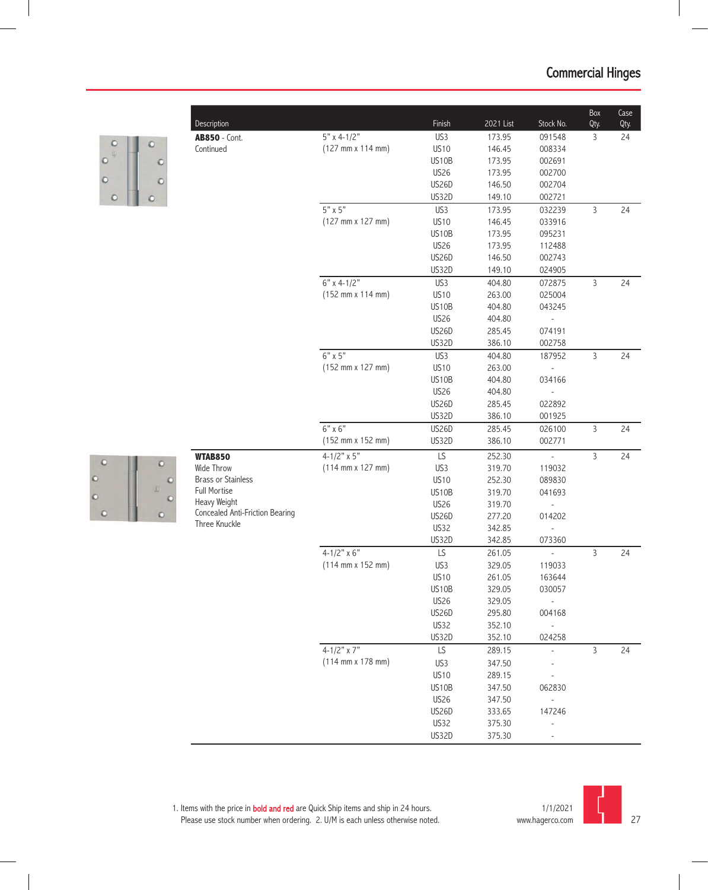# Commercial Hinges

| Description | | Finish | 2021 List | Stock No. | Box Qty. | Case Qty. |
|---|---|---|---|---|---|---|
| **AB850** - Cont. Continued | 5" x 4-1/2" (127 mm x 114 mm) | US3 | 173.95 | 091548 | 3 | 24 |
| | | US10 | 146.45 | 008334 | | |
| | | US10B | 173.95 | 002691 | | |
| | | US26 | 173.95 | 002700 | | |
| | | US26D | 146.50 | 002704 | | |
| | | US32D | 149.10 | 002721 | | |
| | 5" x 5" (127 mm x 127 mm) | US3 | 173.95 | 032239 | 3 | 24 |
| | | US10 | 146.45 | 033916 | | |
| | | US10B | 173.95 | 095231 | | |
| | | US26 | 173.95 | 112488 | | |
| | | US26D | 146.50 | 002743 | | |
| | | US32D | 149.10 | 024905 | | |
| | 6" x 4-1/2" (152 mm x 114 mm) | US3 | 404.80 | 072875 | 3 | 24 |
| | | US10 | 263.00 | 025004 | | |
| | | US10B | 404.80 | 043245 | | |
| | | US26 | 404.80 | - | | |
| | | US26D | 285.45 | 074191 | | |
| | | US32D | 386.10 | 002758 | | |
| | 6" x 5" (152 mm x 127 mm) | US3 | 404.80 | 187952 | 3 | 24 |
| | | US10 | 263.00 | - | | |
| | | US10B | 404.80 | 034166 | | |
| | | US26 | 404.80 | - | | |
| | | US26D | 285.45 | 022892 | | |
| | | US32D | 386.10 | 001925 | | |
| | 6" x 6" (152 mm x 152 mm) | US26D | 285.45 | 026100 | 3 | 24 |
| | | US32D | 386.10 | 002771 | | |
| **WTAB850** Wide Throw Brass or Stainless Full Mortise Heavy Weight Concealed Anti-Friction Bearing Three Knuckle | 4-1/2" x 5" (114 mm x 127 mm) | LS | 252.30 | - | 3 | 24 |
| | | US3 | 319.70 | 119032 | | |
| | | US10 | 252.30 | 089830 | | |
| | | US10B | 319.70 | 041693 | | |
| | | US26 | 319.70 | - | | |
| | | US26D | 277.20 | 014202 | | |
| | | US32 | 342.85 | - | | |
| | | US32D | 342.85 | 073360 | | |
| | 4-1/2" x 6" (114 mm x 152 mm) | LS | 261.05 | - | 3 | 24 |
| | | US3 | 329.05 | 119033 | | |
| | | US10 | 261.05 | 163644 | | |
| | | US10B | 329.05 | 030057 | | |
| | | US26 | 329.05 | - | | |
| | | US26D | 295.80 | 004168 | | |
| | | US32 | 352.10 | - | | |
| | | US32D | 352.10 | 024258 | | |
| | 4-1/2" x 7" (114 mm x 178 mm) | LS | 289.15 | - | 3 | 24 |
| | | US3 | 347.50 | - | | |
| | | US10 | 289.15 | - | | |
| | | US10B | 347.50 | 062830 | | |
| | | US26 | 347.50 | - | | |
| | | US26D | 333.65 | 147246 | | |
| | | US32 | 375.30 | - | | |
| | | US32D | 375.30 | - | | |

1. Items with the price in **bold and red** are Quick Ship items and ship in 24 hours. Please use stock number when ordering. 2. U/M is each unless otherwise noted.

1/1/2021
www.hagerco.com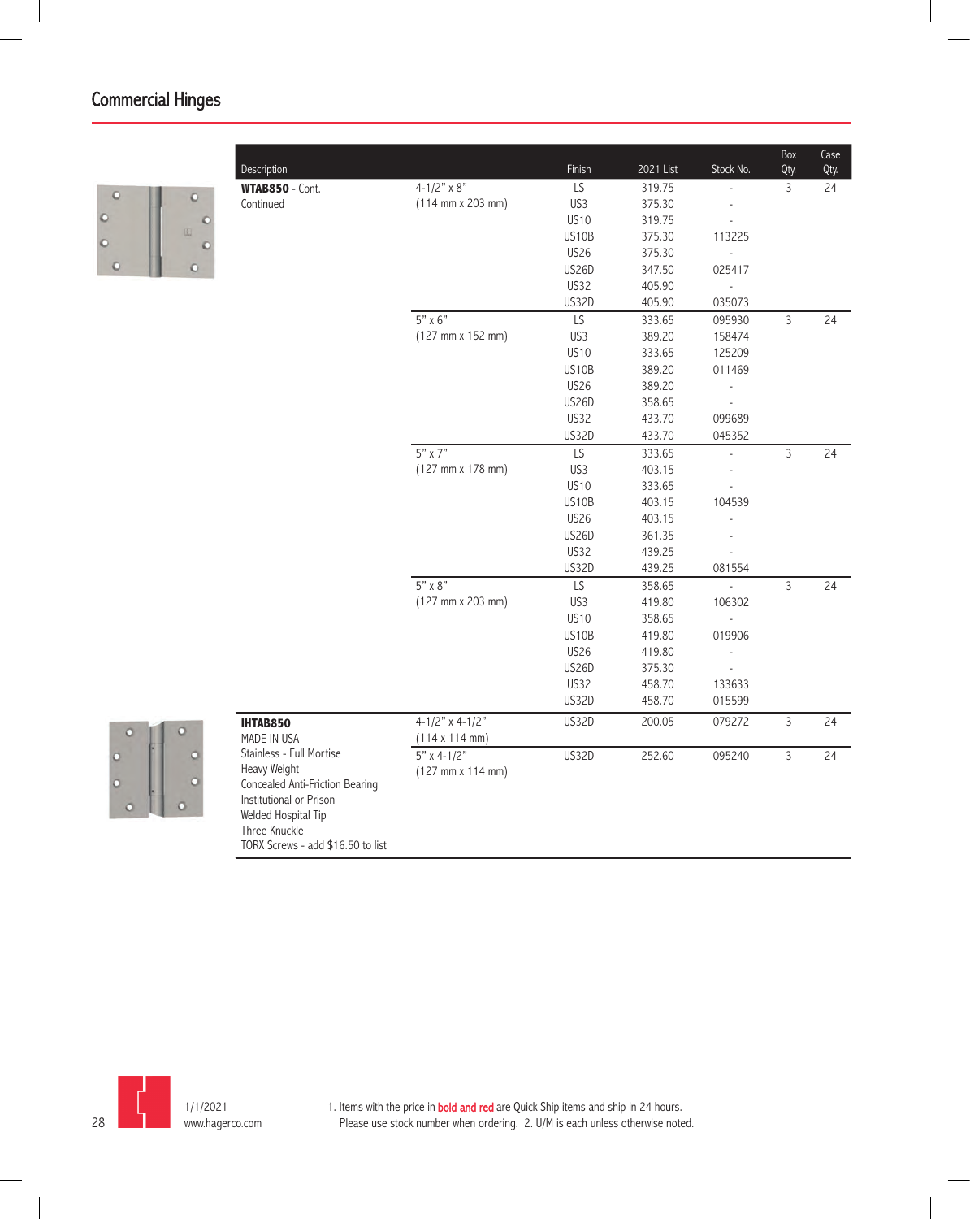## Commercial Hinges

| Description | | Finish | 2021 List | Stock No. | Box Qty. | Case Qty. |
|---|---|---|---|---|---|---|
| **WTAB850** - Cont. Continued | 4-1/2" x 8" (114 mm x 203 mm) | LS | 319.75 | - | 3 | 24 |
| | | US3 | 375.30 | - | | |
| | | US10 | 319.75 | - | | |
| | | US10B | 375.30 | 113225 | | |
| | | US26 | 375.30 | - | | |
| | | US26D | 347.50 | 025417 | | |
| | | US32 | 405.90 | - | | |
| | | US32D | 405.90 | 035073 | | |
| | 5" x 6" (127 mm x 152 mm) | LS | 333.65 | 095930 | 3 | 24 |
| | | US3 | 389.20 | 158474 | | |
| | | US10 | 333.65 | 125209 | | |
| | | US10B | 389.20 | 011469 | | |
| | | US26 | 389.20 | - | | |
| | | US26D | 358.65 | - | | |
| | | US32 | 433.70 | 099689 | | |
| | | US32D | 433.70 | 045352 | | |
| | 5" x 7" (127 mm x 178 mm) | LS | 333.65 | - | 3 | 24 |
| | | US3 | 403.15 | - | | |
| | | US10 | 333.65 | - | | |
| | | US10B | 403.15 | 104539 | | |
| | | US26 | 403.15 | - | | |
| | | US26D | 361.35 | - | | |
| | | US32 | 439.25 | - | | |
| | | US32D | 439.25 | 081554 | | |
| | 5" x 8" (127 mm x 203 mm) | LS | 358.65 | - | 3 | 24 |
| | | US3 | 419.80 | 106302 | | |
| | | US10 | 358.65 | - | | |
| | | US10B | 419.80 | 019906 | | |
| | | US26 | 419.80 | - | | |
| | | US26D | 375.30 | - | | |
| | | US32 | 458.70 | 133633 | | |
| | | US32D | 458.70 | 015599 | | |
| **IHTAB850** MADE IN USA Stainless - Full Mortise Heavy Weight Concealed Anti-Friction Bearing Institutional or Prison Welded Hospital Tip Three Knuckle TORX Screws - add $16.50 to list | 4-1/2" x 4-1/2" (114 x 114 mm) | US32D | 200.05 | 079272 | 3 | 24 |
| | 5" x 4-1/2" (127 mm x 114 mm) | US32D | 252.60 | 095240 | 3 | 24 |

1/1/2021
www.hagerco.com

1. Items with the price in **bold and red** are Quick Ship items and ship in 24 hours. Please use stock number when ordering. 2. U/M is each unless otherwise noted.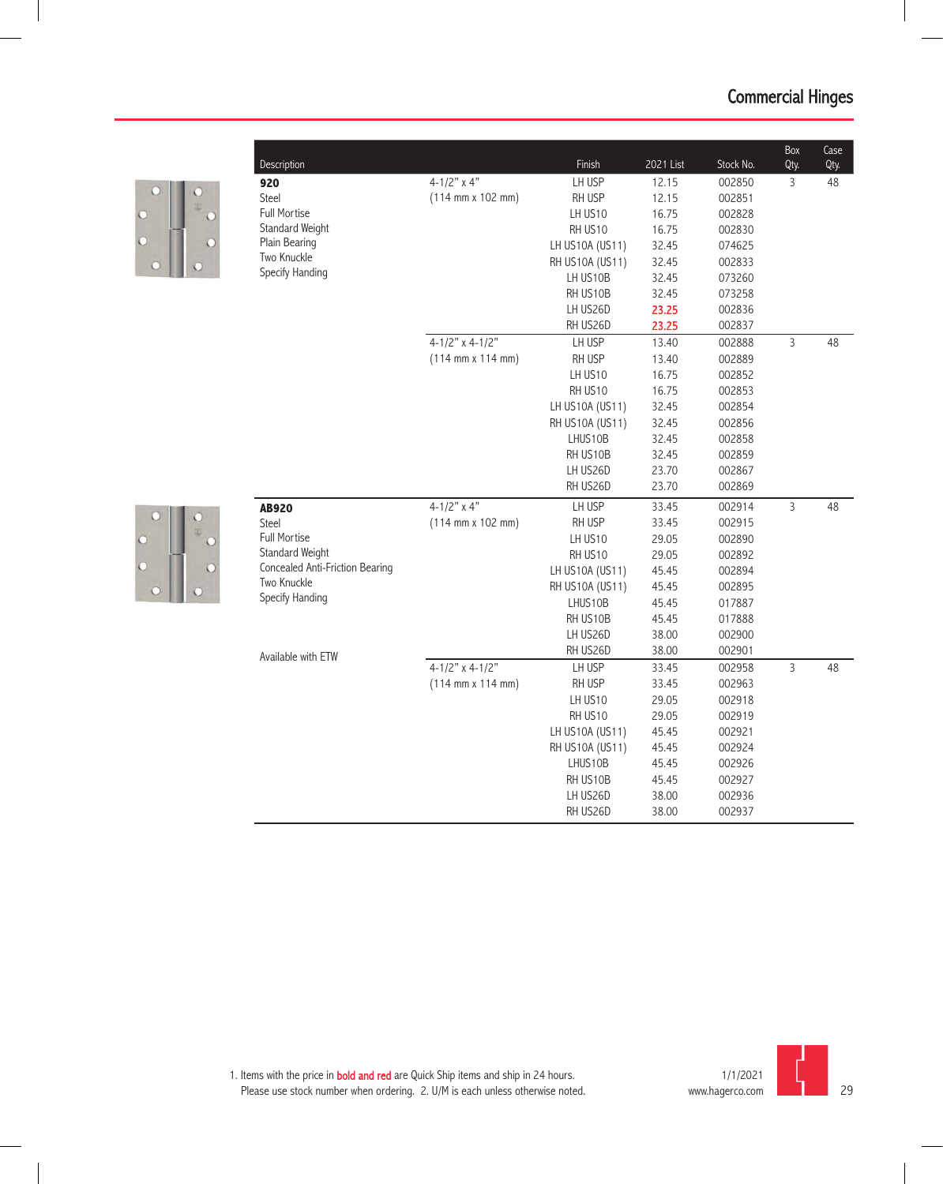# Commercial Hinges

| Description | | Finish | 2021 List | Stock No. | Box Qty. | Case Qty. |
|---|---|---|---|---|---|---|
| **920** | 4-1/2" x 4" | LH USP | 12.15 | 002850 | 3 | 48 |
| Steel | (114 mm x 102 mm) | RH USP | 12.15 | 002851 | | |
| Full Mortise | | LH US10 | 16.75 | 002828 | | |
| Standard Weight | | RH US10 | 16.75 | 002830 | | |
| Plain Bearing | | LH US10A (US11) | 32.45 | 074625 | | |
| Two Knuckle | | RH US10A (US11) | 32.45 | 002833 | | |
| Specify Handing | | LH US10B | 32.45 | 073260 | | |
| | | RH US10B | 32.45 | 073258 | | |
| | | LH US26D | **23.25** | 002836 | | |
| | | RH US26D | **23.25** | 002837 | | |
| | 4-1/2" x 4-1/2" | LH USP | 13.40 | 002888 | 3 | 48 |
| | (114 mm x 114 mm) | RH USP | 13.40 | 002889 | | |
| | | LH US10 | 16.75 | 002852 | | |
| | | RH US10 | 16.75 | 002853 | | |
| | | LH US10A (US11) | 32.45 | 002854 | | |
| | | RH US10A (US11) | 32.45 | 002856 | | |
| | | LHUS10B | 32.45 | 002858 | | |
| | | RH US10B | 32.45 | 002859 | | |
| | | LH US26D | 23.70 | 002867 | | |
| | | RH US26D | 23.70 | 002869 | | |
| **AB920** | 4-1/2" x 4" | LH USP | 33.45 | 002914 | 3 | 48 |
| Steel | (114 mm x 102 mm) | RH USP | 33.45 | 002915 | | |
| Full Mortise | | LH US10 | 29.05 | 002890 | | |
| Standard Weight | | RH US10 | 29.05 | 002892 | | |
| Concealed Anti-Friction Bearing | | LH US10A (US11) | 45.45 | 002894 | | |
| Two Knuckle | | RH US10A (US11) | 45.45 | 002895 | | |
| Specify Handing | | LHUS10B | 45.45 | 017887 | | |
| | | RH US10B | 45.45 | 017888 | | |
| | | LH US26D | 38.00 | 002900 | | |
| Available with ETW | | RH US26D | 38.00 | 002901 | | |
| | 4-1/2" x 4-1/2" | LH USP | 33.45 | 002958 | 3 | 48 |
| | (114 mm x 114 mm) | RH USP | 33.45 | 002963 | | |
| | | LH US10 | 29.05 | 002918 | | |
| | | RH US10 | 29.05 | 002919 | | |
| | | LH US10A (US11) | 45.45 | 002921 | | |
| | | RH US10A (US11) | 45.45 | 002924 | | |
| | | LHUS10B | 45.45 | 002926 | | |
| | | RH US10B | 45.45 | 002927 | | |
| | | LH US26D | 38.00 | 002936 | | |
| | | RH US26D | 38.00 | 002937 | | |

1. Items with the price in **bold and red** are Quick Ship items and ship in 24 hours. Please use stock number when ordering. 2. U/M is each unless otherwise noted.

1/1/2021
www.hagerco.com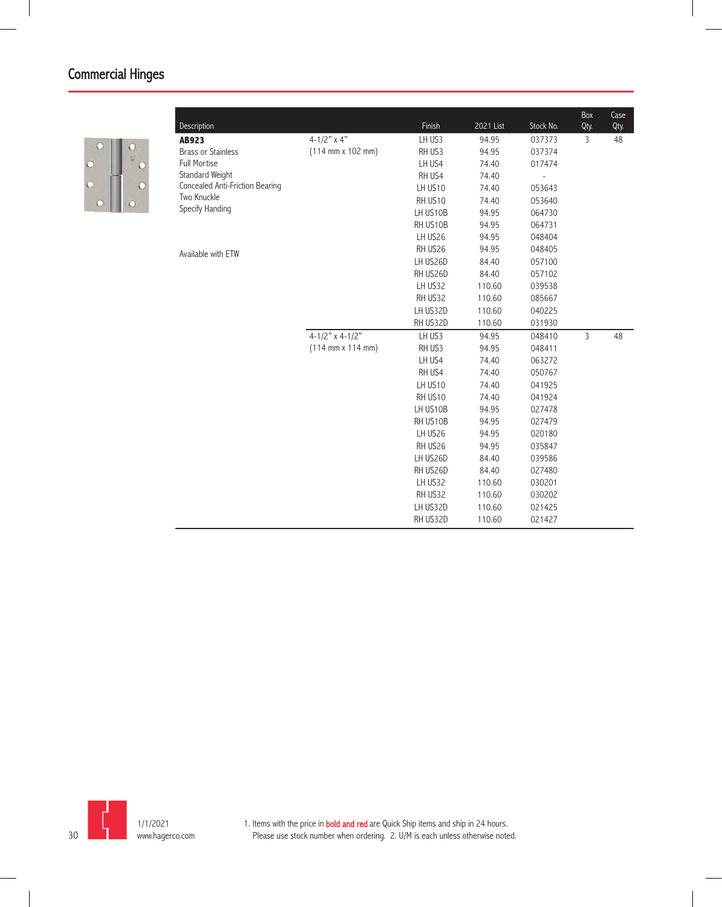## Commercial Hinges

| Description | | Finish | 2021 List | Stock No. | Box Qty. | Case Qty. |
|---|---|---|---|---|---|---|
| **AB923** | 4-1/2" x 4" | LH US3 | 94.95 | 037373 | 3 | 48 |
| Brass or Stainless | (114 mm x 102 mm) | RH US3 | 94.95 | 037374 | | |
| Full Mortise | | LH US4 | 74.40 | 017474 | | |
| Standard Weight | | RH US4 | 74.40 | - | | |
| Concealed Anti-Friction Bearing | | LH US10 | 74.40 | 053643 | | |
| Two Knuckle | | RH US10 | 74.40 | 053640 | | |
| Specify Handing | | LH US10B | 94.95 | 064730 | | |
| | | RH US10B | 94.95 | 064731 | | |
| | | LH US26 | 94.95 | 048404 | | |
| Available with ETW | | RH US26 | 94.95 | 048405 | | |
| | | LH US26D | 84.40 | 057100 | | |
| | | RH US26D | 84.40 | 057102 | | |
| | | LH US32 | 110.60 | 039538 | | |
| | | RH US32 | 110.60 | 085667 | | |
| | | LH US32D | 110.60 | 040225 | | |
| | | RH US32D | 110.60 | 031930 | | |
| | 4-1/2" x 4-1/2" | LH US3 | 94.95 | 048410 | 3 | 48 |
| | (114 mm x 114 mm) | RH US3 | 94.95 | 048411 | | |
| | | LH US4 | 74.40 | 063272 | | |
| | | RH US4 | 74.40 | 050767 | | |
| | | LH US10 | 74.40 | 041925 | | |
| | | RH US10 | 74.40 | 041924 | | |
| | | LH US10B | 94.95 | 027478 | | |
| | | RH US10B | 94.95 | 027479 | | |
| | | LH US26 | 94.95 | 020180 | | |
| | | RH US26 | 94.95 | 035847 | | |
| | | LH US26D | 84.40 | 039586 | | |
| | | RH US26D | 84.40 | 027480 | | |
| | | LH US32 | 110.60 | 030201 | | |
| | | RH US32 | 110.60 | 030202 | | |
| | | LH US32D | 110.60 | 021425 | | |
| | | RH US32D | 110.60 | 021427 | | |

1/1/2021
www.hagerco.com

1. Items with the price in **bold and red** are Quick Ship items and ship in 24 hours. Please use stock number when ordering. 2. U/M is each unless otherwise noted.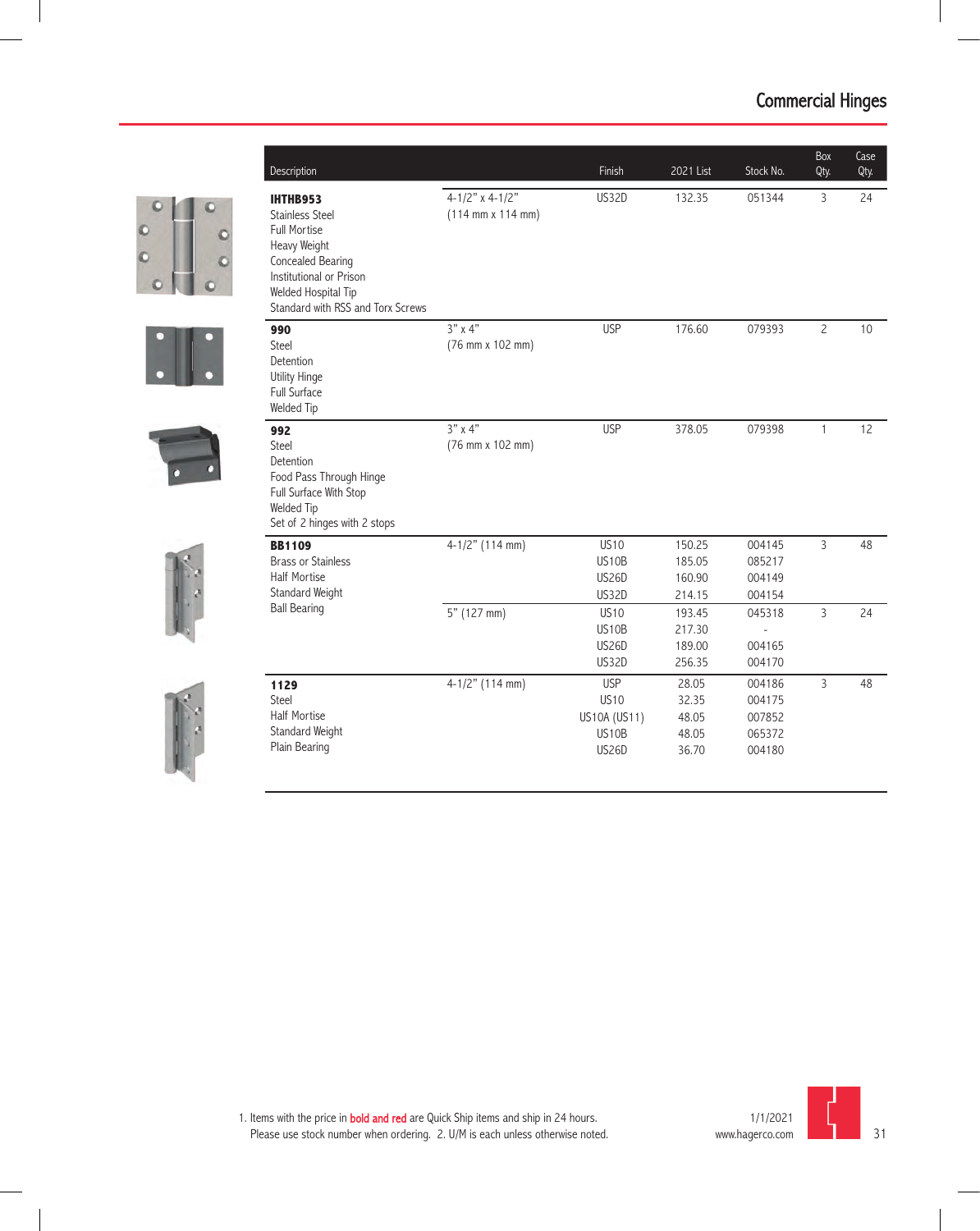# Commercial Hinges

| Description | | Finish | 2021 List | Stock No. | Box Qty. | Case Qty. |
|---|---|---|---|---|---|---|
| **IHTHB953**<br>Stainless Steel<br>Full Mortise<br>Heavy Weight<br>Concealed Bearing<br>Institutional or Prison<br>Welded Hospital Tip<br>Standard with RSS and Torx Screws | 4-1/2" x 4-1/2"<br>(114 mm x 114 mm) | US32D | 132.35 | 051344 | 3 | 24 |
| **990**<br>Steel<br>Detention<br>Utility Hinge<br>Full Surface<br>Welded Tip | 3" x 4"<br>(76 mm x 102 mm) | USP | 176.60 | 079393 | 2 | 10 |
| **992**<br>Steel<br>Detention<br>Food Pass Through Hinge<br>Full Surface With Stop<br>Welded Tip<br>Set of 2 hinges with 2 stops | 3" x 4"<br>(76 mm x 102 mm) | USP | 378.05 | 079398 | 1 | 12 |
| **BB1109**<br>Brass or Stainless<br>Half Mortise<br>Standard Weight<br>Ball Bearing | 4-1/2" (114 mm) | US10<br>US10B<br>US26D<br>US32D | 150.25<br>185.05<br>160.90<br>214.15 | 004145<br>085217<br>004149<br>004154 | 3 | 48 |
| | 5" (127 mm) | US10<br>US10B<br>US26D<br>US32D | 193.45<br>217.30<br>189.00<br>256.35 | 045318<br>-<br>004165<br>004170 | 3 | 24 |
| **1129**<br>Steel<br>Half Mortise<br>Standard Weight<br>Plain Bearing | 4-1/2" (114 mm) | USP<br>US10<br>US10A (US11)<br>US10B<br>US26D | 28.05<br>32.35<br>48.05<br>48.05<br>36.70 | 004186<br>004175<br>007852<br>065372<br>004180 | 3 | 48 |

1. Items with the price in **bold and red** are Quick Ship items and ship in 24 hours. Please use stock number when ordering. 2. U/M is each unless otherwise noted.

1/1/2021
www.hagerco.com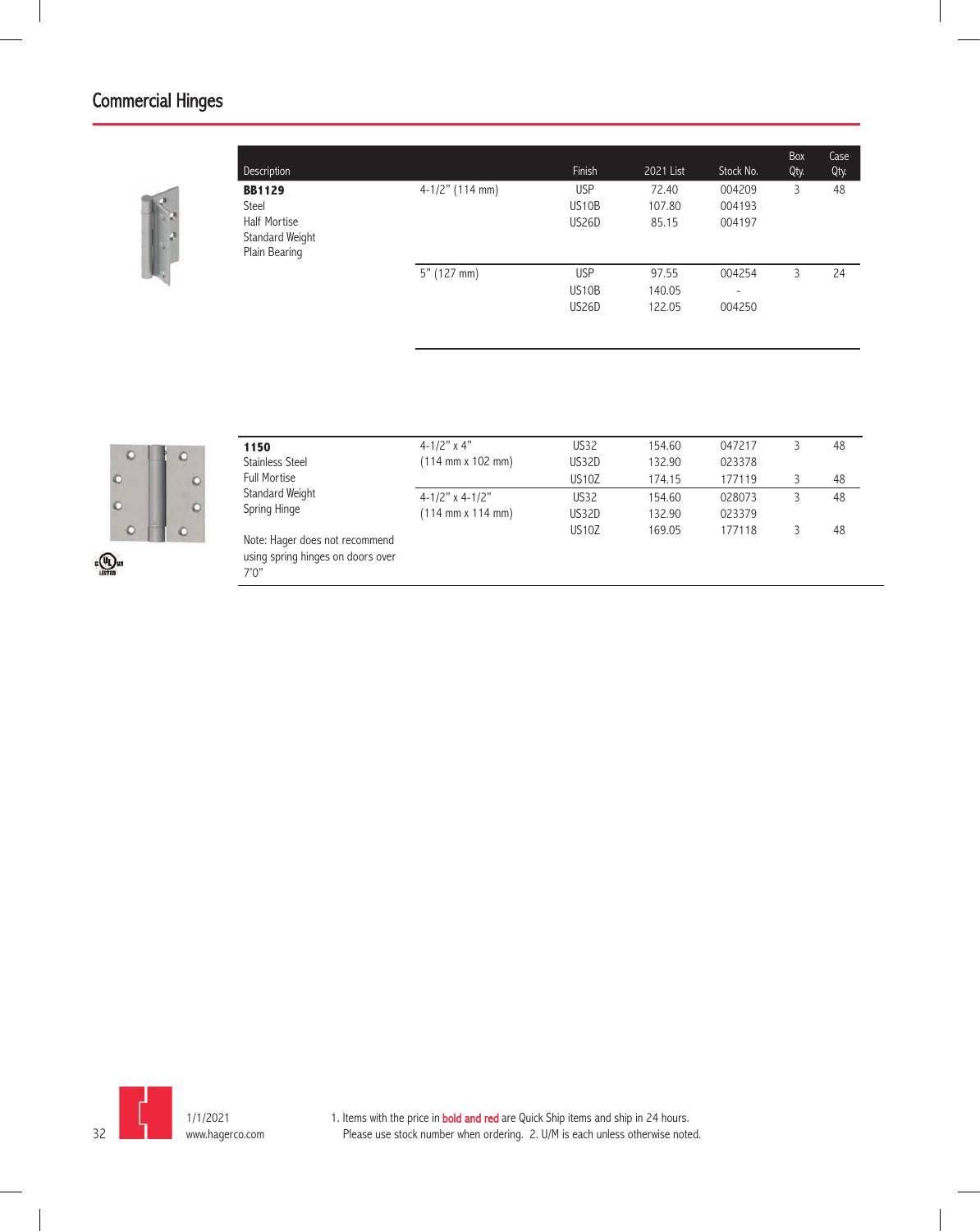# Commercial Hinges

| Description | | Finish | 2021 List | Stock No. | Box Qty. | Case Qty. |
|---|---|---|---|---|---|---|
| **BB1129**<br>Steel<br>Half Mortise<br>Standard Weight<br>Plain Bearing | 4-1/2" (114 mm) | USP | 72.40 | 004209 | 3 | 48 |
| | | US10B | 107.80 | 004193 | | |
| | | US26D | 85.15 | 004197 | | |
| | 5" (127 mm) | USP | 97.55 | 004254 | 3 | 24 |
| | | US10B | 140.05 | - | | |
| | | US26D | 122.05 | 004250 | | |
| **1150**<br>Stainless Steel<br>Full Mortise<br>Standard Weight<br>Spring Hinge<br><br>Note: Hager does not recommend using spring hinges on doors over 7'0" | 4-1/2" x 4"<br>(114 mm x 102 mm) | US32 | 154.60 | 047217 | 3 | 48 |
| | | US32D | 132.90 | 023378 | | |
| | | US10Z | 174.15 | 177119 | 3 | 48 |
| | 4-1/2" x 4-1/2"<br>(114 mm x 114 mm) | US32 | 154.60 | 028073 | 3 | 48 |
| | | US32D | 132.90 | 023379 | | |
| | | US10Z | 169.05 | 177118 | 3 | 48 |

1/1/2021
www.hagerco.com

1. Items with the price in **bold and red** are Quick Ship items and ship in 24 hours. Please use stock number when ordering. 2. U/M is each unless otherwise noted.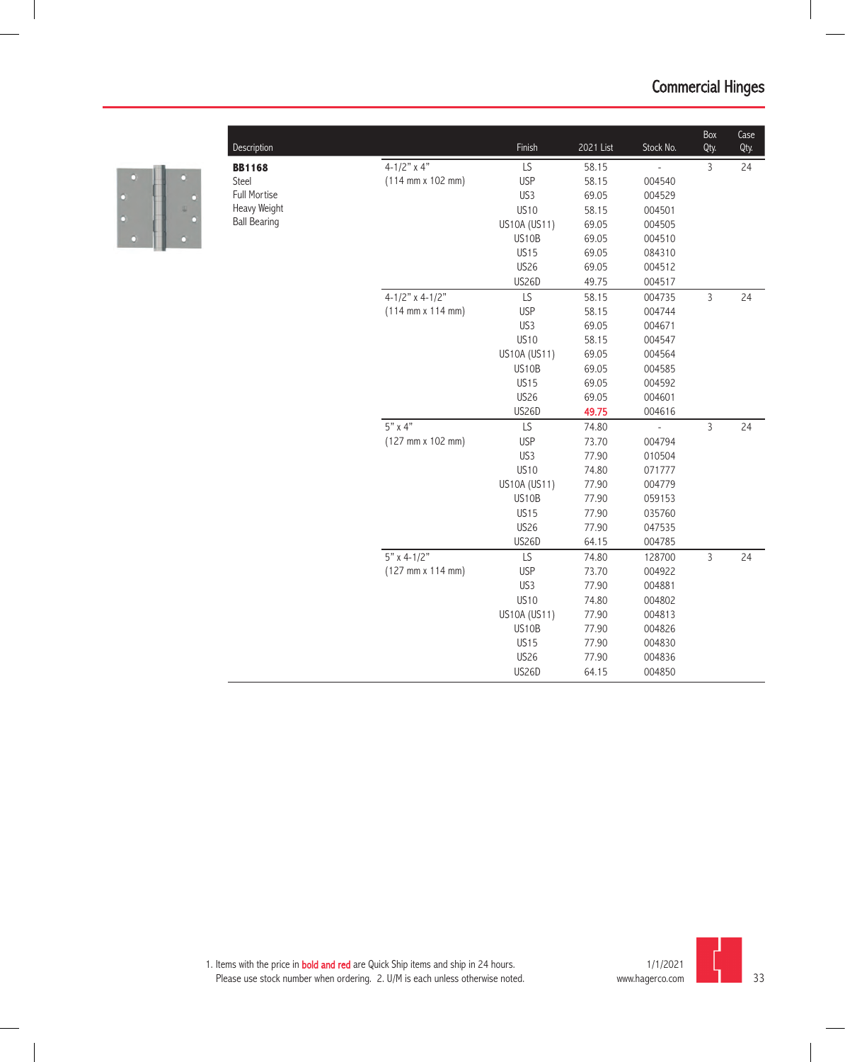# Commercial Hinges

| Description | | Finish | 2021 List | Stock No. | Box Qty. | Case Qty. |
|---|---|---|---|---|---|---|
| **BB1168** | 4-1/2" x 4" | LS | 58.15 | - | 3 | 24 |
| Steel | (114 mm x 102 mm) | USP | 58.15 | 004540 | | |
| Full Mortise | | US3 | 69.05 | 004529 | | |
| Heavy Weight | | US10 | 58.15 | 004501 | | |
| Ball Bearing | | US10A (US11) | 69.05 | 004505 | | |
| | | US10B | 69.05 | 004510 | | |
| | | US15 | 69.05 | 084310 | | |
| | | US26 | 69.05 | 004512 | | |
| | | US26D | 49.75 | 004517 | | |
| | 4-1/2" x 4-1/2" | LS | 58.15 | 004735 | 3 | 24 |
| | (114 mm x 114 mm) | USP | 58.15 | 004744 | | |
| | | US3 | 69.05 | 004671 | | |
| | | US10 | 58.15 | 004547 | | |
| | | US10A (US11) | 69.05 | 004564 | | |
| | | US10B | 69.05 | 004585 | | |
| | | US15 | 69.05 | 004592 | | |
| | | US26 | 69.05 | 004601 | | |
| | | US26D | **49.75** | 004616 | | |
| | 5" x 4" | LS | 74.80 | - | 3 | 24 |
| | (127 mm x 102 mm) | USP | 73.70 | 004794 | | |
| | | US3 | 77.90 | 010504 | | |
| | | US10 | 74.80 | 071777 | | |
| | | US10A (US11) | 77.90 | 004779 | | |
| | | US10B | 77.90 | 059153 | | |
| | | US15 | 77.90 | 035760 | | |
| | | US26 | 77.90 | 047535 | | |
| | | US26D | 64.15 | 004785 | | |
| | 5" x 4-1/2" | LS | 74.80 | 128700 | 3 | 24 |
| | (127 mm x 114 mm) | USP | 73.70 | 004922 | | |
| | | US3 | 77.90 | 004881 | | |
| | | US10 | 74.80 | 004802 | | |
| | | US10A (US11) | 77.90 | 004813 | | |
| | | US10B | 77.90 | 004826 | | |
| | | US15 | 77.90 | 004830 | | |
| | | US26 | 77.90 | 004836 | | |
| | | US26D | 64.15 | 004850 | | |

1. Items with the price in **bold and red** are Quick Ship items and ship in 24 hours. Please use stock number when ordering. 2. U/M is each unless otherwise noted.

1/1/2021
www.hagerco.com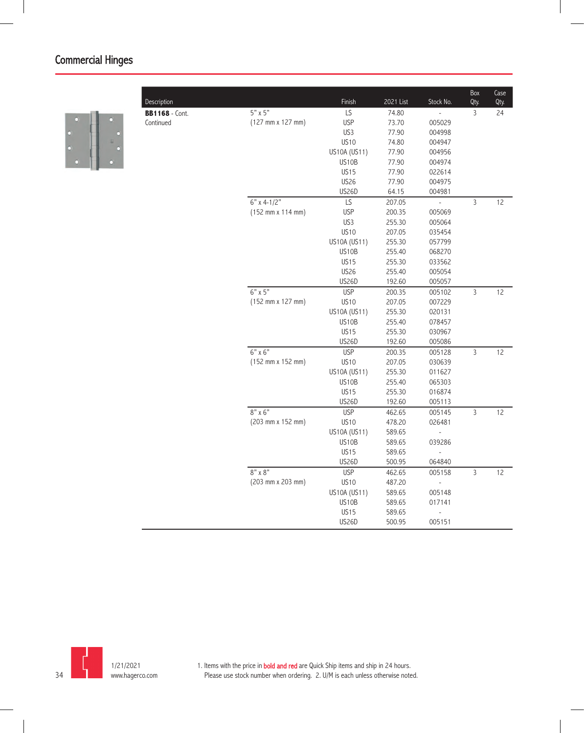## Commercial Hinges

| Description | | Finish | 2021 List | Stock No. | Box Qty. | Case Qty. |
|---|---|---|---|---|---|---|
| **BB1168** - Cont. Continued | 5" x 5" (127 mm x 127 mm) | LS | 74.80 | - | 3 | 24 |
| | | USP | 73.70 | 005029 | | |
| | | US3 | 77.90 | 004998 | | |
| | | US10 | 74.80 | 004947 | | |
| | | US10A (US11) | 77.90 | 004956 | | |
| | | US10B | 77.90 | 004974 | | |
| | | US15 | 77.90 | 022614 | | |
| | | US26 | 77.90 | 004975 | | |
| | | US26D | 64.15 | 004981 | | |
| | 6" x 4-1/2" (152 mm x 114 mm) | LS | 207.05 | - | 3 | 12 |
| | | USP | 200.35 | 005069 | | |
| | | US3 | 255.30 | 005064 | | |
| | | US10 | 207.05 | 035454 | | |
| | | US10A (US11) | 255.30 | 057799 | | |
| | | US10B | 255.40 | 068270 | | |
| | | US15 | 255.30 | 033562 | | |
| | | US26 | 255.40 | 005054 | | |
| | | US26D | 192.60 | 005057 | | |
| | 6" x 5" (152 mm x 127 mm) | USP | 200.35 | 005102 | 3 | 12 |
| | | US10 | 207.05 | 007229 | | |
| | | US10A (US11) | 255.30 | 020131 | | |
| | | US10B | 255.40 | 078457 | | |
| | | US15 | 255.30 | 030967 | | |
| | | US26D | 192.60 | 005086 | | |
| | 6" x 6" (152 mm x 152 mm) | USP | 200.35 | 005128 | 3 | 12 |
| | | US10 | 207.05 | 030639 | | |
| | | US10A (US11) | 255.30 | 011627 | | |
| | | US10B | 255.40 | 065303 | | |
| | | US15 | 255.30 | 016874 | | |
| | | US26D | 192.60 | 005113 | | |
| | 8" x 6" (203 mm x 152 mm) | USP | 462.65 | 005145 | 3 | 12 |
| | | US10 | 478.20 | 026481 | | |
| | | US10A (US11) | 589.65 | - | | |
| | | US10B | 589.65 | 039286 | | |
| | | US15 | 589.65 | - | | |
| | | US26D | 500.95 | 064840 | | |
| | 8" x 8" (203 mm x 203 mm) | USP | 462.65 | 005158 | 3 | 12 |
| | | US10 | 487.20 | - | | |
| | | US10A (US11) | 589.65 | 005148 | | |
| | | US10B | 589.65 | 017141 | | |
| | | US15 | 589.65 | - | | |
| | | US26D | 500.95 | 005151 | | |

1/21/2021
www.hagerco.com

1. Items with the price in bold and red are Quick Ship items and ship in 24 hours. Please use stock number when ordering. 2. U/M is each unless otherwise noted.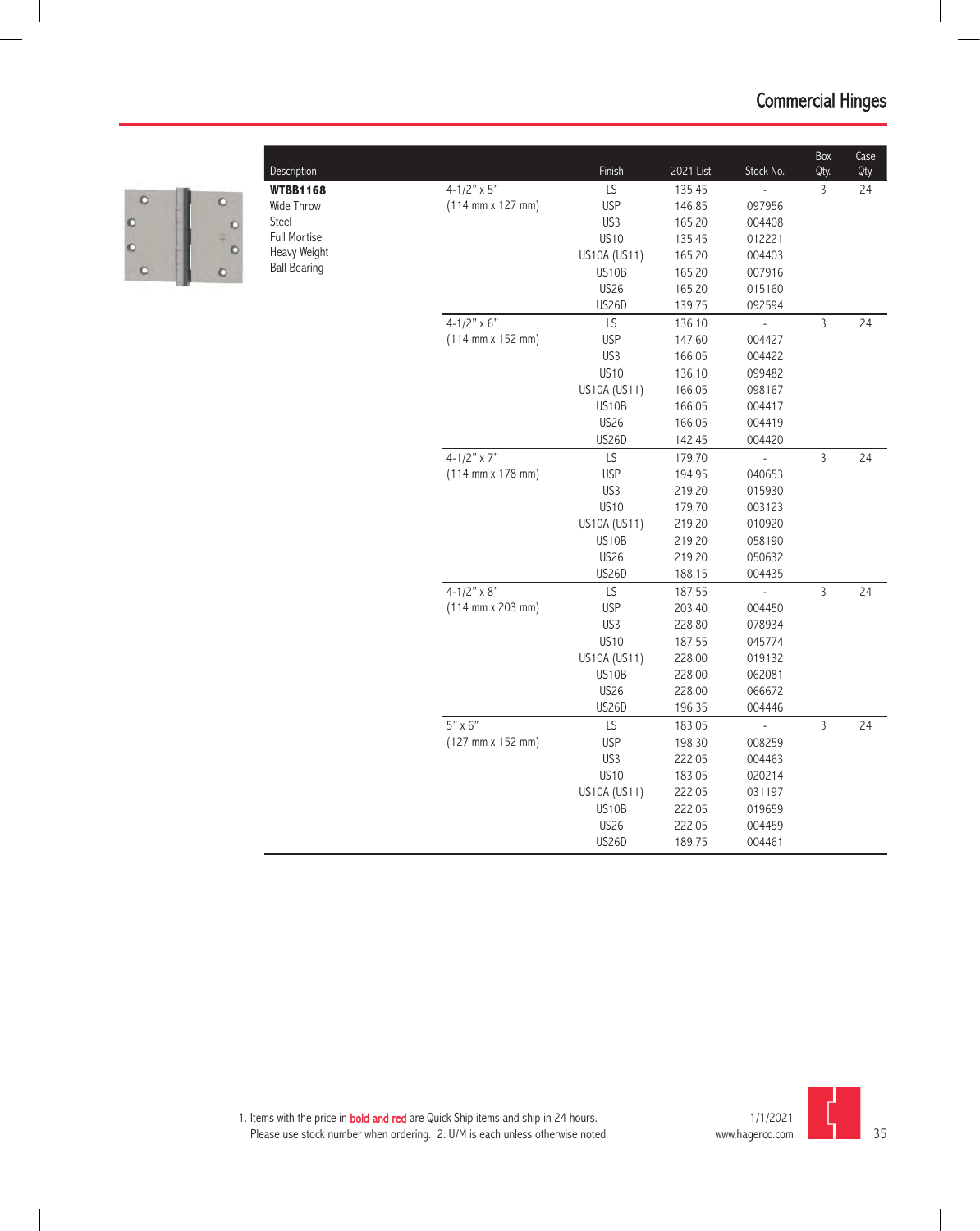# Commercial Hinges

| Description | | Finish | 2021 List | Stock No. | Box Qty. | Case Qty. |
|---|---|---|---|---|---|---|
| **WTBB1168** | 4-1/2" x 5" | LS | 135.45 | - | 3 | 24 |
| Wide Throw | (114 mm x 127 mm) | USP | 146.85 | 097956 | | |
| Steel | | US3 | 165.20 | 004408 | | |
| Full Mortise | | US10 | 135.45 | 012221 | | |
| Heavy Weight | | US10A (US11) | 165.20 | 004403 | | |
| Ball Bearing | | US10B | 165.20 | 007916 | | |
| | | US26 | 165.20 | 015160 | | |
| | | US26D | 139.75 | 092594 | | |
| | 4-1/2" x 6" | LS | 136.10 | - | 3 | 24 |
| | (114 mm x 152 mm) | USP | 147.60 | 004427 | | |
| | | US3 | 166.05 | 004422 | | |
| | | US10 | 136.10 | 099482 | | |
| | | US10A (US11) | 166.05 | 098167 | | |
| | | US10B | 166.05 | 004417 | | |
| | | US26 | 166.05 | 004419 | | |
| | | US26D | 142.45 | 004420 | | |
| | 4-1/2" x 7" | LS | 179.70 | - | 3 | 24 |
| | (114 mm x 178 mm) | USP | 194.95 | 040653 | | |
| | | US3 | 219.20 | 015930 | | |
| | | US10 | 179.70 | 003123 | | |
| | | US10A (US11) | 219.20 | 010920 | | |
| | | US10B | 219.20 | 058190 | | |
| | | US26 | 219.20 | 050632 | | |
| | | US26D | 188.15 | 004435 | | |
| | 4-1/2" x 8" | LS | 187.55 | - | 3 | 24 |
| | (114 mm x 203 mm) | USP | 203.40 | 004450 | | |
| | | US3 | 228.80 | 078934 | | |
| | | US10 | 187.55 | 045774 | | |
| | | US10A (US11) | 228.00 | 019132 | | |
| | | US10B | 228.00 | 062081 | | |
| | | US26 | 228.00 | 066672 | | |
| | | US26D | 196.35 | 004446 | | |
| | 5" x 6" | LS | 183.05 | - | 3 | 24 |
| | (127 mm x 152 mm) | USP | 198.30 | 008259 | | |
| | | US3 | 222.05 | 004463 | | |
| | | US10 | 183.05 | 020214 | | |
| | | US10A (US11) | 222.05 | 031197 | | |
| | | US10B | 222.05 | 019659 | | |
| | | US26 | 222.05 | 004459 | | |
| | | US26D | 189.75 | 004461 | | |

1. Items with the price in **bold and red** are Quick Ship items and ship in 24 hours. Please use stock number when ordering. 2. U/M is each unless otherwise noted.

1/1/2021
www.hagerco.com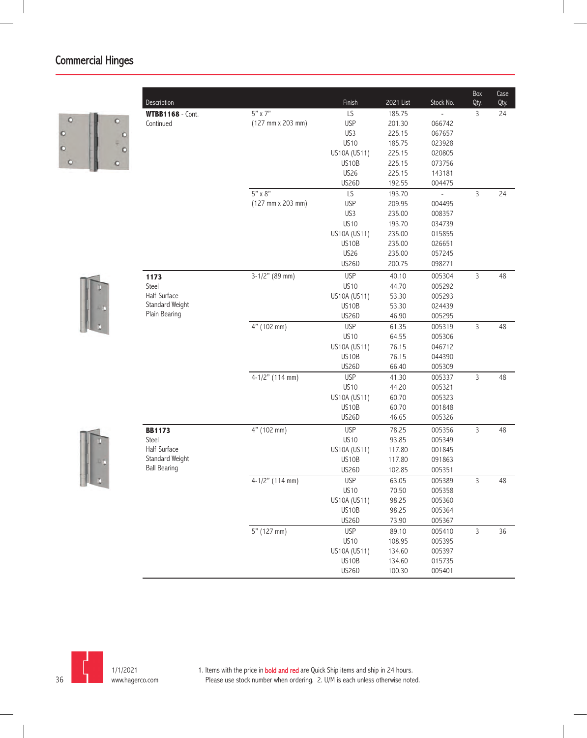## Commercial Hinges

| Description | | Finish | 2021 List | Stock No. | Box Qty. | Case Qty. |
|---|---|---|---|---|---|---|
| **WTBB1168** - Cont. Continued | 5" x 7" (127 mm x 203 mm) | LS | 185.75 | - | 3 | 24 |
| | | USP | 201.30 | 066742 | | |
| | | US3 | 225.15 | 067657 | | |
| | | US10 | 185.75 | 023928 | | |
| | | US10A (US11) | 225.15 | 020805 | | |
| | | US10B | 225.15 | 073756 | | |
| | | US26 | 225.15 | 143181 | | |
| | | US26D | 192.55 | 004475 | | |
| | 5" x 8" (127 mm x 203 mm) | LS | 193.70 | - | 3 | 24 |
| | | USP | 209.95 | 004495 | | |
| | | US3 | 235.00 | 008357 | | |
| | | US10 | 193.70 | 034739 | | |
| | | US10A (US11) | 235.00 | 015855 | | |
| | | US10B | 235.00 | 026651 | | |
| | | US26 | 235.00 | 057245 | | |
| | | US26D | 200.75 | 098271 | | |
| **1173** Steel Half Surface Standard Weight Plain Bearing | 3-1/2" (89 mm) | USP | 40.10 | 005304 | 3 | 48 |
| | | US10 | 44.70 | 005292 | | |
| | | US10A (US11) | 53.30 | 005293 | | |
| | | US10B | 53.30 | 024439 | | |
| | | US26D | 46.90 | 005295 | | |
| | 4" (102 mm) | USP | 61.35 | 005319 | 3 | 48 |
| | | US10 | 64.55 | 005306 | | |
| | | US10A (US11) | 76.15 | 046712 | | |
| | | US10B | 76.15 | 044390 | | |
| | | US26D | 66.40 | 005309 | | |
| | 4-1/2" (114 mm) | USP | 41.30 | 005337 | 3 | 48 |
| | | US10 | 44.20 | 005321 | | |
| | | US10A (US11) | 60.70 | 005323 | | |
| | | US10B | 60.70 | 001848 | | |
| | | US26D | 46.65 | 005326 | | |
| **BB1173** Steel Half Surface Standard Weight Ball Bearing | 4" (102 mm) | USP | 78.25 | 005356 | 3 | 48 |
| | | US10 | 93.85 | 005349 | | |
| | | US10A (US11) | 117.80 | 001845 | | |
| | | US10B | 117.80 | 091863 | | |
| | | US26D | 102.85 | 005351 | | |
| | 4-1/2" (114 mm) | USP | 63.05 | 005389 | 3 | 48 |
| | | US10 | 70.50 | 005358 | | |
| | | US10A (US11) | 98.25 | 005360 | | |
| | | US10B | 98.25 | 005364 | | |
| | | US26D | 73.90 | 005367 | | |
| | 5" (127 mm) | USP | 89.10 | 005410 | 3 | 36 |
| | | US10 | 108.95 | 005395 | | |
| | | US10A (US11) | 134.60 | 005397 | | |
| | | US10B | 134.60 | 015735 | | |
| | | US26D | 100.30 | 005401 | | |

1/1/2021
www.hagerco.com

1. Items with the price in **bold and red** are Quick Ship items and ship in 24 hours. Please use stock number when ordering. 2. U/M is each unless otherwise noted.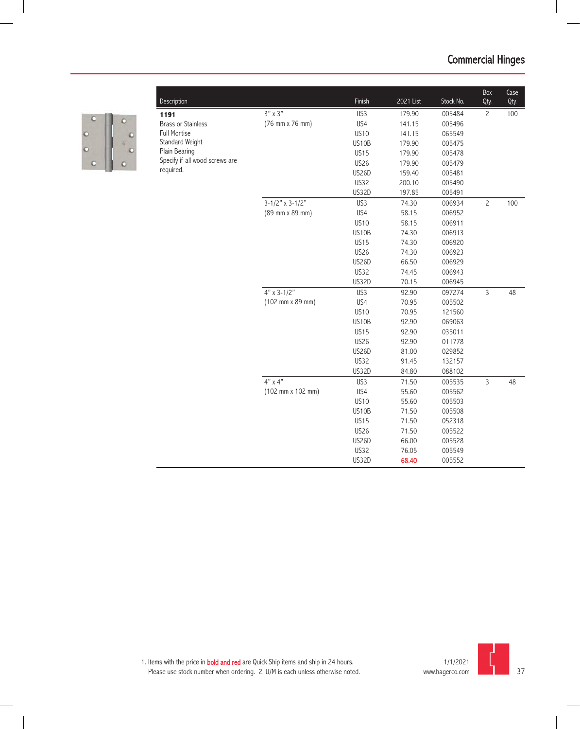# Commercial Hinges

| Description | | Finish | 2021 List | Stock No. | Box Qty. | Case Qty. |
|---|---|---|---|---|---|---|
| **1191** | 3" x 3" | US3 | 179.90 | 005484 | 2 | 100 |
| Brass or Stainless | (76 mm x 76 mm) | US4 | 141.15 | 005496 | | |
| Full Mortise | | US10 | 141.15 | 065549 | | |
| Standard Weight | | US10B | 179.90 | 005475 | | |
| Plain Bearing | | US15 | 179.90 | 005478 | | |
| Specify if all wood screws are required. | | US26 | 179.90 | 005479 | | |
| | | US26D | 159.40 | 005481 | | |
| | | US32 | 200.10 | 005490 | | |
| | | US32D | 197.85 | 005491 | | |
| | 3-1/2" x 3-1/2" | US3 | 74.30 | 006934 | 2 | 100 |
| | (89 mm x 89 mm) | US4 | 58.15 | 006952 | | |
| | | US10 | 58.15 | 006911 | | |
| | | US10B | 74.30 | 006913 | | |
| | | US15 | 74.30 | 006920 | | |
| | | US26 | 74.30 | 006923 | | |
| | | US26D | 66.50 | 006929 | | |
| | | US32 | 74.45 | 006943 | | |
| | | US32D | 70.15 | 006945 | | |
| | 4" x 3-1/2" | US3 | 92.90 | 097274 | 3 | 48 |
| | (102 mm x 89 mm) | US4 | 70.95 | 005502 | | |
| | | US10 | 70.95 | 121560 | | |
| | | US10B | 92.90 | 069063 | | |
| | | US15 | 92.90 | 035011 | | |
| | | US26 | 92.90 | 011778 | | |
| | | US26D | 81.00 | 029852 | | |
| | | US32 | 91.45 | 132157 | | |
| | | US32D | 84.80 | 088102 | | |
| | 4" x 4" | US3 | 71.50 | 005535 | 3 | 48 |
| | (102 mm x 102 mm) | US4 | 55.60 | 005562 | | |
| | | US10 | 55.60 | 005503 | | |
| | | US10B | 71.50 | 005508 | | |
| | | US15 | 71.50 | 052318 | | |
| | | US26 | 71.50 | 005522 | | |
| | | US26D | 66.00 | 005528 | | |
| | | US32 | 76.05 | 005549 | | |
| | | US32D | **68.40** | 005552 | | |

1. Items with the price in **bold and red** are Quick Ship items and ship in 24 hours. Please use stock number when ordering. 2. U/M is each unless otherwise noted.

1/1/2021
www.hagerco.com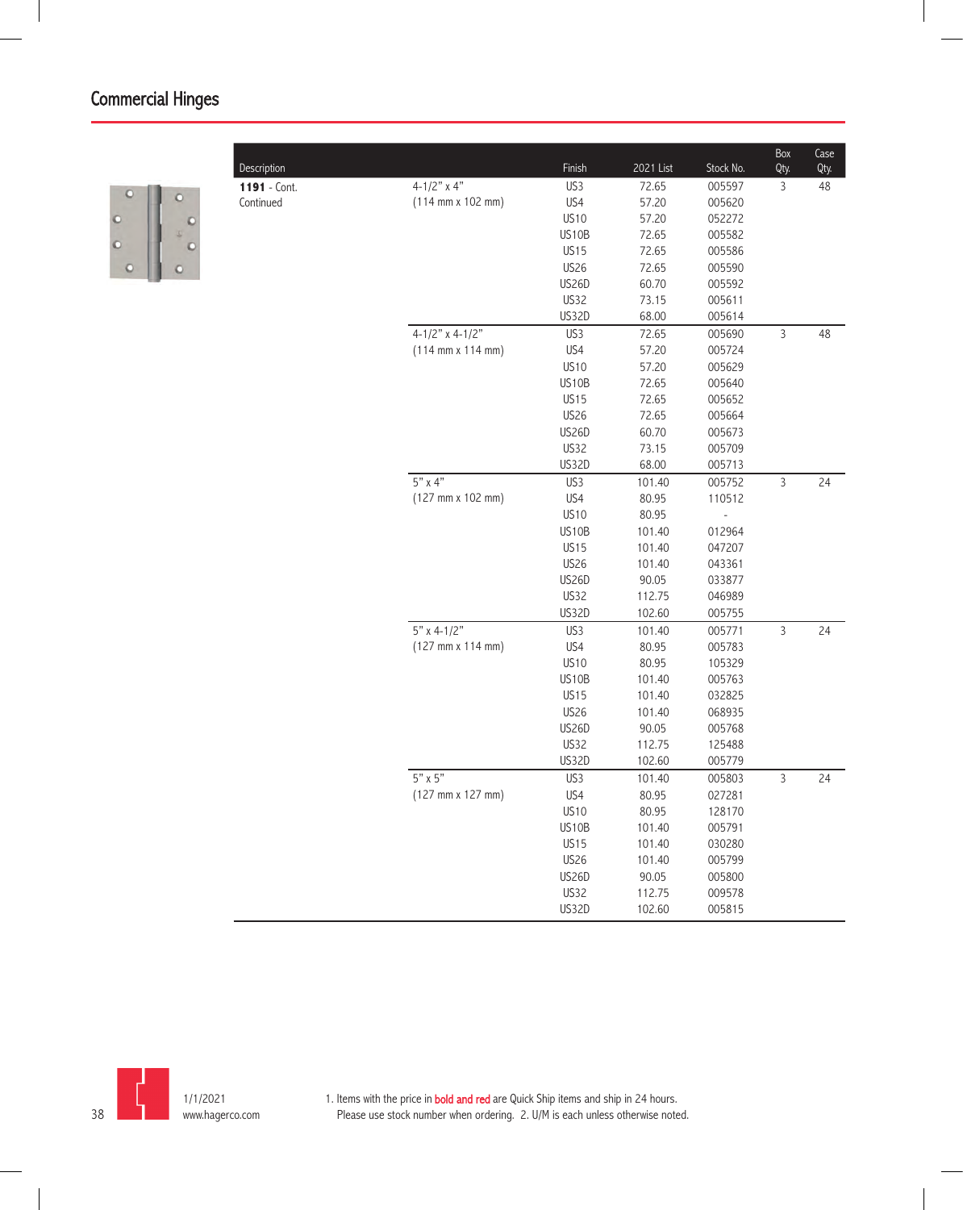## Commercial Hinges

| Description | | Finish | 2021 List | Stock No. | Box Qty. | Case Qty. |
|---|---|---|---|---|---|---|
| **1191** - Cont. Continued | 4-1/2" x 4" (114 mm x 102 mm) | US3 | 72.65 | 005597 | 3 | 48 |
| | | US4 | 57.20 | 005620 | | |
| | | US10 | 57.20 | 052272 | | |
| | | US10B | 72.65 | 005582 | | |
| | | US15 | 72.65 | 005586 | | |
| | | US26 | 72.65 | 005590 | | |
| | | US26D | 60.70 | 005592 | | |
| | | US32 | 73.15 | 005611 | | |
| | | US32D | 68.00 | 005614 | | |
| | 4-1/2" x 4-1/2" (114 mm x 114 mm) | US3 | 72.65 | 005690 | 3 | 48 |
| | | US4 | 57.20 | 005724 | | |
| | | US10 | 57.20 | 005629 | | |
| | | US10B | 72.65 | 005640 | | |
| | | US15 | 72.65 | 005652 | | |
| | | US26 | 72.65 | 005664 | | |
| | | US26D | 60.70 | 005673 | | |
| | | US32 | 73.15 | 005709 | | |
| | | US32D | 68.00 | 005713 | | |
| | 5" x 4" (127 mm x 102 mm) | US3 | 101.40 | 005752 | 3 | 24 |
| | | US4 | 80.95 | 110512 | | |
| | | US10 | 80.95 | - | | |
| | | US10B | 101.40 | 012964 | | |
| | | US15 | 101.40 | 047207 | | |
| | | US26 | 101.40 | 043361 | | |
| | | US26D | 90.05 | 033877 | | |
| | | US32 | 112.75 | 046989 | | |
| | | US32D | 102.60 | 005755 | | |
| | 5" x 4-1/2" (127 mm x 114 mm) | US3 | 101.40 | 005771 | 3 | 24 |
| | | US4 | 80.95 | 005783 | | |
| | | US10 | 80.95 | 105329 | | |
| | | US10B | 101.40 | 005763 | | |
| | | US15 | 101.40 | 032825 | | |
| | | US26 | 101.40 | 068935 | | |
| | | US26D | 90.05 | 005768 | | |
| | | US32 | 112.75 | 125488 | | |
| | | US32D | 102.60 | 005779 | | |
| | 5" x 5" (127 mm x 127 mm) | US3 | 101.40 | 005803 | 3 | 24 |
| | | US4 | 80.95 | 027281 | | |
| | | US10 | 80.95 | 128170 | | |
| | | US10B | 101.40 | 005791 | | |
| | | US15 | 101.40 | 030280 | | |
| | | US26 | 101.40 | 005799 | | |
| | | US26D | 90.05 | 005800 | | |
| | | US32 | 112.75 | 009578 | | |
| | | US32D | 102.60 | 005815 | | |

1/1/2021
www.hagerco.com

1. Items with the price in **bold and red** are Quick Ship items and ship in 24 hours. Please use stock number when ordering. 2. U/M is each unless otherwise noted.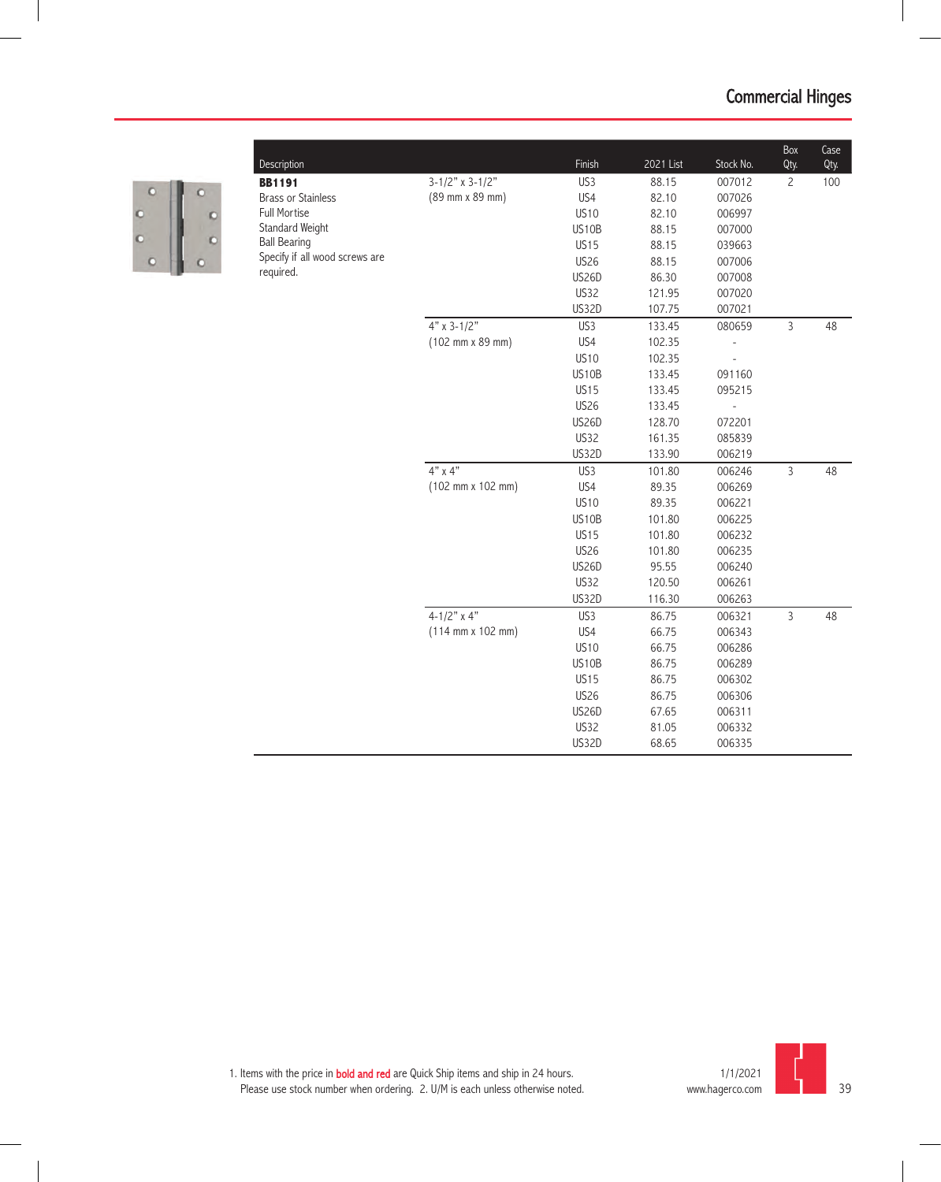# Commercial Hinges

| Description | | Finish | 2021 List | Stock No. | Box Qty. | Case Qty. |
|---|---|---|---|---|---|---|
| **BB1191** | 3-1/2" x 3-1/2" | US3 | 88.15 | 007012 | 2 | 100 |
| Brass or Stainless | (89 mm x 89 mm) | US4 | 82.10 | 007026 | | |
| Full Mortise | | US10 | 82.10 | 006997 | | |
| Standard Weight | | US10B | 88.15 | 007000 | | |
| Ball Bearing | | US15 | 88.15 | 039663 | | |
| Specify if all wood screws are required. | | US26 | 88.15 | 007006 | | |
| | | US26D | 86.30 | 007008 | | |
| | | US32 | 121.95 | 007020 | | |
| | | US32D | 107.75 | 007021 | | |
| | 4" x 3-1/2" | US3 | 133.45 | 080659 | 3 | 48 |
| | (102 mm x 89 mm) | US4 | 102.35 | - | | |
| | | US10 | 102.35 | - | | |
| | | US10B | 133.45 | 091160 | | |
| | | US15 | 133.45 | 095215 | | |
| | | US26 | 133.45 | - | | |
| | | US26D | 128.70 | 072201 | | |
| | | US32 | 161.35 | 085839 | | |
| | | US32D | 133.90 | 006219 | | |
| | 4" x 4" | US3 | 101.80 | 006246 | 3 | 48 |
| | (102 mm x 102 mm) | US4 | 89.35 | 006269 | | |
| | | US10 | 89.35 | 006221 | | |
| | | US10B | 101.80 | 006225 | | |
| | | US15 | 101.80 | 006232 | | |
| | | US26 | 101.80 | 006235 | | |
| | | US26D | 95.55 | 006240 | | |
| | | US32 | 120.50 | 006261 | | |
| | | US32D | 116.30 | 006263 | | |
| | 4-1/2" x 4" | US3 | 86.75 | 006321 | 3 | 48 |
| | (114 mm x 102 mm) | US4 | 66.75 | 006343 | | |
| | | US10 | 66.75 | 006286 | | |
| | | US10B | 86.75 | 006289 | | |
| | | US15 | 86.75 | 006302 | | |
| | | US26 | 86.75 | 006306 | | |
| | | US26D | 67.65 | 006311 | | |
| | | US32 | 81.05 | 006332 | | |
| | | US32D | 68.65 | 006335 | | |

1. Items with the price in **bold and red** are Quick Ship items and ship in 24 hours. Please use stock number when ordering. 2. U/M is each unless otherwise noted.

1/1/2021
www.hagerco.com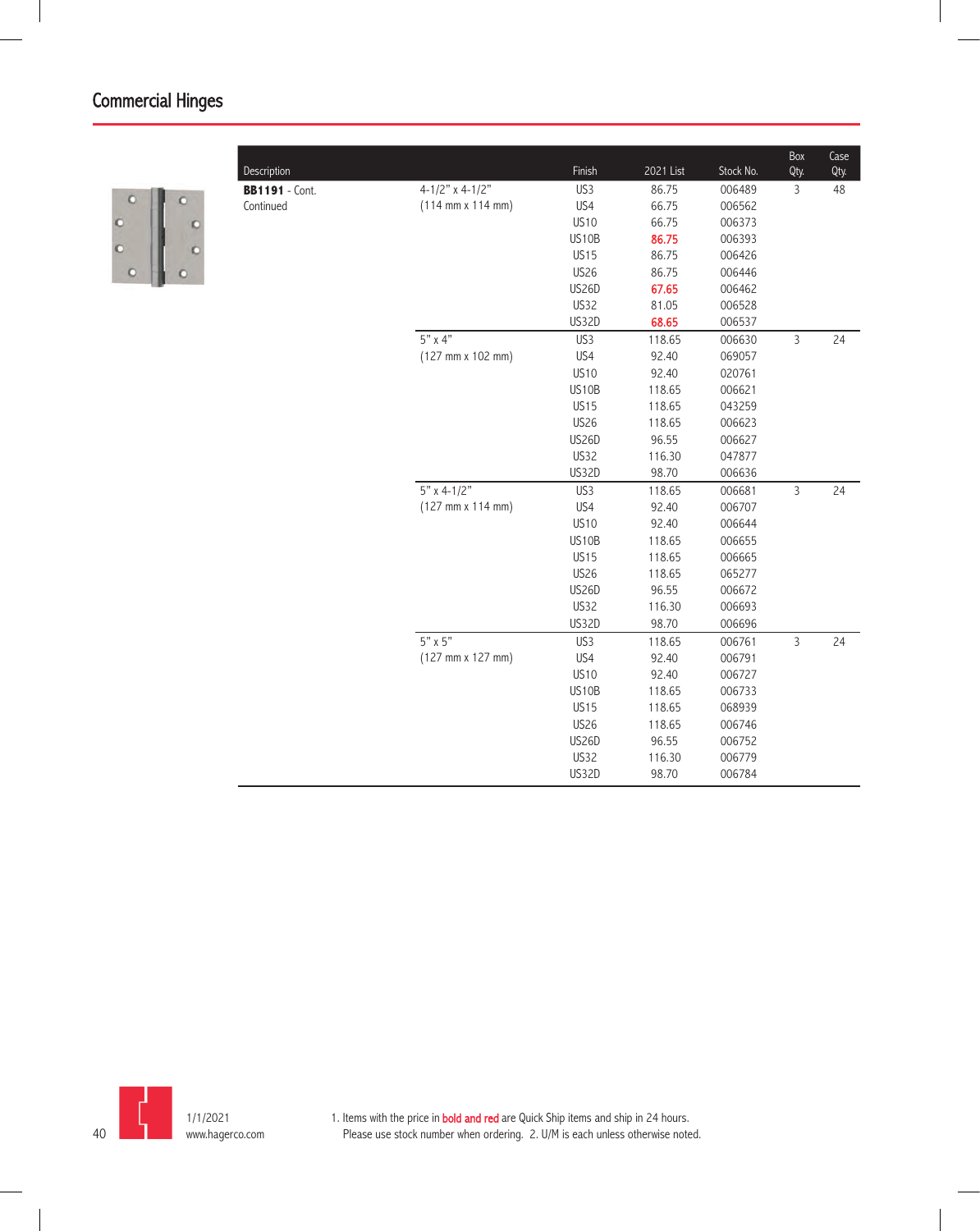## Commercial Hinges

| Description | | Finish | 2021 List | Stock No. | Box Qty. | Case Qty. |
|---|---|---|---|---|---|---|
| **BB1191** - Cont. Continued | 4-1/2" x 4-1/2" (114 mm x 114 mm) | US3 | 86.75 | 006489 | 3 | 48 |
| | | US4 | 66.75 | 006562 | | |
| | | US10 | 66.75 | 006373 | | |
| | | US10B | **86.75** | 006393 | | |
| | | US15 | 86.75 | 006426 | | |
| | | US26 | 86.75 | 006446 | | |
| | | US26D | **67.65** | 006462 | | |
| | | US32 | 81.05 | 006528 | | |
| | | US32D | **68.65** | 006537 | | |
| | 5" x 4" (127 mm x 102 mm) | US3 | 118.65 | 006630 | 3 | 24 |
| | | US4 | 92.40 | 069057 | | |
| | | US10 | 92.40 | 020761 | | |
| | | US10B | 118.65 | 006621 | | |
| | | US15 | 118.65 | 043259 | | |
| | | US26 | 118.65 | 006623 | | |
| | | US26D | 96.55 | 006627 | | |
| | | US32 | 116.30 | 047877 | | |
| | | US32D | 98.70 | 006636 | | |
| | 5" x 4-1/2" (127 mm x 114 mm) | US3 | 118.65 | 006681 | 3 | 24 |
| | | US4 | 92.40 | 006707 | | |
| | | US10 | 92.40 | 006644 | | |
| | | US10B | 118.65 | 006655 | | |
| | | US15 | 118.65 | 006665 | | |
| | | US26 | 118.65 | 065277 | | |
| | | US26D | 96.55 | 006672 | | |
| | | US32 | 116.30 | 006693 | | |
| | | US32D | 98.70 | 006696 | | |
| | 5" x 5" (127 mm x 127 mm) | US3 | 118.65 | 006761 | 3 | 24 |
| | | US4 | 92.40 | 006791 | | |
| | | US10 | 92.40 | 006727 | | |
| | | US10B | 118.65 | 006733 | | |
| | | US15 | 118.65 | 068939 | | |
| | | US26 | 118.65 | 006746 | | |
| | | US26D | 96.55 | 006752 | | |
| | | US32 | 116.30 | 006779 | | |
| | | US32D | 98.70 | 006784 | | |

1/1/2021
www.hagerco.com

1. Items with the price in **bold and red** are Quick Ship items and ship in 24 hours. Please use stock number when ordering. 2. U/M is each unless otherwise noted.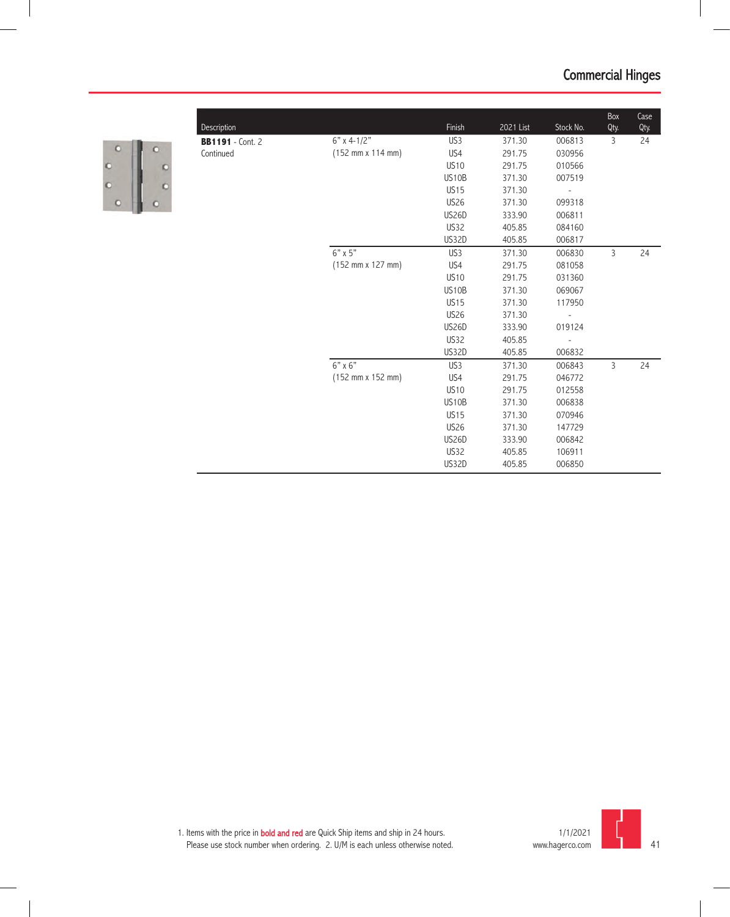## Commercial Hinges

| Description | | Finish | 2021 List | Stock No. | Box Qty. | Case Qty. |
|---|---|---|---|---|---|---|
| **BB1191** - Cont. 2 | 6" x 4-1/2" | US3 | 371.30 | 006813 | 3 | 24 |
| Continued | (152 mm x 114 mm) | US4 | 291.75 | 030956 | | |
| | | US10 | 291.75 | 010566 | | |
| | | US10B | 371.30 | 007519 | | |
| | | US15 | 371.30 | - | | |
| | | US26 | 371.30 | 099318 | | |
| | | US26D | 333.90 | 006811 | | |
| | | US32 | 405.85 | 084160 | | |
| | | US32D | 405.85 | 006817 | | |
| | 6" x 5" | US3 | 371.30 | 006830 | 3 | 24 |
| | (152 mm x 127 mm) | US4 | 291.75 | 081058 | | |
| | | US10 | 291.75 | 031360 | | |
| | | US10B | 371.30 | 069067 | | |
| | | US15 | 371.30 | 117950 | | |
| | | US26 | 371.30 | - | | |
| | | US26D | 333.90 | 019124 | | |
| | | US32 | 405.85 | - | | |
| | | US32D | 405.85 | 006832 | | |
| | 6" x 6" | US3 | 371.30 | 006843 | 3 | 24 |
| | (152 mm x 152 mm) | US4 | 291.75 | 046772 | | |
| | | US10 | 291.75 | 012558 | | |
| | | US10B | 371.30 | 006838 | | |
| | | US15 | 371.30 | 070946 | | |
| | | US26 | 371.30 | 147729 | | |
| | | US26D | 333.90 | 006842 | | |
| | | US32 | 405.85 | 106911 | | |
| | | US32D | 405.85 | 006850 | | |

1. Items with the price in **bold and red** are Quick Ship items and ship in 24 hours. Please use stock number when ordering. 2. U/M is each unless otherwise noted.

1/1/2021
www.hagerco.com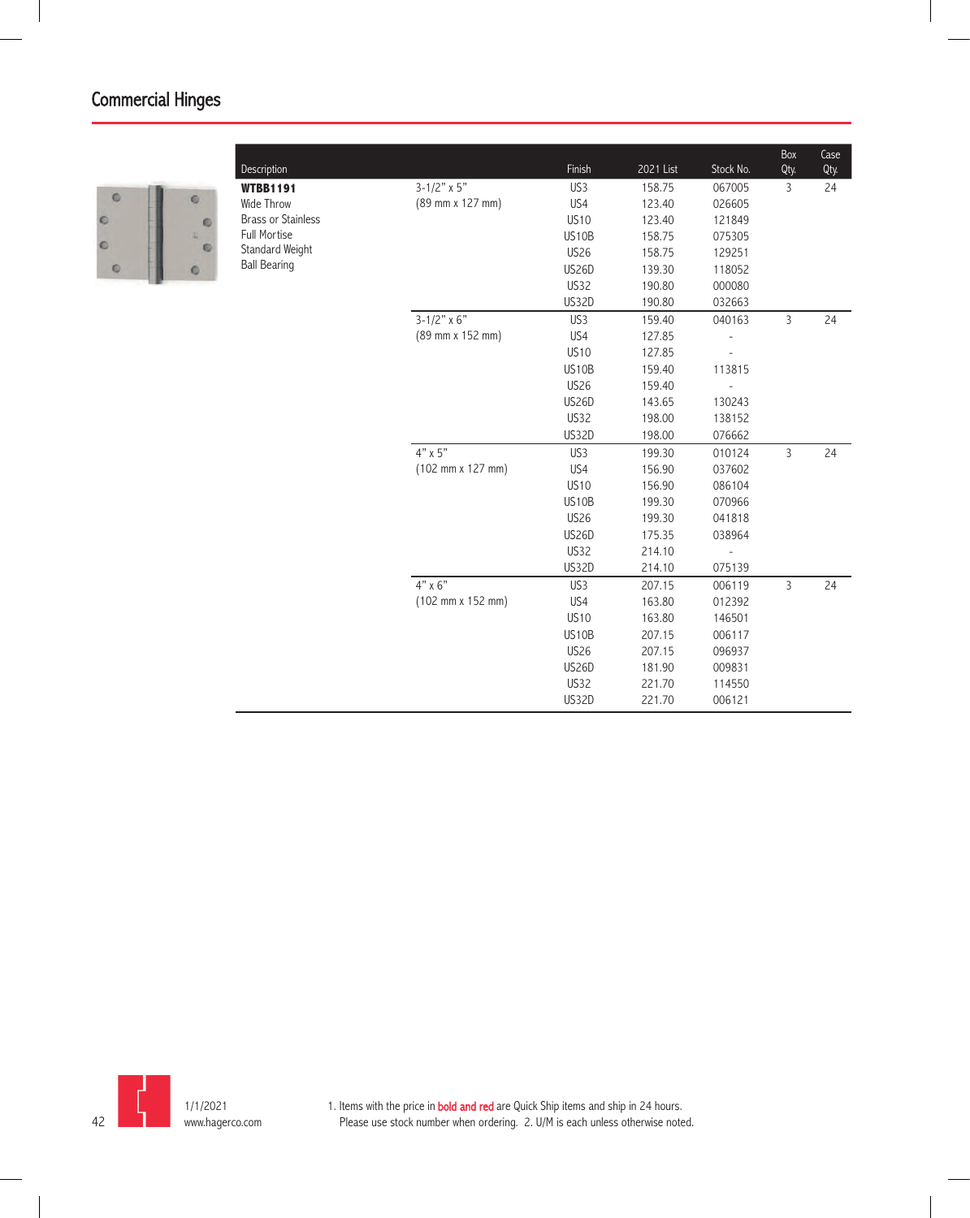## Commercial Hinges

| Description | | Finish | 2021 List | Stock No. | Box Qty. | Case Qty. |
|---|---|---|---|---|---|---|
| **WTBB1191**<br>Wide Throw<br>Brass or Stainless<br>Full Mortise<br>Standard Weight<br>Ball Bearing | 3-1/2" x 5"<br>(89 mm x 127 mm) | US3 | 158.75 | 067005 | 3 | 24 |
| | | US4 | 123.40 | 026605 | | |
| | | US10 | 123.40 | 121849 | | |
| | | US10B | 158.75 | 075305 | | |
| | | US26 | 158.75 | 129251 | | |
| | | US26D | 139.30 | 118052 | | |
| | | US32 | 190.80 | 000080 | | |
| | | US32D | 190.80 | 032663 | | |
| | 3-1/2" x 6"<br>(89 mm x 152 mm) | US3 | 159.40 | 040163 | 3 | 24 |
| | | US4 | 127.85 | - | | |
| | | US10 | 127.85 | - | | |
| | | US10B | 159.40 | 113815 | | |
| | | US26 | 159.40 | - | | |
| | | US26D | 143.65 | 130243 | | |
| | | US32 | 198.00 | 138152 | | |
| | | US32D | 198.00 | 076662 | | |
| | 4" x 5"<br>(102 mm x 127 mm) | US3 | 199.30 | 010124 | 3 | 24 |
| | | US4 | 156.90 | 037602 | | |
| | | US10 | 156.90 | 086104 | | |
| | | US10B | 199.30 | 070966 | | |
| | | US26 | 199.30 | 041818 | | |
| | | US26D | 175.35 | 038964 | | |
| | | US32 | 214.10 | - | | |
| | | US32D | 214.10 | 075139 | | |
| | 4" x 6"<br>(102 mm x 152 mm) | US3 | 207.15 | 006119 | 3 | 24 |
| | | US4 | 163.80 | 012392 | | |
| | | US10 | 163.80 | 146501 | | |
| | | US10B | 207.15 | 006117 | | |
| | | US26 | 207.15 | 096937 | | |
| | | US26D | 181.90 | 009831 | | |
| | | US32 | 221.70 | 114550 | | |
| | | US32D | 221.70 | 006121 | | |

1/1/2021
www.hagerco.com

1. Items with the price in **bold and red** are Quick Ship items and ship in 24 hours. Please use stock number when ordering. 2. U/M is each unless otherwise noted.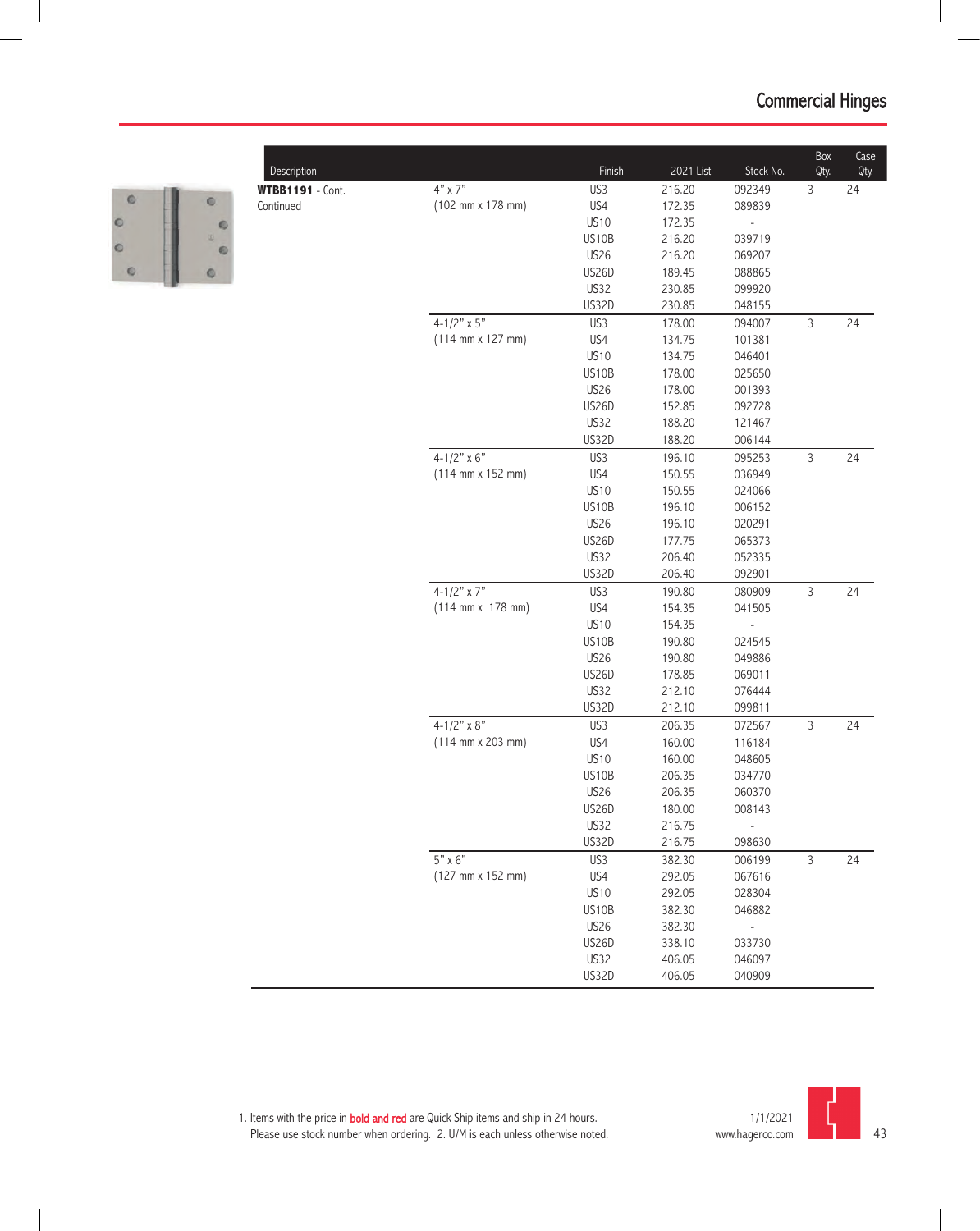# Commercial Hinges

| Description | | Finish | 2021 List | Stock No. | Box Qty. | Case Qty. |
|---|---|---|---|---|---|---|
| **WTBB1191** - Cont. Continued | 4" x 7" (102 mm x 178 mm) | US3 | 216.20 | 092349 | 3 | 24 |
| | | US4 | 172.35 | 089839 | | |
| | | US10 | 172.35 | - | | |
| | | US10B | 216.20 | 039719 | | |
| | | US26 | 216.20 | 069207 | | |
| | | US26D | 189.45 | 088865 | | |
| | | US32 | 230.85 | 099920 | | |
| | | US32D | 230.85 | 048155 | | |
| | 4-1/2" x 5" (114 mm x 127 mm) | US3 | 178.00 | 094007 | 3 | 24 |
| | | US4 | 134.75 | 101381 | | |
| | | US10 | 134.75 | 046401 | | |
| | | US10B | 178.00 | 025650 | | |
| | | US26 | 178.00 | 001393 | | |
| | | US26D | 152.85 | 092728 | | |
| | | US32 | 188.20 | 121467 | | |
| | | US32D | 188.20 | 006144 | | |
| | 4-1/2" x 6" (114 mm x 152 mm) | US3 | 196.10 | 095253 | 3 | 24 |
| | | US4 | 150.55 | 036949 | | |
| | | US10 | 150.55 | 024066 | | |
| | | US10B | 196.10 | 006152 | | |
| | | US26 | 196.10 | 020291 | | |
| | | US26D | 177.75 | 065373 | | |
| | | US32 | 206.40 | 052335 | | |
| | | US32D | 206.40 | 092901 | | |
| | 4-1/2" x 7" (114 mm x 178 mm) | US3 | 190.80 | 080909 | 3 | 24 |
| | | US4 | 154.35 | 041505 | | |
| | | US10 | 154.35 | - | | |
| | | US10B | 190.80 | 024545 | | |
| | | US26 | 190.80 | 049886 | | |
| | | US26D | 178.85 | 069011 | | |
| | | US32 | 212.10 | 076444 | | |
| | | US32D | 212.10 | 099811 | | |
| | 4-1/2" x 8" (114 mm x 203 mm) | US3 | 206.35 | 072567 | 3 | 24 |
| | | US4 | 160.00 | 116184 | | |
| | | US10 | 160.00 | 048605 | | |
| | | US10B | 206.35 | 034770 | | |
| | | US26 | 206.35 | 060370 | | |
| | | US26D | 180.00 | 008143 | | |
| | | US32 | 216.75 | - | | |
| | | US32D | 216.75 | 098630 | | |
| | 5" x 6" (127 mm x 152 mm) | US3 | 382.30 | 006199 | 3 | 24 |
| | | US4 | 292.05 | 067616 | | |
| | | US10 | 292.05 | 028304 | | |
| | | US10B | 382.30 | 046882 | | |
| | | US26 | 382.30 | - | | |
| | | US26D | 338.10 | 033730 | | |
| | | US32 | 406.05 | 046097 | | |
| | | US32D | 406.05 | 040909 | | |

1. Items with the price in **bold and red** are Quick Ship items and ship in 24 hours. Please use stock number when ordering. 2. U/M is each unless otherwise noted.

1/1/2021
www.hagerco.com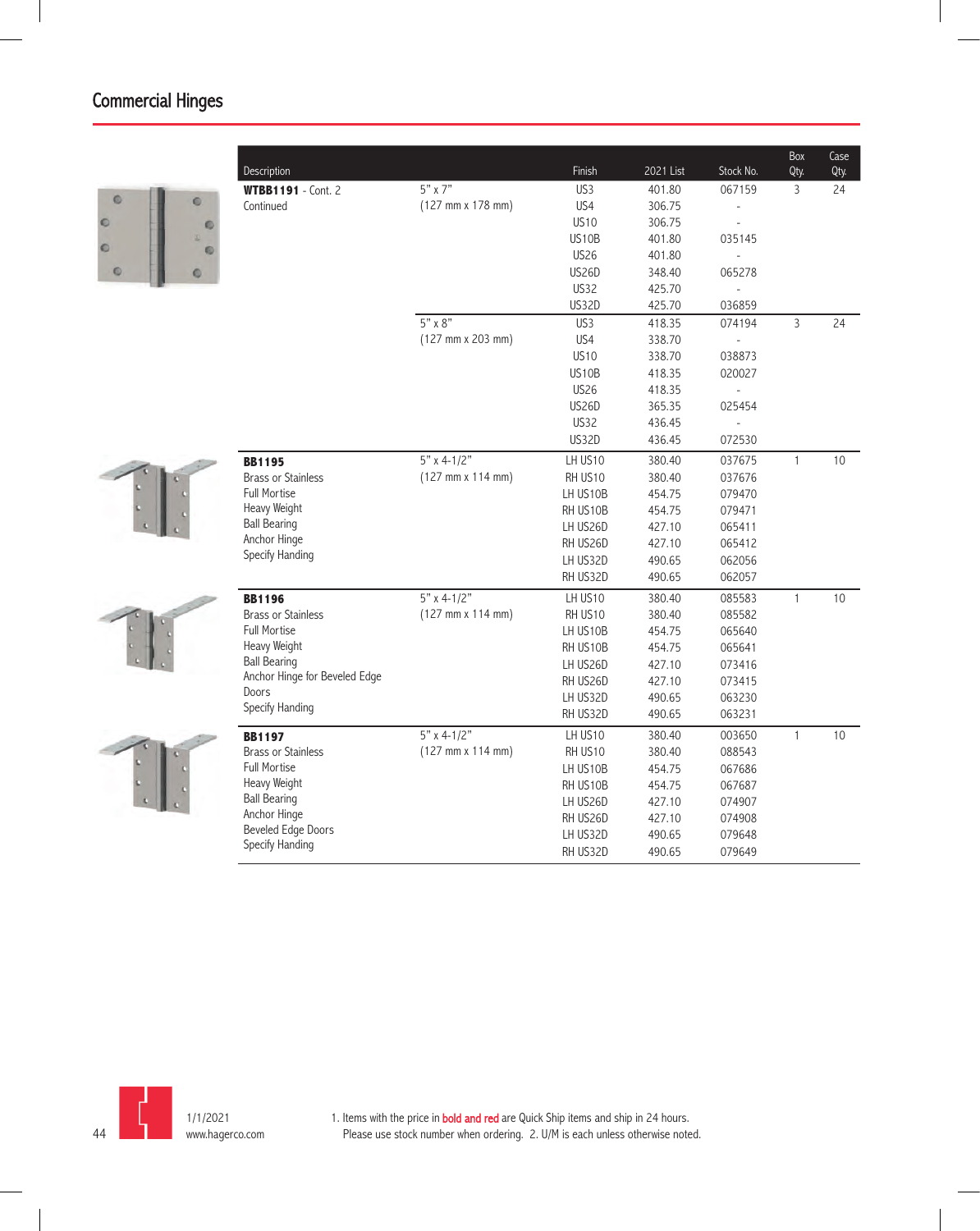## Commercial Hinges

| Description | | Finish | 2021 List | Stock No. | Box Qty. | Case Qty. |
|---|---|---|---|---|---|---|
| **WTBB1191** - Cont. 2 Continued | 5" x 7" (127 mm x 178 mm) | US3 | 401.80 | 067159 | 3 | 24 |
| | | US4 | 306.75 | - | | |
| | | US10 | 306.75 | - | | |
| | | US10B | 401.80 | 035145 | | |
| | | US26 | 401.80 | - | | |
| | | US26D | 348.40 | 065278 | | |
| | | US32 | 425.70 | - | | |
| | | US32D | 425.70 | 036859 | | |
| | 5" x 8" (127 mm x 203 mm) | US3 | 418.35 | 074194 | 3 | 24 |
| | | US4 | 338.70 | - | | |
| | | US10 | 338.70 | 038873 | | |
| | | US10B | 418.35 | 020027 | | |
| | | US26 | 418.35 | - | | |
| | | US26D | 365.35 | 025454 | | |
| | | US32 | 436.45 | - | | |
| | | US32D | 436.45 | 072530 | | |
| **BB1195** Brass or Stainless Full Mortise Heavy Weight Ball Bearing Anchor Hinge Specify Handing | 5" x 4-1/2" (127 mm x 114 mm) | LH US10 | 380.40 | 037675 | 1 | 10 |
| | | RH US10 | 380.40 | 037676 | | |
| | | LH US10B | 454.75 | 079470 | | |
| | | RH US10B | 454.75 | 079471 | | |
| | | LH US26D | 427.10 | 065411 | | |
| | | RH US26D | 427.10 | 065412 | | |
| | | LH US32D | 490.65 | 062056 | | |
| | | RH US32D | 490.65 | 062057 | | |
| **BB1196** Brass or Stainless Full Mortise Heavy Weight Ball Bearing Anchor Hinge for Beveled Edge Doors Specify Handing | 5" x 4-1/2" (127 mm x 114 mm) | LH US10 | 380.40 | 085583 | 1 | 10 |
| | | RH US10 | 380.40 | 085582 | | |
| | | LH US10B | 454.75 | 065640 | | |
| | | RH US10B | 454.75 | 065641 | | |
| | | LH US26D | 427.10 | 073416 | | |
| | | RH US26D | 427.10 | 073415 | | |
| | | LH US32D | 490.65 | 063230 | | |
| | | RH US32D | 490.65 | 063231 | | |
| **BB1197** Brass or Stainless Full Mortise Heavy Weight Ball Bearing Anchor Hinge Beveled Edge Doors Specify Handing | 5" x 4-1/2" (127 mm x 114 mm) | LH US10 | 380.40 | 003650 | 1 | 10 |
| | | RH US10 | 380.40 | 088543 | | |
| | | LH US10B | 454.75 | 067686 | | |
| | | RH US10B | 454.75 | 067687 | | |
| | | LH US26D | 427.10 | 074907 | | |
| | | RH US26D | 427.10 | 074908 | | |
| | | LH US32D | 490.65 | 079648 | | |
| | | RH US32D | 490.65 | 079649 | | |

1/1/2021
www.hagerco.com

1. Items with the price in **bold and red** are Quick Ship items and ship in 24 hours. Please use stock number when ordering. 2. U/M is each unless otherwise noted.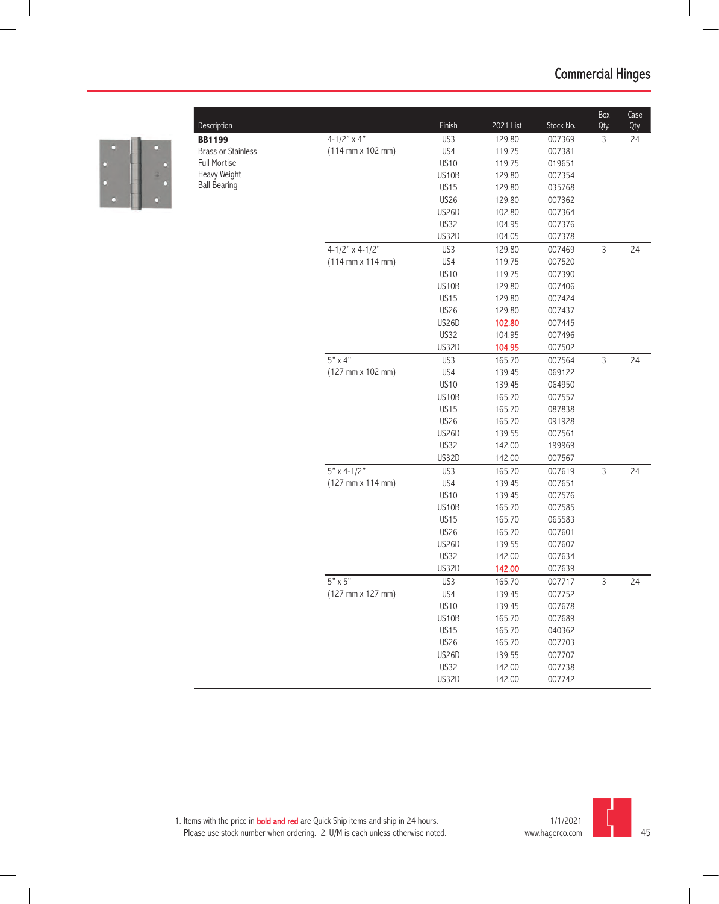# Commercial Hinges

| Description | | Finish | 2021 List | Stock No. | Box Qty. | Case Qty. |
|---|---|---|---|---|---|---|
| **BB1199** | 4-1/2" x 4" | US3 | 129.80 | 007369 | 3 | 24 |
| Brass or Stainless | (114 mm x 102 mm) | US4 | 119.75 | 007381 | | |
| Full Mortise | | US10 | 119.75 | 019651 | | |
| Heavy Weight | | US10B | 129.80 | 007354 | | |
| Ball Bearing | | US15 | 129.80 | 035768 | | |
| | | US26 | 129.80 | 007362 | | |
| | | US26D | 102.80 | 007364 | | |
| | | US32 | 104.95 | 007376 | | |
| | | US32D | 104.05 | 007378 | | |
| | 4-1/2" x 4-1/2" | US3 | 129.80 | 007469 | 3 | 24 |
| | (114 mm x 114 mm) | US4 | 119.75 | 007520 | | |
| | | US10 | 119.75 | 007390 | | |
| | | US10B | 129.80 | 007406 | | |
| | | US15 | 129.80 | 007424 | | |
| | | US26 | 129.80 | 007437 | | |
| | | US26D | **102.80** | 007445 | | |
| | | US32 | 104.95 | 007496 | | |
| | | US32D | **104.95** | 007502 | | |
| | 5" x 4" | US3 | 165.70 | 007564 | 3 | 24 |
| | (127 mm x 102 mm) | US4 | 139.45 | 069122 | | |
| | | US10 | 139.45 | 064950 | | |
| | | US10B | 165.70 | 007557 | | |
| | | US15 | 165.70 | 087838 | | |
| | | US26 | 165.70 | 091928 | | |
| | | US26D | 139.55 | 007561 | | |
| | | US32 | 142.00 | 199969 | | |
| | | US32D | 142.00 | 007567 | | |
| | 5" x 4-1/2" | US3 | 165.70 | 007619 | 3 | 24 |
| | (127 mm x 114 mm) | US4 | 139.45 | 007651 | | |
| | | US10 | 139.45 | 007576 | | |
| | | US10B | 165.70 | 007585 | | |
| | | US15 | 165.70 | 065583 | | |
| | | US26 | 165.70 | 007601 | | |
| | | US26D | 139.55 | 007607 | | |
| | | US32 | 142.00 | 007634 | | |
| | | US32D | **142.00** | 007639 | | |
| | 5" x 5" | US3 | 165.70 | 007717 | 3 | 24 |
| | (127 mm x 127 mm) | US4 | 139.45 | 007752 | | |
| | | US10 | 139.45 | 007678 | | |
| | | US10B | 165.70 | 007689 | | |
| | | US15 | 165.70 | 040362 | | |
| | | US26 | 165.70 | 007703 | | |
| | | US26D | 139.55 | 007707 | | |
| | | US32 | 142.00 | 007738 | | |
| | | US32D | 142.00 | 007742 | | |

1. Items with the price in **bold and red** are Quick Ship items and ship in 24 hours. Please use stock number when ordering. 2. U/M is each unless otherwise noted.

1/1/2021
www.hagerco.com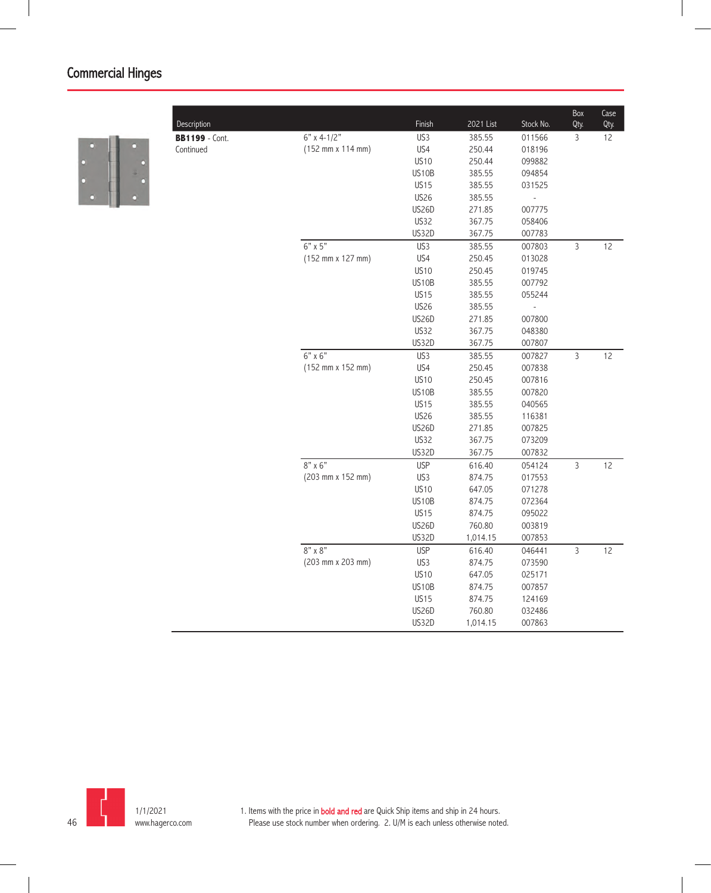## Commercial Hinges

| Description | | Finish | 2021 List | Stock No. | Box Qty. | Case Qty. |
|---|---|---|---|---|---|---|
| **BB1199** - Cont. Continued | 6" x 4-1/2" (152 mm x 114 mm) | US3 | 385.55 | 011566 | 3 | 12 |
| | | US4 | 250.44 | 018196 | | |
| | | US10 | 250.44 | 099882 | | |
| | | US10B | 385.55 | 094854 | | |
| | | US15 | 385.55 | 031525 | | |
| | | US26 | 385.55 | - | | |
| | | US26D | 271.85 | 007775 | | |
| | | US32 | 367.75 | 058406 | | |
| | | US32D | 367.75 | 007783 | | |
| | 6" x 5" (152 mm x 127 mm) | US3 | 385.55 | 007803 | 3 | 12 |
| | | US4 | 250.45 | 013028 | | |
| | | US10 | 250.45 | 019745 | | |
| | | US10B | 385.55 | 007792 | | |
| | | US15 | 385.55 | 055244 | | |
| | | US26 | 385.55 | - | | |
| | | US26D | 271.85 | 007800 | | |
| | | US32 | 367.75 | 048380 | | |
| | | US32D | 367.75 | 007807 | | |
| | 6" x 6" (152 mm x 152 mm) | US3 | 385.55 | 007827 | 3 | 12 |
| | | US4 | 250.45 | 007838 | | |
| | | US10 | 250.45 | 007816 | | |
| | | US10B | 385.55 | 007820 | | |
| | | US15 | 385.55 | 040565 | | |
| | | US26 | 385.55 | 116381 | | |
| | | US26D | 271.85 | 007825 | | |
| | | US32 | 367.75 | 073209 | | |
| | | US32D | 367.75 | 007832 | | |
| | 8" x 6" (203 mm x 152 mm) | USP | 616.40 | 054124 | 3 | 12 |
| | | US3 | 874.75 | 017553 | | |
| | | US10 | 647.05 | 071278 | | |
| | | US10B | 874.75 | 072364 | | |
| | | US15 | 874.75 | 095022 | | |
| | | US26D | 760.80 | 003819 | | |
| | | US32D | 1,014.15 | 007853 | | |
| | 8" x 8" (203 mm x 203 mm) | USP | 616.40 | 046441 | 3 | 12 |
| | | US3 | 874.75 | 073590 | | |
| | | US10 | 647.05 | 025171 | | |
| | | US10B | 874.75 | 007857 | | |
| | | US15 | 874.75 | 124169 | | |
| | | US26D | 760.80 | 032486 | | |
| | | US32D | 1,014.15 | 007863 | | |

1/1/2021
www.hagerco.com

1. Items with the price in **bold and red** are Quick Ship items and ship in 24 hours. Please use stock number when ordering. 2. U/M is each unless otherwise noted.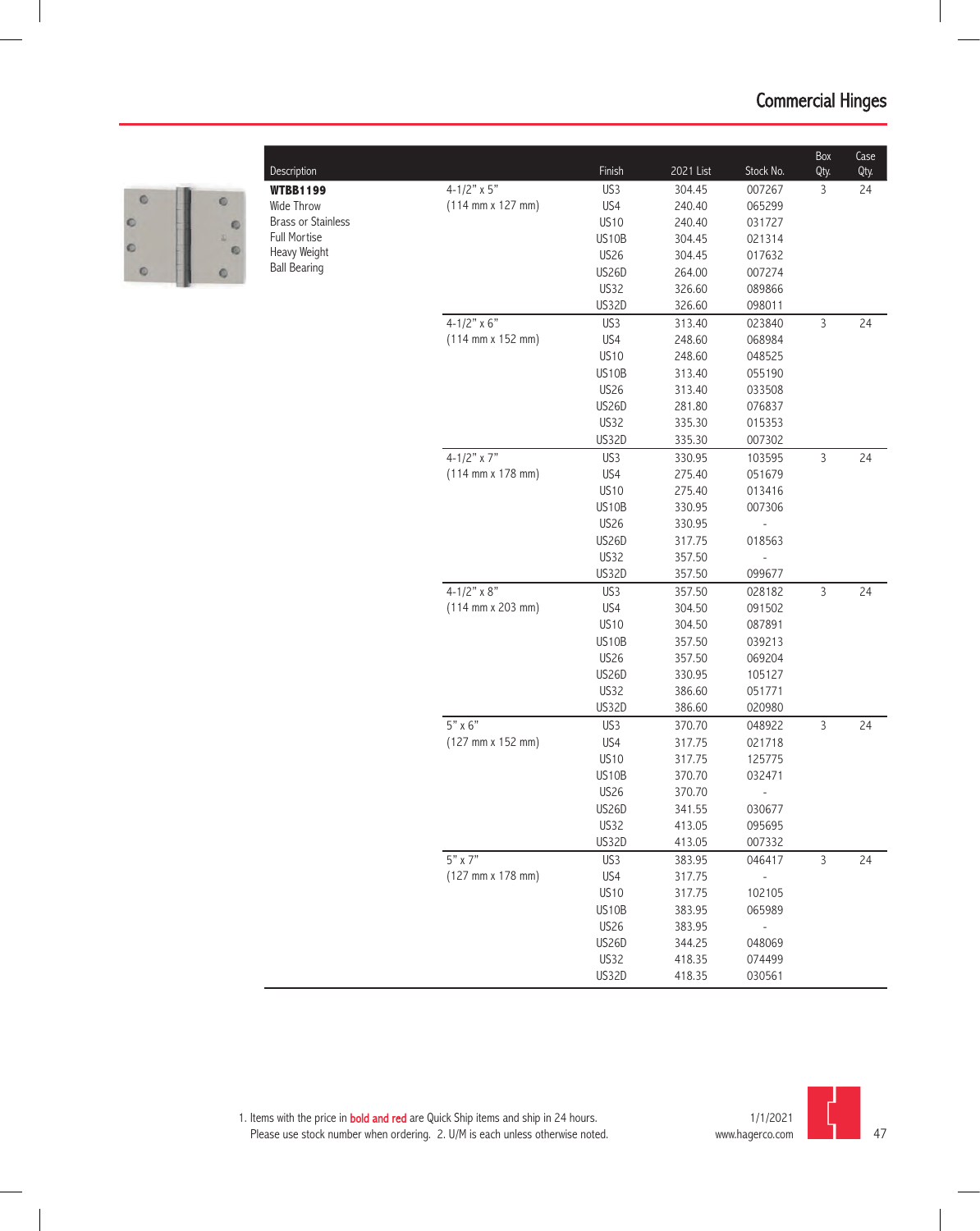# Commercial Hinges

| Description | | Finish | 2021 List | Stock No. | Box Qty. | Case Qty. |
|---|---|---|---|---|---|---|
| **WTBB1199** | 4-1/2" x 5" | US3 | 304.45 | 007267 | 3 | 24 |
| Wide Throw | (114 mm x 127 mm) | US4 | 240.40 | 065299 | | |
| Brass or Stainless | | US10 | 240.40 | 031727 | | |
| Full Mortise | | US10B | 304.45 | 021314 | | |
| Heavy Weight | | US26 | 304.45 | 017632 | | |
| Ball Bearing | | US26D | 264.00 | 007274 | | |
| | | US32 | 326.60 | 089866 | | |
| | | US32D | 326.60 | 098011 | | |
| | 4-1/2" x 6" | US3 | 313.40 | 023840 | 3 | 24 |
| | (114 mm x 152 mm) | US4 | 248.60 | 068984 | | |
| | | US10 | 248.60 | 048525 | | |
| | | US10B | 313.40 | 055190 | | |
| | | US26 | 313.40 | 033508 | | |
| | | US26D | 281.80 | 076837 | | |
| | | US32 | 335.30 | 015353 | | |
| | | US32D | 335.30 | 007302 | | |
| | 4-1/2" x 7" | US3 | 330.95 | 103595 | 3 | 24 |
| | (114 mm x 178 mm) | US4 | 275.40 | 051679 | | |
| | | US10 | 275.40 | 013416 | | |
| | | US10B | 330.95 | 007306 | | |
| | | US26 | 330.95 | - | | |
| | | US26D | 317.75 | 018563 | | |
| | | US32 | 357.50 | - | | |
| | | US32D | 357.50 | 099677 | | |
| | 4-1/2" x 8" | US3 | 357.50 | 028182 | 3 | 24 |
| | (114 mm x 203 mm) | US4 | 304.50 | 091502 | | |
| | | US10 | 304.50 | 087891 | | |
| | | US10B | 357.50 | 039213 | | |
| | | US26 | 357.50 | 069204 | | |
| | | US26D | 330.95 | 105127 | | |
| | | US32 | 386.60 | 051771 | | |
| | | US32D | 386.60 | 020980 | | |
| | 5" x 6" | US3 | 370.70 | 048922 | 3 | 24 |
| | (127 mm x 152 mm) | US4 | 317.75 | 021718 | | |
| | | US10 | 317.75 | 125775 | | |
| | | US10B | 370.70 | 032471 | | |
| | | US26 | 370.70 | - | | |
| | | US26D | 341.55 | 030677 | | |
| | | US32 | 413.05 | 095695 | | |
| | | US32D | 413.05 | 007332 | | |
| | 5" x 7" | US3 | 383.95 | 046417 | 3 | 24 |
| | (127 mm x 178 mm) | US4 | 317.75 | - | | |
| | | US10 | 317.75 | 102105 | | |
| | | US10B | 383.95 | 065989 | | |
| | | US26 | 383.95 | - | | |
| | | US26D | 344.25 | 048069 | | |
| | | US32 | 418.35 | 074499 | | |
| | | US32D | 418.35 | 030561 | | |

1. Items with the price in **bold and red** are Quick Ship items and ship in 24 hours. Please use stock number when ordering. 2. U/M is each unless otherwise noted.

1/1/2021
www.hagerco.com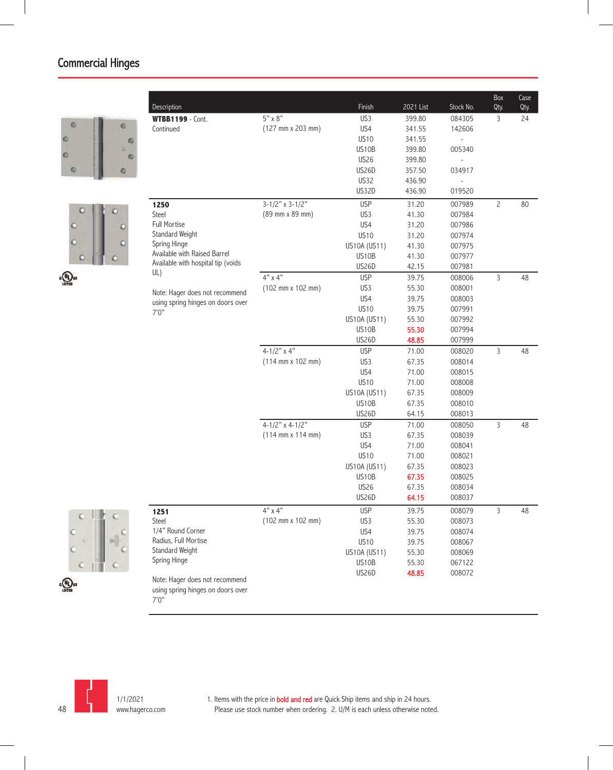# Commercial Hinges

| Description | | Finish | 2021 List | Stock No. | Box Qty. | Case Qty. |
|---|---|---|---|---|---|---|
| **WTBB1199** - Cont. Continued | 5" x 8" (127 mm x 203 mm) | US3 | 399.80 | 084305 | 3 | 24 |
| | | US4 | 341.55 | 142606 | | |
| | | US10 | 341.55 | - | | |
| | | US10B | 399.80 | 005340 | | |
| | | US26 | 399.80 | - | | |
| | | US26D | 357.50 | 034917 | | |
| | | US32 | 436.90 | - | | |
| | | US32D | 436.90 | 019520 | | |
| **1250** Steel Full Mortise Standard Weight Spring Hinge Available with Raised Barrel Available with hospital tip (voids UL) Note: Hager does not recommend using spring hinges on doors over 7'0" | 3-1/2" x 3-1/2" (89 mm x 89 mm) | USP | 31.20 | 007989 | 2 | 80 |
| | | US3 | 41.30 | 007984 | | |
| | | US4 | 31.20 | 007986 | | |
| | | US10 | 31.20 | 007974 | | |
| | | US10A (US11) | 41.30 | 007975 | | |
| | | US10B | 41.30 | 007977 | | |
| | | US26D | 42.15 | 007981 | | |
| | 4" x 4" (102 mm x 102 mm) | USP | 39.75 | 008006 | 3 | 48 |
| | | US3 | 55.30 | 008001 | | |
| | | US4 | 39.75 | 008003 | | |
| | | US10 | 39.75 | 007991 | | |
| | | US10A (US11) | 55.30 | 007992 | | |
| | | US10B | **55.30** | 007994 | | |
| | | US26D | **48.85** | 007999 | | |
| | 4-1/2" x 4" (114 mm x 102 mm) | USP | 71.00 | 008020 | 3 | 48 |
| | | US3 | 67.35 | 008014 | | |
| | | US4 | 71.00 | 008015 | | |
| | | US10 | 71.00 | 008008 | | |
| | | US10A (US11) | 67.35 | 008009 | | |
| | | US10B | 67.35 | 008010 | | |
| | | US26D | 64.15 | 008013 | | |
| | 4-1/2" x 4-1/2" (114 mm x 114 mm) | USP | 71.00 | 008050 | 3 | 48 |
| | | US3 | 67.35 | 008039 | | |
| | | US4 | 71.00 | 008041 | | |
| | | US10 | 71.00 | 008021 | | |
| | | US10A (US11) | 67.35 | 008023 | | |
| | | US10B | **67.35** | 008025 | | |
| | | US26 | 67.35 | 008034 | | |
| | | US26D | **64.15** | 008037 | | |
| **1251** Steel 1/4" Round Corner Radius, Full Mortise Standard Weight Spring Hinge Note: Hager does not recommend using spring hinges on doors over 7'0" | 4" x 4" (102 mm x 102 mm) | USP | 39.75 | 008079 | 3 | 48 |
| | | US3 | 55.30 | 008073 | | |
| | | US4 | 39.75 | 008074 | | |
| | | US10 | 39.75 | 008067 | | |
| | | US10A (US11) | 55.30 | 008069 | | |
| | | US10B | 55.30 | 067122 | | |
| | | US26D | **48.85** | 008072 | | |

1/1/2021
www.hagerco.com

1. Items with the price in **bold and red** are Quick Ship items and ship in 24 hours. Please use stock number when ordering. 2. U/M is each unless otherwise noted.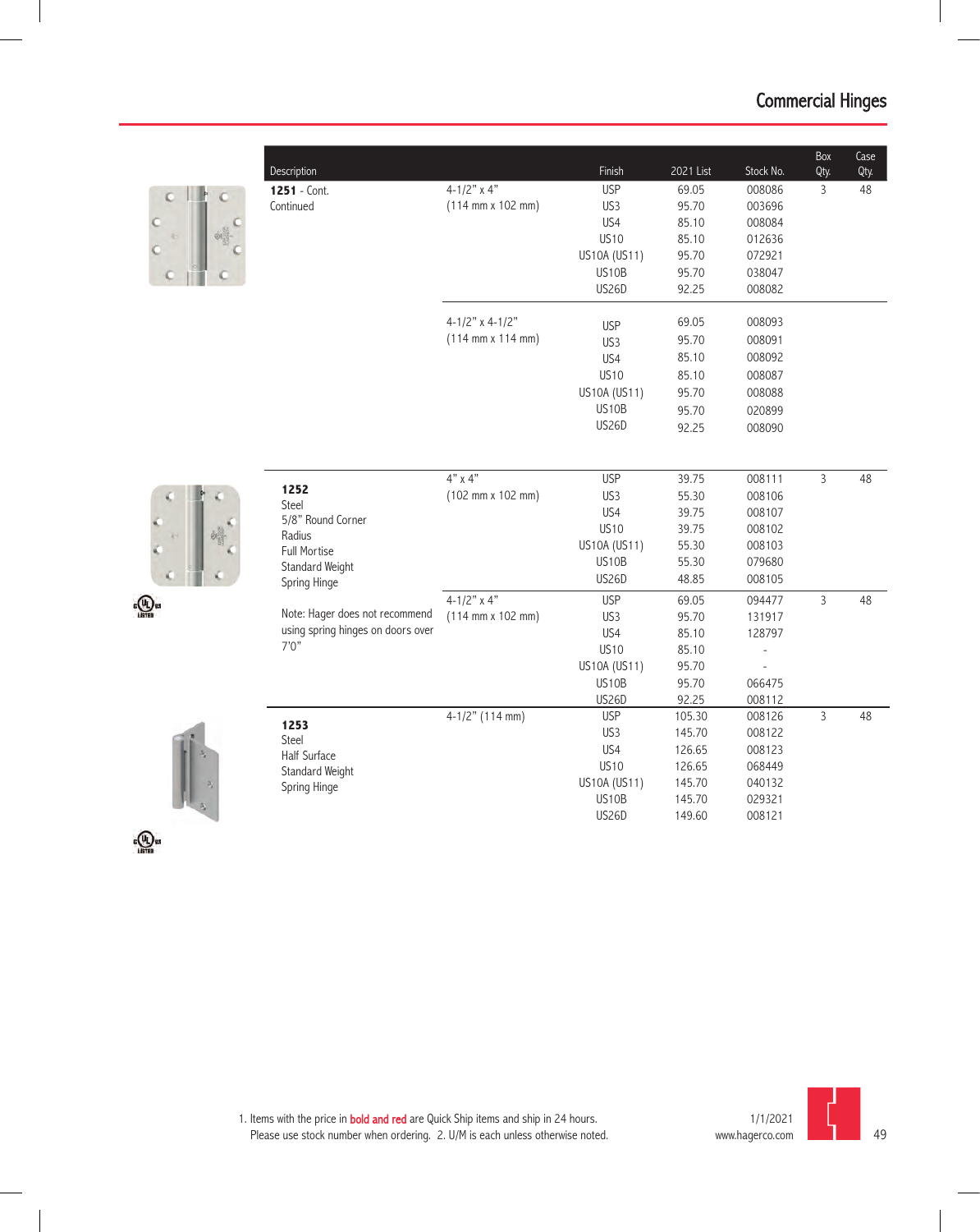# Commercial Hinges

| Description | Size | Finish | 2021 List | Stock No. | Box Qty. | Case Qty. |
|---|---|---|---|---|---|---|
| **1251** - Cont. Continued | 4-1/2" x 4" (114 mm x 102 mm) | USP | 69.05 | 008086 | 3 | 48 |
| | | US3 | 95.70 | 003696 | | |
| | | US4 | 85.10 | 008084 | | |
| | | US10 | 85.10 | 012636 | | |
| | | US10A (US11) | 95.70 | 072921 | | |
| | | US10B | 95.70 | 038047 | | |
| | | US26D | 92.25 | 008082 | | |
| | 4-1/2" x 4-1/2" (114 mm x 114 mm) | USP | 69.05 | 008093 | | |
| | | US3 | 95.70 | 008091 | | |
| | | US4 | 85.10 | 008092 | | |
| | | US10 | 85.10 | 008087 | | |
| | | US10A (US11) | 95.70 | 008088 | | |
| | | US10B | 95.70 | 020899 | | |
| | | US26D | 92.25 | 008090 | | |
| **1252** Steel 5/8" Round Corner Radius Full Mortise Standard Weight Spring Hinge | 4" x 4" (102 mm x 102 mm) | USP | 39.75 | 008111 | 3 | 48 |
| | | US3 | 55.30 | 008106 | | |
| | | US4 | 39.75 | 008107 | | |
| | | US10 | 39.75 | 008102 | | |
| | | US10A (US11) | 55.30 | 008103 | | |
| | | US10B | 55.30 | 079680 | | |
| | | US26D | 48.85 | 008105 | | |
| Note: Hager does not recommend using spring hinges on doors over 7'0" | 4-1/2" x 4" (114 mm x 102 mm) | USP | 69.05 | 094477 | 3 | 48 |
| | | US3 | 95.70 | 131917 | | |
| | | US4 | 85.10 | 128797 | | |
| | | US10 | 85.10 | - | | |
| | | US10A (US11) | 95.70 | - | | |
| | | US10B | 95.70 | 066475 | | |
| | | US26D | 92.25 | 008112 | | |
| **1253** Steel Half Surface Standard Weight Spring Hinge | 4-1/2" (114 mm) | USP | 105.30 | 008126 | 3 | 48 |
| | | US3 | 145.70 | 008122 | | |
| | | US4 | 126.65 | 008123 | | |
| | | US10 | 126.65 | 068449 | | |
| | | US10A (US11) | 145.70 | 040132 | | |
| | | US10B | 145.70 | 029321 | | |
| | | US26D | 149.60 | 008121 | | |

1. Items with the price in **bold and red** are Quick Ship items and ship in 24 hours. Please use stock number when ordering. 2. U/M is each unless otherwise noted.

1/1/2021
www.hagerco.com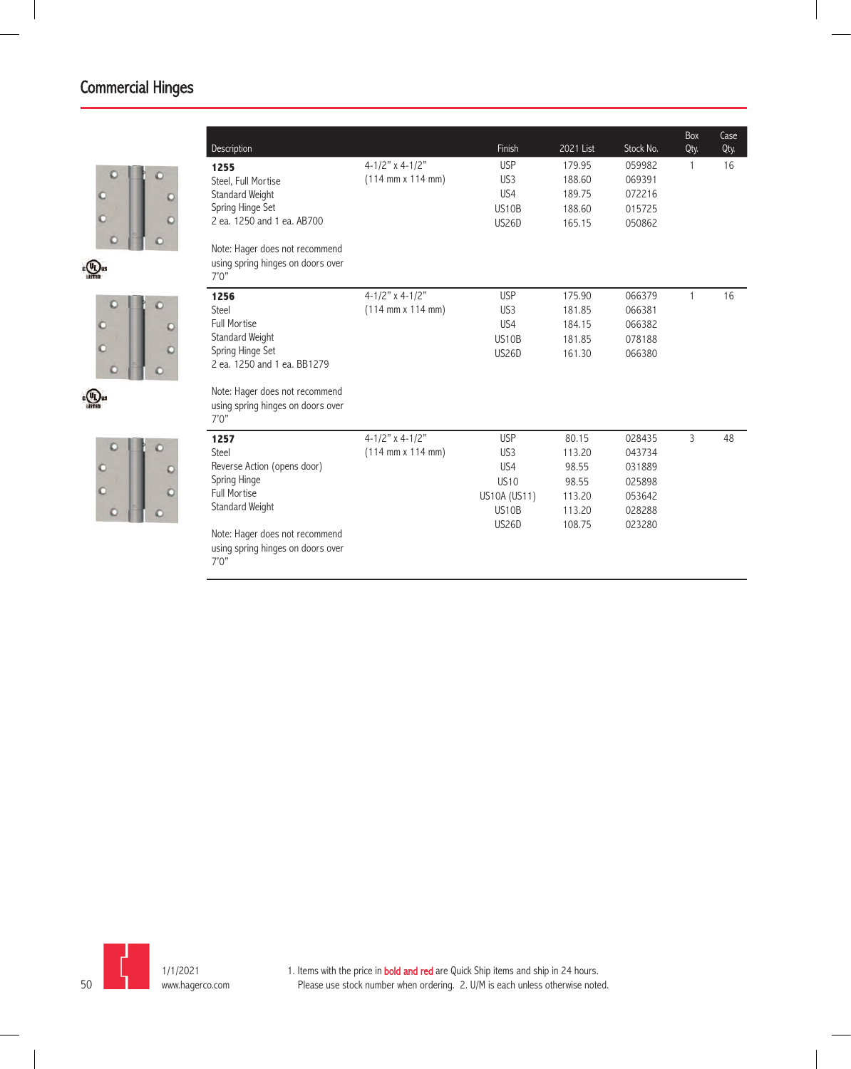## Commercial Hinges

| Description | | Finish | 2021 List | Stock No. | Box Qty. | Case Qty. |
|---|---|---|---|---|---|---|
| **1255** Steel, Full Mortise Standard Weight Spring Hinge Set 2 ea. 1250 and 1 ea. AB700 | 4-1/2" x 4-1/2" (114 mm x 114 mm) | USP | 179.95 | 059982 | 1 | 16 |
| | | US3 | 188.60 | 069391 | | |
| | | US4 | 189.75 | 072216 | | |
| | | US10B | 188.60 | 015725 | | |
| | | US26D | 165.15 | 050862 | | |
| Note: Hager does not recommend using spring hinges on doors over 7'0" | | | | | | |
| **1256** Steel Full Mortise Standard Weight Spring Hinge Set 2 ea. 1250 and 1 ea. BB1279 | 4-1/2" x 4-1/2" (114 mm x 114 mm) | USP | 175.90 | 066379 | 1 | 16 |
| | | US3 | 181.85 | 066381 | | |
| | | US4 | 184.15 | 066382 | | |
| | | US10B | 181.85 | 078188 | | |
| | | US26D | 161.30 | 066380 | | |
| Note: Hager does not recommend using spring hinges on doors over 7'0" | | | | | | |
| **1257** Steel Reverse Action (opens door) Spring Hinge Full Mortise Standard Weight | 4-1/2" x 4-1/2" (114 mm x 114 mm) | USP | 80.15 | 028435 | 3 | 48 |
| | | US3 | 113.20 | 043734 | | |
| | | US4 | 98.55 | 031889 | | |
| | | US10 | 98.55 | 025898 | | |
| | | US10A (US11) | 113.20 | 053642 | | |
| | | US10B | 113.20 | 028288 | | |
| | | US26D | 108.75 | 023280 | | |
| Note: Hager does not recommend using spring hinges on doors over 7'0" | | | | | | |

1/1/2021
www.hagerco.com

1. Items with the price in **bold and red** are Quick Ship items and ship in 24 hours. Please use stock number when ordering. 2. U/M is each unless otherwise noted.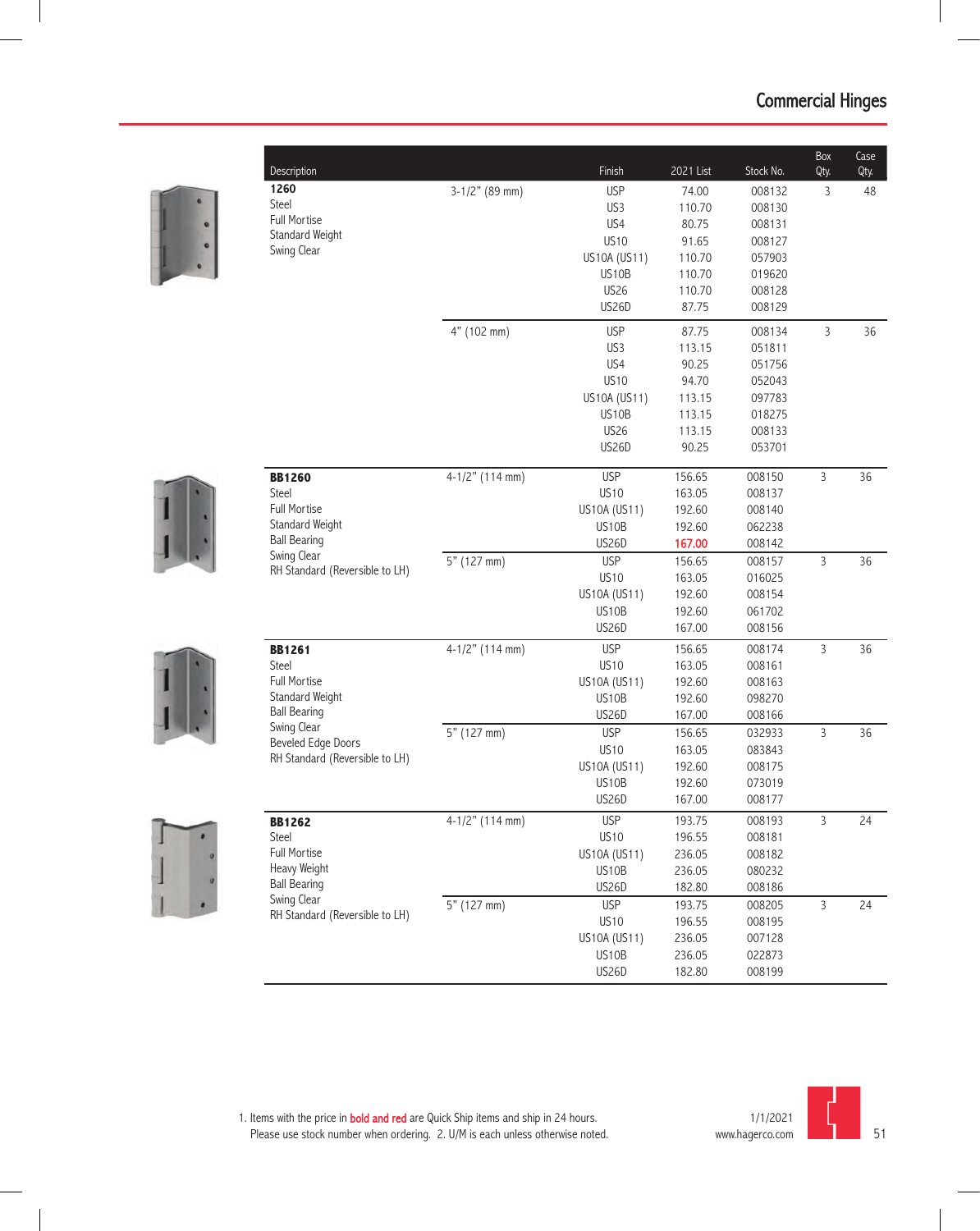# Commercial Hinges

| Description | Size | Finish | 2021 List | Stock No. | Box Qty. | Case Qty. |
|---|---|---|---|---|---|---|
| **1260** Steel Full Mortise Standard Weight Swing Clear | 3-1/2" (89 mm) | USP | 74.00 | 008132 | 3 | 48 |
| | | US3 | 110.70 | 008130 | | |
| | | US4 | 80.75 | 008131 | | |
| | | US10 | 91.65 | 008127 | | |
| | | US10A (US11) | 110.70 | 057903 | | |
| | | US10B | 110.70 | 019620 | | |
| | | US26 | 110.70 | 008128 | | |
| | | US26D | 87.75 | 008129 | | |
| | 4" (102 mm) | USP | 87.75 | 008134 | 3 | 36 |
| | | US3 | 113.15 | 051811 | | |
| | | US4 | 90.25 | 051756 | | |
| | | US10 | 94.70 | 052043 | | |
| | | US10A (US11) | 113.15 | 097783 | | |
| | | US10B | 113.15 | 018275 | | |
| | | US26 | 113.15 | 008133 | | |
| | | US26D | 90.25 | 053701 | | |
| **BB1260** Steel Full Mortise Standard Weight Ball Bearing Swing Clear RH Standard (Reversible to LH) | 4-1/2" (114 mm) | USP | 156.65 | 008150 | 3 | 36 |
| | | US10 | 163.05 | 008137 | | |
| | | US10A (US11) | 192.60 | 008140 | | |
| | | US10B | 192.60 | 062238 | | |
| | | US26D | **167.00** | 008142 | | |
| | 5" (127 mm) | USP | 156.65 | 008157 | 3 | 36 |
| | | US10 | 163.05 | 016025 | | |
| | | US10A (US11) | 192.60 | 008154 | | |
| | | US10B | 192.60 | 061702 | | |
| | | US26D | 167.00 | 008156 | | |
| **BB1261** Steel Full Mortise Standard Weight Ball Bearing Swing Clear Beveled Edge Doors RH Standard (Reversible to LH) | 4-1/2" (114 mm) | USP | 156.65 | 008174 | 3 | 36 |
| | | US10 | 163.05 | 008161 | | |
| | | US10A (US11) | 192.60 | 008163 | | |
| | | US10B | 192.60 | 098270 | | |
| | | US26D | 167.00 | 008166 | | |
| | 5" (127 mm) | USP | 156.65 | 032933 | 3 | 36 |
| | | US10 | 163.05 | 083843 | | |
| | | US10A (US11) | 192.60 | 008175 | | |
| | | US10B | 192.60 | 073019 | | |
| | | US26D | 167.00 | 008177 | | |
| **BB1262** Steel Full Mortise Heavy Weight Ball Bearing Swing Clear RH Standard (Reversible to LH) | 4-1/2" (114 mm) | USP | 193.75 | 008193 | 3 | 24 |
| | | US10 | 196.55 | 008181 | | |
| | | US10A (US11) | 236.05 | 008182 | | |
| | | US10B | 236.05 | 080232 | | |
| | | US26D | 182.80 | 008186 | | |
| | 5" (127 mm) | USP | 193.75 | 008205 | 3 | 24 |
| | | US10 | 196.55 | 008195 | | |
| | | US10A (US11) | 236.05 | 007128 | | |
| | | US10B | 236.05 | 022873 | | |
| | | US26D | 182.80 | 008199 | | |

1. Items with the price in **bold and red** are Quick Ship items and ship in 24 hours. Please use stock number when ordering. 2. U/M is each unless otherwise noted.

1/1/2021
www.hagerco.com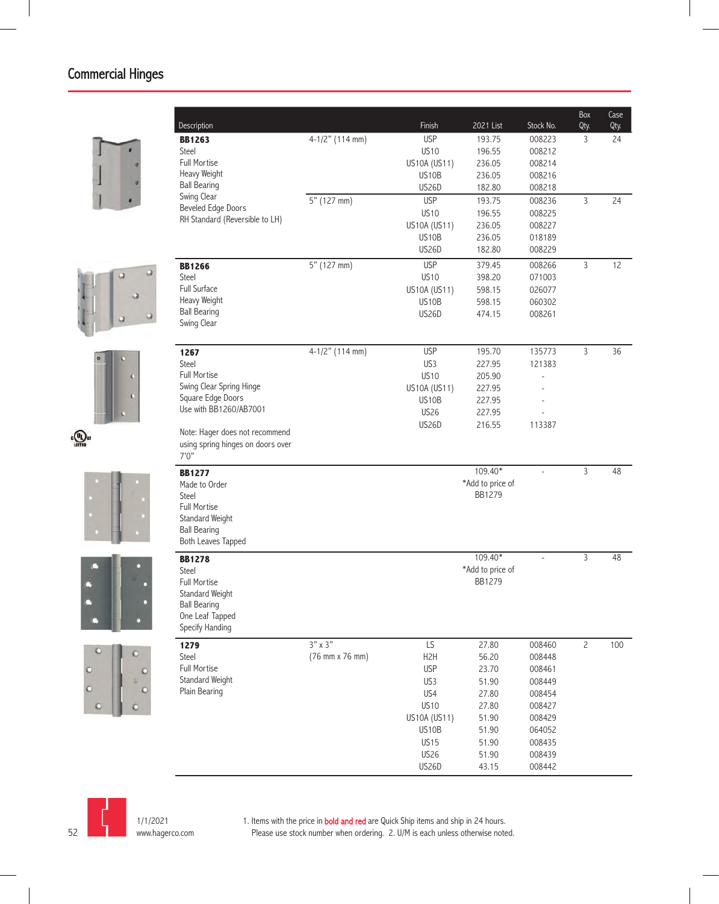# Commercial Hinges

| Description | | Finish | 2021 List | Stock No. | Box Qty. | Case Qty. |
|---|---|---|---|---|---|---|
| **BB1263** | 4-1/2" (114 mm) | USP | 193.75 | 008223 | 3 | 24 |
| Steel | | US10 | 196.55 | 008212 | | |
| Full Mortise | | US10A (US11) | 236.05 | 008214 | | |
| Heavy Weight | | US10B | 236.05 | 008216 | | |
| Ball Bearing | | US26D | 182.80 | 008218 | | |
| Swing Clear | 5" (127 mm) | USP | 193.75 | 008236 | 3 | 24 |
| Beveled Edge Doors | | US10 | 196.55 | 008225 | | |
| RH Standard (Reversible to LH) | | US10A (US11) | 236.05 | 008227 | | |
| | | US10B | 236.05 | 018189 | | |
| | | US26D | 182.80 | 008229 | | |
| **BB1266** | 5" (127 mm) | USP | 379.45 | 008266 | 3 | 12 |
| Steel | | US10 | 398.20 | 071003 | | |
| Full Surface | | US10A (US11) | 598.15 | 026077 | | |
| Heavy Weight | | US10B | 598.15 | 060302 | | |
| Ball Bearing | | US26D | 474.15 | 008261 | | |
| Swing Clear | | | | | | |
| **1267** | 4-1/2" (114 mm) | USP | 195.70 | 135773 | 3 | 36 |
| Steel | | US3 | 227.95 | 121383 | | |
| Full Mortise | | US10 | 205.90 | - | | |
| Swing Clear Spring Hinge | | US10A (US11) | 227.95 | - | | |
| Square Edge Doors | | US10B | 227.95 | - | | |
| Use with BB1260/AB7001 | | US26 | 227.95 | - | | |
| Note: Hager does not recommend using spring hinges on doors over 7'0" | | US26D | 216.55 | 113387 | | |
| **BB1277** | | | 109.40* | - | 3 | 48 |
| Made to Order | | | *Add to price of BB1279 | | | |
| Steel | | | | | | |
| Full Mortise | | | | | | |
| Standard Weight | | | | | | |
| Ball Bearing | | | | | | |
| Both Leaves Tapped | | | | | | |
| **BB1278** | | | 109.40* | - | 3 | 48 |
| Steel | | | *Add to price of BB1279 | | | |
| Full Mortise | | | | | | |
| Standard Weight | | | | | | |
| Ball Bearing | | | | | | |
| One Leaf Tapped | | | | | | |
| Specify Handing | | | | | | |
| **1279** | 3" x 3" | LS | 27.80 | 008460 | 2 | 100 |
| Steel | (76 mm x 76 mm) | H2H | 56.20 | 008448 | | |
| Full Mortise | | USP | 23.70 | 008461 | | |
| Standard Weight | | US3 | 51.90 | 008449 | | |
| Plain Bearing | | US4 | 27.80 | 008454 | | |
| | | US10 | 27.80 | 008427 | | |
| | | US10A (US11) | 51.90 | 008429 | | |
| | | US10B | 51.90 | 064052 | | |
| | | US15 | 51.90 | 008435 | | |
| | | US26 | 51.90 | 008439 | | |
| | | US26D | 43.15 | 008442 | | |

1/1/2021
www.hagerco.com

1. Items with the price in **bold and red** are Quick Ship items and ship in 24 hours. Please use stock number when ordering. 2. U/M is each unless otherwise noted.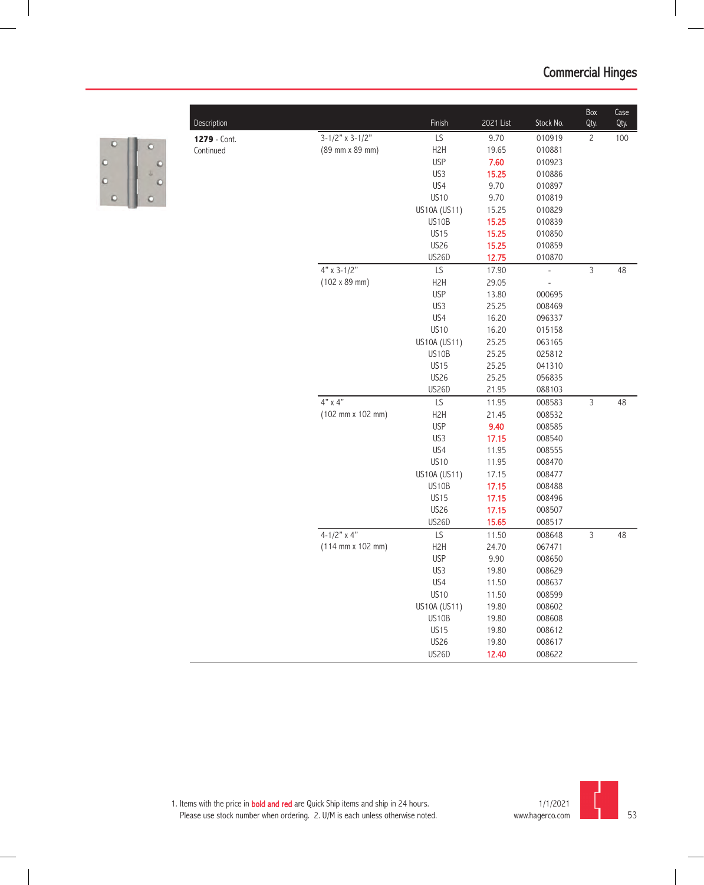## Commercial Hinges

| Description | | Finish | 2021 List | Stock No. | Box Qty. | Case Qty. |
|---|---|---|---|---|---|---|
| **1279** - Cont. Continued | 3-1/2" x 3-1/2" (89 mm x 89 mm) | LS | 9.70 | 010919 | 2 | 100 |
| | | H2H | 19.65 | 010881 | | |
| | | USP | **7.60** | 010923 | | |
| | | US3 | **15.25** | 010886 | | |
| | | US4 | 9.70 | 010897 | | |
| | | US10 | 9.70 | 010819 | | |
| | | US10A (US11) | 15.25 | 010829 | | |
| | | US10B | **15.25** | 010839 | | |
| | | US15 | **15.25** | 010850 | | |
| | | US26 | **15.25** | 010859 | | |
| | | US26D | **12.75** | 010870 | | |
| | 4" x 3-1/2" (102 x 89 mm) | LS | 17.90 | - | 3 | 48 |
| | | H2H | 29.05 | - | | |
| | | USP | 13.80 | 000695 | | |
| | | US3 | 25.25 | 008469 | | |
| | | US4 | 16.20 | 096337 | | |
| | | US10 | 16.20 | 015158 | | |
| | | US10A (US11) | 25.25 | 063165 | | |
| | | US10B | 25.25 | 025812 | | |
| | | US15 | 25.25 | 041310 | | |
| | | US26 | 25.25 | 056835 | | |
| | | US26D | 21.95 | 088103 | | |
| | 4" x 4" (102 mm x 102 mm) | LS | 11.95 | 008583 | 3 | 48 |
| | | H2H | 21.45 | 008532 | | |
| | | USP | **9.40** | 008585 | | |
| | | US3 | **17.15** | 008540 | | |
| | | US4 | 11.95 | 008555 | | |
| | | US10 | 11.95 | 008470 | | |
| | | US10A (US11) | 17.15 | 008477 | | |
| | | US10B | **17.15** | 008488 | | |
| | | US15 | **17.15** | 008496 | | |
| | | US26 | **17.15** | 008507 | | |
| | | US26D | **15.65** | 008517 | | |
| | 4-1/2" x 4" (114 mm x 102 mm) | LS | 11.50 | 008648 | 3 | 48 |
| | | H2H | 24.70 | 067471 | | |
| | | USP | 9.90 | 008650 | | |
| | | US3 | 19.80 | 008629 | | |
| | | US4 | 11.50 | 008637 | | |
| | | US10 | 11.50 | 008599 | | |
| | | US10A (US11) | 19.80 | 008602 | | |
| | | US10B | 19.80 | 008608 | | |
| | | US15 | 19.80 | 008612 | | |
| | | US26 | 19.80 | 008617 | | |
| | | US26D | **12.40** | 008622 | | |

1. Items with the price in **bold and red** are Quick Ship items and ship in 24 hours. Please use stock number when ordering. 2. U/M is each unless otherwise noted.

1/1/2021
www.hagerco.com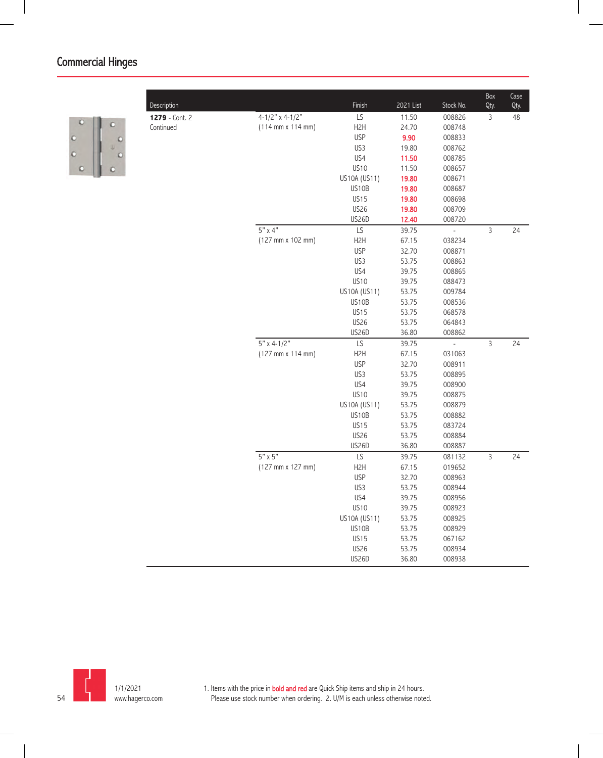## Commercial Hinges

| Description | | Finish | 2021 List | Stock No. | Box Qty. | Case Qty. |
|---|---|---|---|---|---|---|
| **1279** - Cont. 2 Continued | 4-1/2" x 4-1/2" (114 mm x 114 mm) | LS | 11.50 | 008826 | 3 | 48 |
| | | H2H | 24.70 | 008748 | | |
| | | USP | **9.90** | 008833 | | |
| | | US3 | 19.80 | 008762 | | |
| | | US4 | **11.50** | 008785 | | |
| | | US10 | 11.50 | 008657 | | |
| | | US10A (US11) | **19.80** | 008671 | | |
| | | US10B | **19.80** | 008687 | | |
| | | US15 | **19.80** | 008698 | | |
| | | US26 | **19.80** | 008709 | | |
| | | US26D | **12.40** | 008720 | | |
| | 5" x 4" (127 mm x 102 mm) | LS | 39.75 | - | 3 | 24 |
| | | H2H | 67.15 | 038234 | | |
| | | USP | 32.70 | 008871 | | |
| | | US3 | 53.75 | 008863 | | |
| | | US4 | 39.75 | 008865 | | |
| | | US10 | 39.75 | 088473 | | |
| | | US10A (US11) | 53.75 | 009784 | | |
| | | US10B | 53.75 | 008536 | | |
| | | US15 | 53.75 | 068578 | | |
| | | US26 | 53.75 | 064843 | | |
| | | US26D | 36.80 | 008862 | | |
| | 5" x 4-1/2" (127 mm x 114 mm) | LS | 39.75 | - | 3 | 24 |
| | | H2H | 67.15 | 031063 | | |
| | | USP | 32.70 | 008911 | | |
| | | US3 | 53.75 | 008895 | | |
| | | US4 | 39.75 | 008900 | | |
| | | US10 | 39.75 | 008875 | | |
| | | US10A (US11) | 53.75 | 008879 | | |
| | | US10B | 53.75 | 008882 | | |
| | | US15 | 53.75 | 083724 | | |
| | | US26 | 53.75 | 008884 | | |
| | | US26D | 36.80 | 008887 | | |
| | 5" x 5" (127 mm x 127 mm) | LS | 39.75 | 081132 | 3 | 24 |
| | | H2H | 67.15 | 019652 | | |
| | | USP | 32.70 | 008963 | | |
| | | US3 | 53.75 | 008944 | | |
| | | US4 | 39.75 | 008956 | | |
| | | US10 | 39.75 | 008923 | | |
| | | US10A (US11) | 53.75 | 008925 | | |
| | | US10B | 53.75 | 008929 | | |
| | | US15 | 53.75 | 067162 | | |
| | | US26 | 53.75 | 008934 | | |
| | | US26D | 36.80 | 008938 | | |

1/1/2021
www.hagerco.com

1. Items with the price in **bold and red** are Quick Ship items and ship in 24 hours. Please use stock number when ordering. 2. U/M is each unless otherwise noted.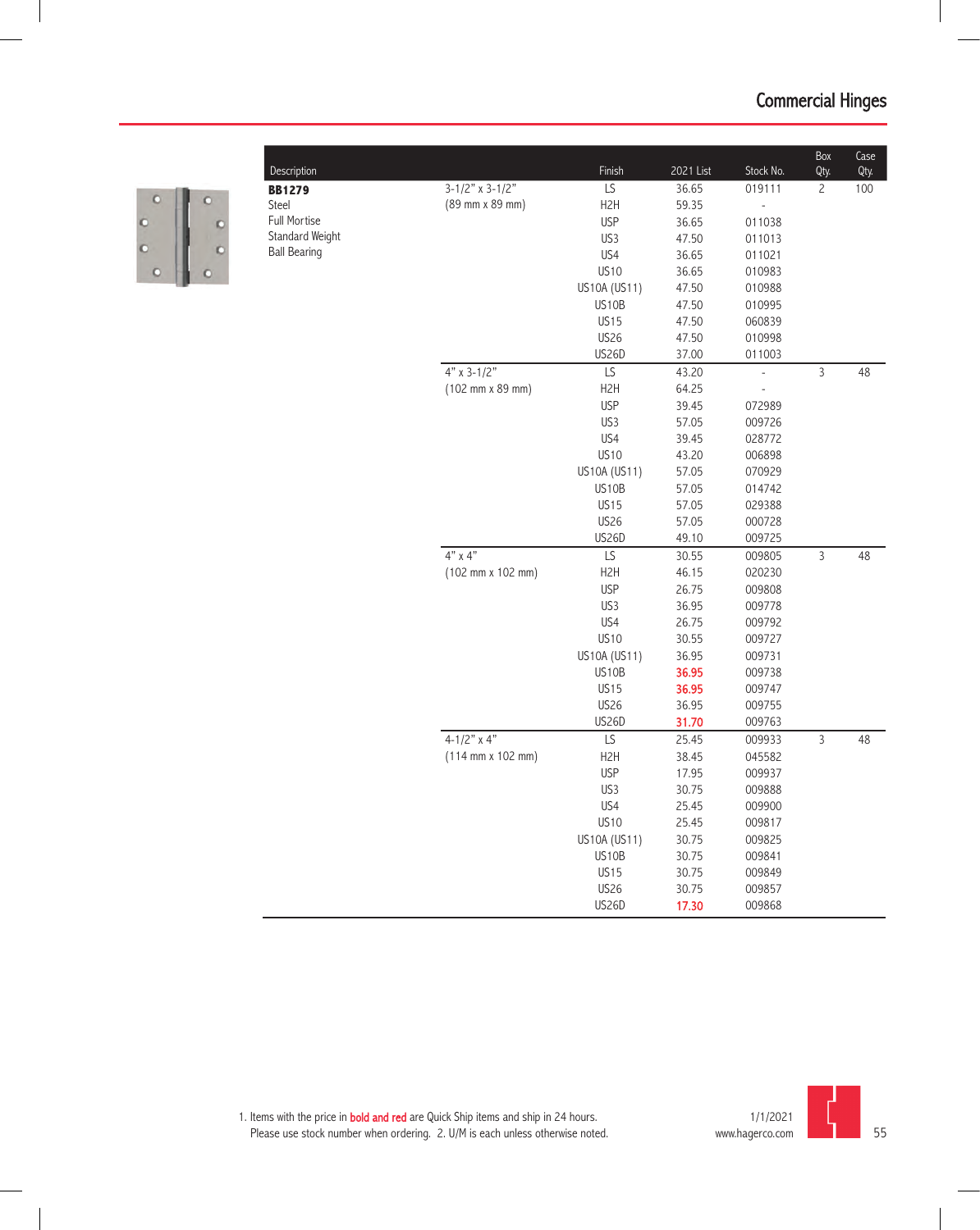# Commercial Hinges

| Description | | Finish | 2021 List | Stock No. | Box Qty. | Case Qty. |
|---|---|---|---|---|---|---|
| **BB1279** | 3-1/2" x 3-1/2" | LS | 36.65 | 019111 | 2 | 100 |
| Steel | (89 mm x 89 mm) | H2H | 59.35 | - | | |
| Full Mortise | | USP | 36.65 | 011038 | | |
| Standard Weight | | US3 | 47.50 | 011013 | | |
| Ball Bearing | | US4 | 36.65 | 011021 | | |
| | | US10 | 36.65 | 010983 | | |
| | | US10A (US11) | 47.50 | 010988 | | |
| | | US10B | 47.50 | 010995 | | |
| | | US15 | 47.50 | 060839 | | |
| | | US26 | 47.50 | 010998 | | |
| | | US26D | 37.00 | 011003 | | |
| | 4" x 3-1/2" | LS | 43.20 | - | 3 | 48 |
| | (102 mm x 89 mm) | H2H | 64.25 | - | | |
| | | USP | 39.45 | 072989 | | |
| | | US3 | 57.05 | 009726 | | |
| | | US4 | 39.45 | 028772 | | |
| | | US10 | 43.20 | 006898 | | |
| | | US10A (US11) | 57.05 | 070929 | | |
| | | US10B | 57.05 | 014742 | | |
| | | US15 | 57.05 | 029388 | | |
| | | US26 | 57.05 | 000728 | | |
| | | US26D | 49.10 | 009725 | | |
| | 4" x 4" | LS | 30.55 | 009805 | 3 | 48 |
| | (102 mm x 102 mm) | H2H | 46.15 | 020230 | | |
| | | USP | 26.75 | 009808 | | |
| | | US3 | 36.95 | 009778 | | |
| | | US4 | 26.75 | 009792 | | |
| | | US10 | 30.55 | 009727 | | |
| | | US10A (US11) | 36.95 | 009731 | | |
| | | US10B | **36.95** | 009738 | | |
| | | US15 | **36.95** | 009747 | | |
| | | US26 | 36.95 | 009755 | | |
| | | US26D | **31.70** | 009763 | | |
| | 4-1/2" x 4" | LS | 25.45 | 009933 | 3 | 48 |
| | (114 mm x 102 mm) | H2H | 38.45 | 045582 | | |
| | | USP | 17.95 | 009937 | | |
| | | US3 | 30.75 | 009888 | | |
| | | US4 | 25.45 | 009900 | | |
| | | US10 | 25.45 | 009817 | | |
| | | US10A (US11) | 30.75 | 009825 | | |
| | | US10B | 30.75 | 009841 | | |
| | | US15 | 30.75 | 009849 | | |
| | | US26 | 30.75 | 009857 | | |
| | | US26D | **17.30** | 009868 | | |

1. Items with the price in **bold and red** are Quick Ship items and ship in 24 hours. Please use stock number when ordering. 2. U/M is each unless otherwise noted.

1/1/2021
www.hagerco.com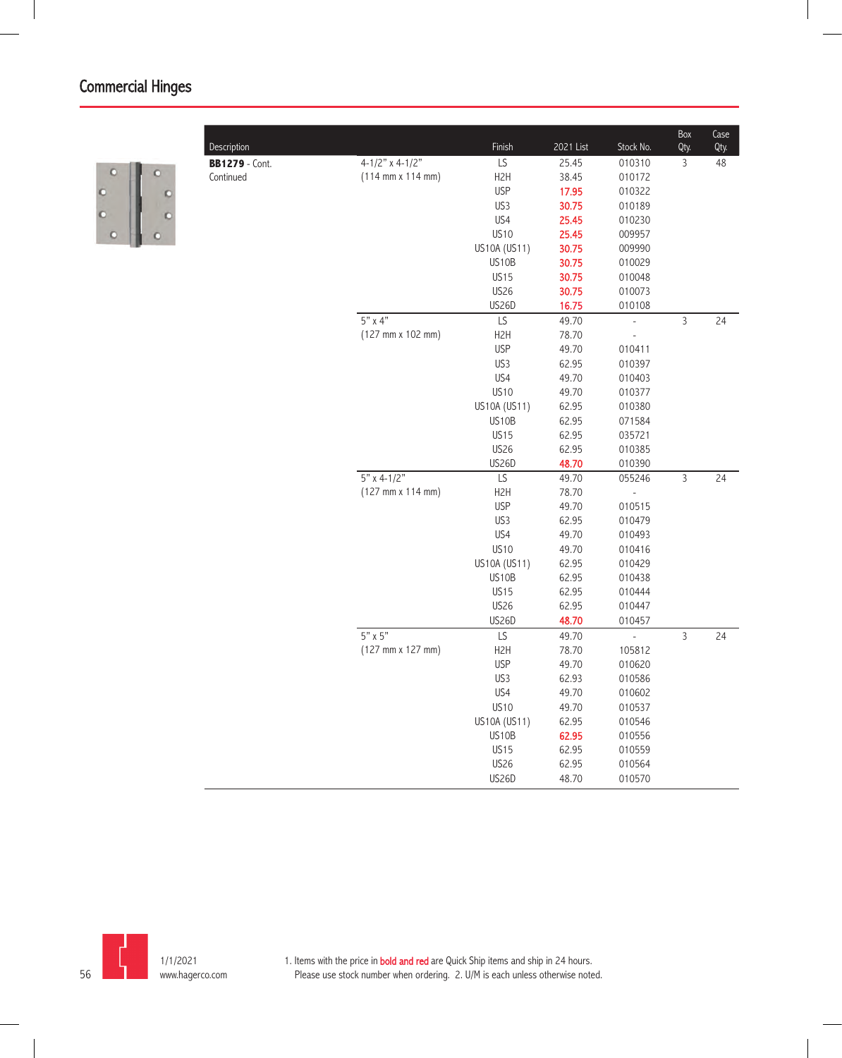## Commercial Hinges

| Description | | Finish | 2021 List | Stock No. | Box Qty. | Case Qty. |
|---|---|---|---|---|---|---|
| **BB1279** - Cont. Continued | 4-1/2" x 4-1/2" (114 mm x 114 mm) | LS | 25.45 | 010310 | 3 | 48 |
| | | H2H | 38.45 | 010172 | | |
| | | USP | **17.95** | 010322 | | |
| | | US3 | **30.75** | 010189 | | |
| | | US4 | **25.45** | 010230 | | |
| | | US10 | **25.45** | 009957 | | |
| | | US10A (US11) | **30.75** | 009990 | | |
| | | US10B | **30.75** | 010029 | | |
| | | US15 | **30.75** | 010048 | | |
| | | US26 | **30.75** | 010073 | | |
| | | US26D | **16.75** | 010108 | | |
| | 5" x 4" (127 mm x 102 mm) | LS | 49.70 | - | 3 | 24 |
| | | H2H | 78.70 | - | | |
| | | USP | 49.70 | 010411 | | |
| | | US3 | 62.95 | 010397 | | |
| | | US4 | 49.70 | 010403 | | |
| | | US10 | 49.70 | 010377 | | |
| | | US10A (US11) | 62.95 | 010380 | | |
| | | US10B | 62.95 | 071584 | | |
| | | US15 | 62.95 | 035721 | | |
| | | US26 | 62.95 | 010385 | | |
| | | US26D | **48.70** | 010390 | | |
| | 5" x 4-1/2" (127 mm x 114 mm) | LS | 49.70 | 055246 | 3 | 24 |
| | | H2H | 78.70 | - | | |
| | | USP | 49.70 | 010515 | | |
| | | US3 | 62.95 | 010479 | | |
| | | US4 | 49.70 | 010493 | | |
| | | US10 | 49.70 | 010416 | | |
| | | US10A (US11) | 62.95 | 010429 | | |
| | | US10B | 62.95 | 010438 | | |
| | | US15 | 62.95 | 010444 | | |
| | | US26 | 62.95 | 010447 | | |
| | | US26D | **48.70** | 010457 | | |
| | 5" x 5" (127 mm x 127 mm) | LS | 49.70 | - | 3 | 24 |
| | | H2H | 78.70 | 105812 | | |
| | | USP | 49.70 | 010620 | | |
| | | US3 | 62.93 | 010586 | | |
| | | US4 | 49.70 | 010602 | | |
| | | US10 | 49.70 | 010537 | | |
| | | US10A (US11) | 62.95 | 010546 | | |
| | | US10B | **62.95** | 010556 | | |
| | | US15 | 62.95 | 010559 | | |
| | | US26 | 62.95 | 010564 | | |
| | | US26D | 48.70 | 010570 | | |

1/1/2021
www.hagerco.com

1. Items with the price in **bold and red** are Quick Ship items and ship in 24 hours. Please use stock number when ordering. 2. U/M is each unless otherwise noted.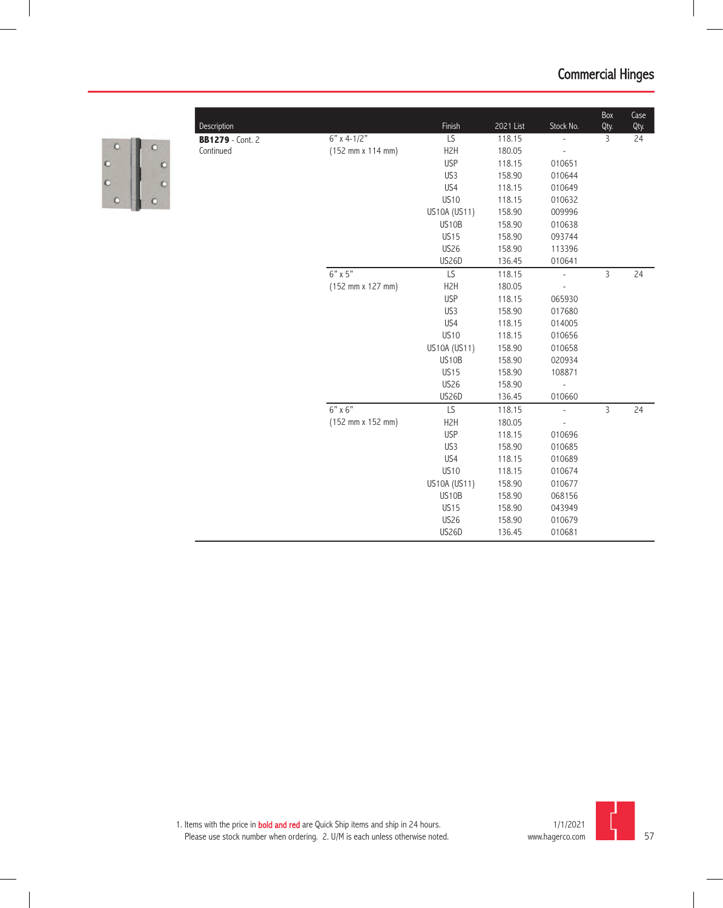## Commercial Hinges

| Description | | Finish | 2021 List | Stock No. | Box Qty. | Case Qty. |
|---|---|---|---|---|---|---|
| **BB1279** - Cont. 2 | 6" x 4-1/2" | LS | 118.15 | - | 3 | 24 |
| Continued | (152 mm x 114 mm) | H2H | 180.05 | - | | |
| | | USP | 118.15 | 010651 | | |
| | | US3 | 158.90 | 010644 | | |
| | | US4 | 118.15 | 010649 | | |
| | | US10 | 118.15 | 010632 | | |
| | | US10A (US11) | 158.90 | 009996 | | |
| | | US10B | 158.90 | 010638 | | |
| | | US15 | 158.90 | 093744 | | |
| | | US26 | 158.90 | 113396 | | |
| | | US26D | 136.45 | 010641 | | |
| | 6" x 5" | LS | 118.15 | - | 3 | 24 |
| | (152 mm x 127 mm) | H2H | 180.05 | - | | |
| | | USP | 118.15 | 065930 | | |
| | | US3 | 158.90 | 017680 | | |
| | | US4 | 118.15 | 014005 | | |
| | | US10 | 118.15 | 010656 | | |
| | | US10A (US11) | 158.90 | 010658 | | |
| | | US10B | 158.90 | 020934 | | |
| | | US15 | 158.90 | 108871 | | |
| | | US26 | 158.90 | - | | |
| | | US26D | 136.45 | 010660 | | |
| | 6" x 6" | LS | 118.15 | - | 3 | 24 |
| | (152 mm x 152 mm) | H2H | 180.05 | - | | |
| | | USP | 118.15 | 010696 | | |
| | | US3 | 158.90 | 010685 | | |
| | | US4 | 118.15 | 010689 | | |
| | | US10 | 118.15 | 010674 | | |
| | | US10A (US11) | 158.90 | 010677 | | |
| | | US10B | 158.90 | 068156 | | |
| | | US15 | 158.90 | 043949 | | |
| | | US26 | 158.90 | 010679 | | |
| | | US26D | 136.45 | 010681 | | |

1. Items with the price in **bold and red** are Quick Ship items and ship in 24 hours. Please use stock number when ordering. 2. U/M is each unless otherwise noted.

1/1/2021
www.hagerco.com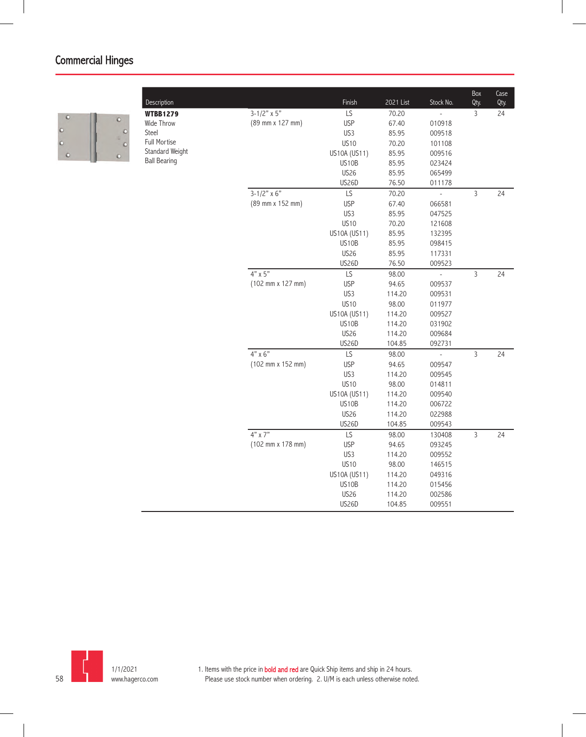## Commercial Hinges

| Description | | Finish | 2021 List | Stock No. | Box Qty. | Case Qty. |
|---|---|---|---|---|---|---|
| **WTBB1279** | 3-1/2" x 5" | LS | 70.20 | - | 3 | 24 |
| Wide Throw | (89 mm x 127 mm) | USP | 67.40 | 010918 | | |
| Steel | | US3 | 85.95 | 009518 | | |
| Full Mortise | | US10 | 70.20 | 101108 | | |
| Standard Weight | | US10A (US11) | 85.95 | 009516 | | |
| Ball Bearing | | US10B | 85.95 | 023424 | | |
| | | US26 | 85.95 | 065499 | | |
| | | US26D | 76.50 | 011178 | | |
| | 3-1/2" x 6" | LS | 70.20 | - | 3 | 24 |
| | (89 mm x 152 mm) | USP | 67.40 | 066581 | | |
| | | US3 | 85.95 | 047525 | | |
| | | US10 | 70.20 | 121608 | | |
| | | US10A (US11) | 85.95 | 132395 | | |
| | | US10B | 85.95 | 098415 | | |
| | | US26 | 85.95 | 117331 | | |
| | | US26D | 76.50 | 009523 | | |
| | 4" x 5" | LS | 98.00 | - | 3 | 24 |
| | (102 mm x 127 mm) | USP | 94.65 | 009537 | | |
| | | US3 | 114.20 | 009531 | | |
| | | US10 | 98.00 | 011977 | | |
| | | US10A (US11) | 114.20 | 009527 | | |
| | | US10B | 114.20 | 031902 | | |
| | | US26 | 114.20 | 009684 | | |
| | | US26D | 104.85 | 092731 | | |
| | 4" x 6" | LS | 98.00 | - | 3 | 24 |
| | (102 mm x 152 mm) | USP | 94.65 | 009547 | | |
| | | US3 | 114.20 | 009545 | | |
| | | US10 | 98.00 | 014811 | | |
| | | US10A (US11) | 114.20 | 009540 | | |
| | | US10B | 114.20 | 006722 | | |
| | | US26 | 114.20 | 022988 | | |
| | | US26D | 104.85 | 009543 | | |
| | 4" x 7" | LS | 98.00 | 130408 | 3 | 24 |
| | (102 mm x 178 mm) | USP | 94.65 | 093245 | | |
| | | US3 | 114.20 | 009552 | | |
| | | US10 | 98.00 | 146515 | | |
| | | US10A (US11) | 114.20 | 049316 | | |
| | | US10B | 114.20 | 015456 | | |
| | | US26 | 114.20 | 002586 | | |
| | | US26D | 104.85 | 009551 | | |

1/1/2021
www.hagerco.com

1. Items with the price in bold and red are Quick Ship items and ship in 24 hours. Please use stock number when ordering. 2. U/M is each unless otherwise noted.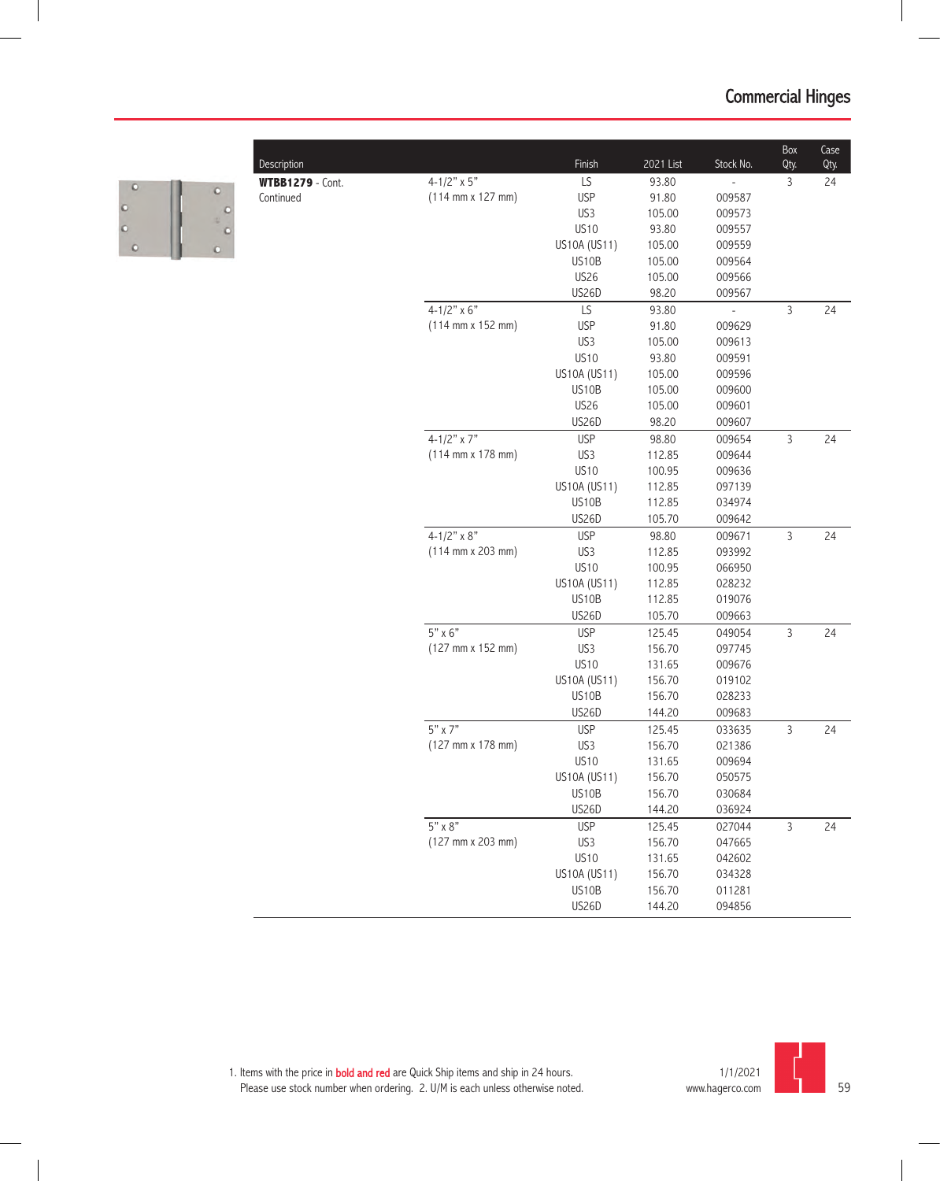## Commercial Hinges

| Description | | Finish | 2021 List | Stock No. | Box Qty. | Case Qty. |
|---|---|---|---|---|---|---|
| **WTBB1279** - Cont. Continued | 4-1/2" x 5" (114 mm x 127 mm) | LS | 93.80 | - | 3 | 24 |
| | | USP | 91.80 | 009587 | | |
| | | US3 | 105.00 | 009573 | | |
| | | US10 | 93.80 | 009557 | | |
| | | US10A (US11) | 105.00 | 009559 | | |
| | | US10B | 105.00 | 009564 | | |
| | | US26 | 105.00 | 009566 | | |
| | | US26D | 98.20 | 009567 | | |
| | 4-1/2" x 6" (114 mm x 152 mm) | LS | 93.80 | - | 3 | 24 |
| | | USP | 91.80 | 009629 | | |
| | | US3 | 105.00 | 009613 | | |
| | | US10 | 93.80 | 009591 | | |
| | | US10A (US11) | 105.00 | 009596 | | |
| | | US10B | 105.00 | 009600 | | |
| | | US26 | 105.00 | 009601 | | |
| | | US26D | 98.20 | 009607 | | |
| | 4-1/2" x 7" (114 mm x 178 mm) | USP | 98.80 | 009654 | 3 | 24 |
| | | US3 | 112.85 | 009644 | | |
| | | US10 | 100.95 | 009636 | | |
| | | US10A (US11) | 112.85 | 097139 | | |
| | | US10B | 112.85 | 034974 | | |
| | | US26D | 105.70 | 009642 | | |
| | 4-1/2" x 8" (114 mm x 203 mm) | USP | 98.80 | 009671 | 3 | 24 |
| | | US3 | 112.85 | 093992 | | |
| | | US10 | 100.95 | 066950 | | |
| | | US10A (US11) | 112.85 | 028232 | | |
| | | US10B | 112.85 | 019076 | | |
| | | US26D | 105.70 | 009663 | | |
| | 5" x 6" (127 mm x 152 mm) | USP | 125.45 | 049054 | 3 | 24 |
| | | US3 | 156.70 | 097745 | | |
| | | US10 | 131.65 | 009676 | | |
| | | US10A (US11) | 156.70 | 019102 | | |
| | | US10B | 156.70 | 028233 | | |
| | | US26D | 144.20 | 009683 | | |
| | 5" x 7" (127 mm x 178 mm) | USP | 125.45 | 033635 | 3 | 24 |
| | | US3 | 156.70 | 021386 | | |
| | | US10 | 131.65 | 009694 | | |
| | | US10A (US11) | 156.70 | 050575 | | |
| | | US10B | 156.70 | 030684 | | |
| | | US26D | 144.20 | 036924 | | |
| | 5" x 8" (127 mm x 203 mm) | USP | 125.45 | 027044 | 3 | 24 |
| | | US3 | 156.70 | 047665 | | |
| | | US10 | 131.65 | 042602 | | |
| | | US10A (US11) | 156.70 | 034328 | | |
| | | US10B | 156.70 | 011281 | | |
| | | US26D | 144.20 | 094856 | | |

1. Items with the price in **bold and red** are Quick Ship items and ship in 24 hours. Please use stock number when ordering. 2. U/M is each unless otherwise noted.

1/1/2021
www.hagerco.com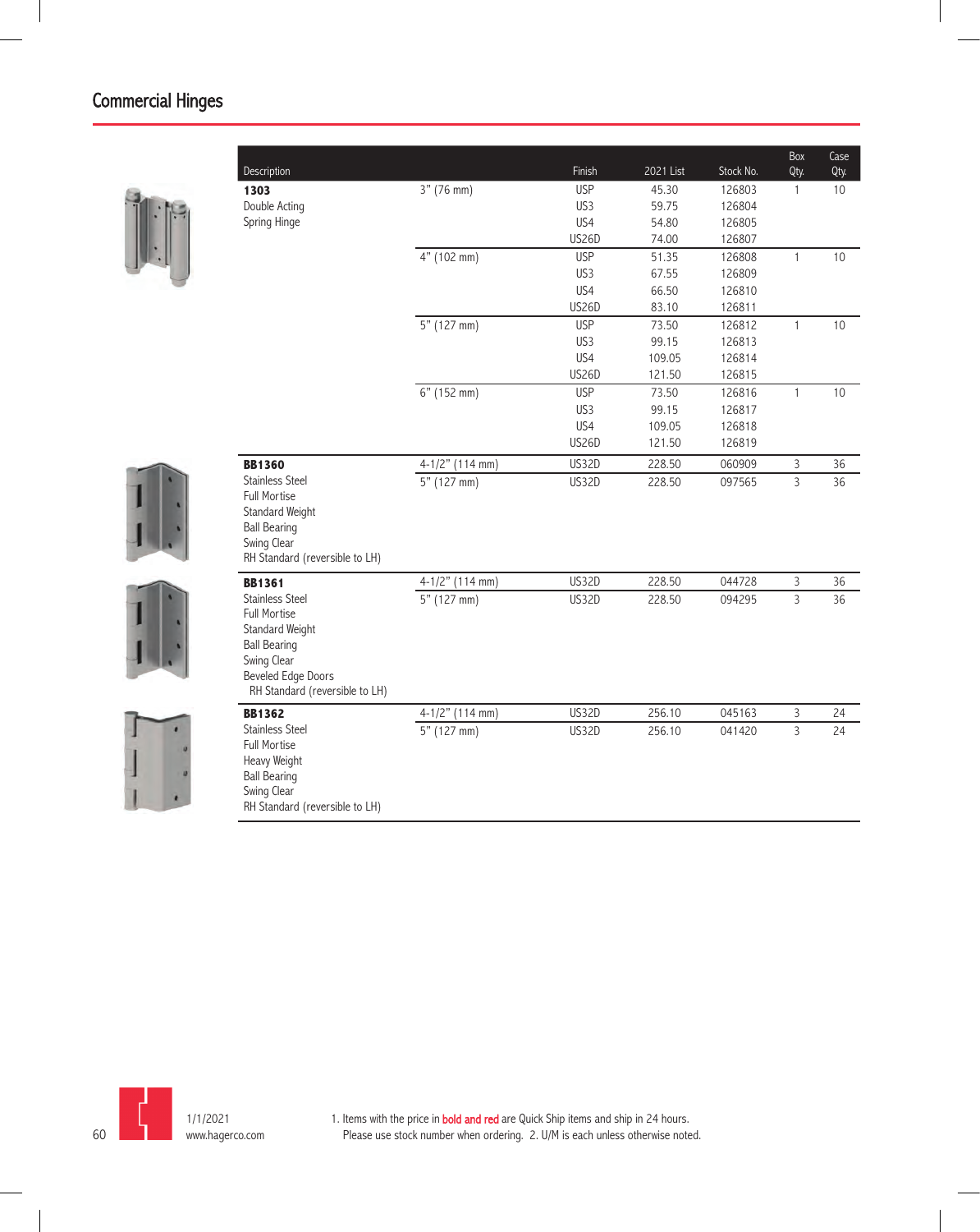# Commercial Hinges

| Description | | Finish | 2021 List | Stock No. | Box Qty. | Case Qty. |
|---|---|---|---|---|---|---|
| **1303** Double Acting Spring Hinge | 3" (76 mm) | USP | 45.30 | 126803 | 1 | 10 |
| | | US3 | 59.75 | 126804 | | |
| | | US4 | 54.80 | 126805 | | |
| | | US26D | 74.00 | 126807 | | |
| | 4" (102 mm) | USP | 51.35 | 126808 | 1 | 10 |
| | | US3 | 67.55 | 126809 | | |
| | | US4 | 66.50 | 126810 | | |
| | | US26D | 83.10 | 126811 | | |
| | 5" (127 mm) | USP | 73.50 | 126812 | 1 | 10 |
| | | US3 | 99.15 | 126813 | | |
| | | US4 | 109.05 | 126814 | | |
| | | US26D | 121.50 | 126815 | | |
| | 6" (152 mm) | USP | 73.50 | 126816 | 1 | 10 |
| | | US3 | 99.15 | 126817 | | |
| | | US4 | 109.05 | 126818 | | |
| | | US26D | 121.50 | 126819 | | |
| **BB1360** Stainless Steel, Full Mortise, Standard Weight, Ball Bearing, Swing Clear, RH Standard (reversible to LH) | 4-1/2" (114 mm) | US32D | 228.50 | 060909 | 3 | 36 |
| | 5" (127 mm) | US32D | 228.50 | 097565 | 3 | 36 |
| **BB1361** Stainless Steel, Full Mortise, Standard Weight, Ball Bearing, Swing Clear, Beveled Edge Doors, RH Standard (reversible to LH) | 4-1/2" (114 mm) | US32D | 228.50 | 044728 | 3 | 36 |
| | 5" (127 mm) | US32D | 228.50 | 094295 | 3 | 36 |
| **BB1362** Stainless Steel, Full Mortise, Heavy Weight, Ball Bearing, Swing Clear, RH Standard (reversible to LH) | 4-1/2" (114 mm) | US32D | 256.10 | 045163 | 3 | 24 |
| | 5" (127 mm) | US32D | 256.10 | 041420 | 3 | 24 |

1/1/2021
www.hagerco.com

1. Items with the price in **bold and red** are Quick Ship items and ship in 24 hours. Please use stock number when ordering. 2. U/M is each unless otherwise noted.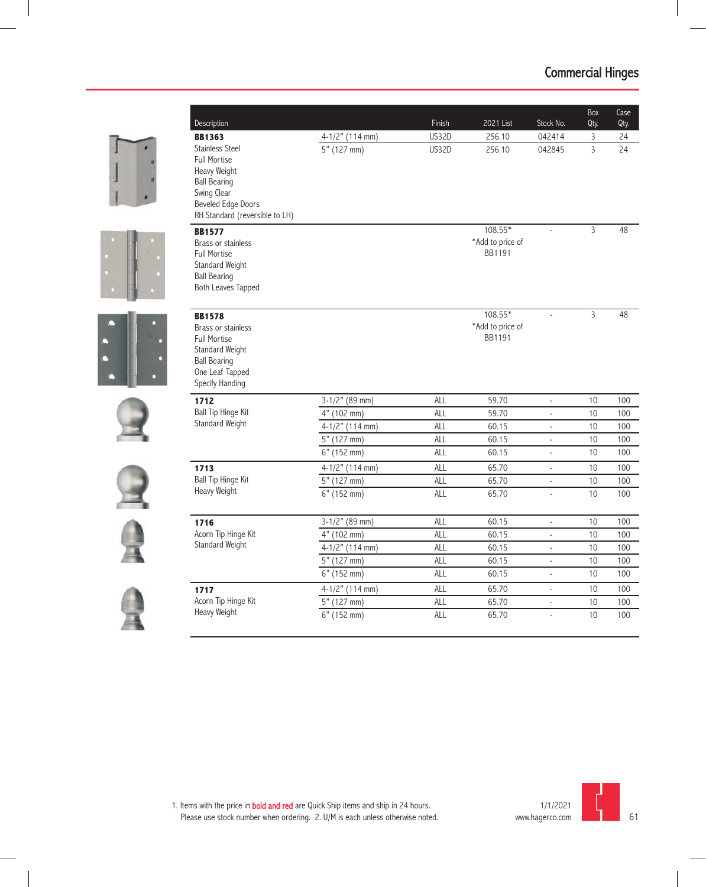# Commercial Hinges

| Description | | Finish | 2021 List | Stock No. | Box Qty. | Case Qty. |
|---|---|---|---|---|---|---|
| **BB1363**<br>Stainless Steel<br>Full Mortise<br>Heavy Weight<br>Ball Bearing<br>Swing Clear<br>Beveled Edge Doors<br>RH Standard (reversible to LH) | 4-1/2" (114 mm) | US32D | 256.10 | 042414 | 3 | 24 |
| | 5" (127 mm) | US32D | 256.10 | 042845 | 3 | 24 |
| **BB1577**<br>Brass or stainless<br>Full Mortise<br>Standard Weight<br>Ball Bearing<br>Both Leaves Tapped | | | 108.55*<br>*Add to price of BB1191 | - | 3 | 48 |
| **BB1578**<br>Brass or stainless<br>Full Mortise<br>Standard Weight<br>Ball Bearing<br>One Leaf Tapped<br>Specify Handing | | | 108.55*<br>*Add to price of BB1191 | - | 3 | 48 |
| **1712**<br>Ball Tip Hinge Kit<br>Standard Weight | 3-1/2" (89 mm) | ALL | 59.70 | - | 10 | 100 |
| | 4" (102 mm) | ALL | 59.70 | - | 10 | 100 |
| | 4-1/2" (114 mm) | ALL | 60.15 | - | 10 | 100 |
| | 5" (127 mm) | ALL | 60.15 | - | 10 | 100 |
| | 6" (152 mm) | ALL | 60.15 | - | 10 | 100 |
| **1713**<br>Ball Tip Hinge Kit<br>Heavy Weight | 4-1/2" (114 mm) | ALL | 65.70 | - | 10 | 100 |
| | 5" (127 mm) | ALL | 65.70 | - | 10 | 100 |
| | 6" (152 mm) | ALL | 65.70 | - | 10 | 100 |
| **1716**<br>Acorn Tip Hinge Kit<br>Standard Weight | 3-1/2" (89 mm) | ALL | 60.15 | - | 10 | 100 |
| | 4" (102 mm) | ALL | 60.15 | - | 10 | 100 |
| | 4-1/2" (114 mm) | ALL | 60.15 | - | 10 | 100 |
| | 5" (127 mm) | ALL | 60.15 | - | 10 | 100 |
| | 6" (152 mm) | ALL | 60.15 | - | 10 | 100 |
| **1717**<br>Acorn Tip Hinge Kit<br>Heavy Weight | 4-1/2" (114 mm) | ALL | 65.70 | - | 10 | 100 |
| | 5" (127 mm) | ALL | 65.70 | - | 10 | 100 |
| | 6" (152 mm) | ALL | 65.70 | - | 10 | 100 |

1. Items with the price in **bold and red** are Quick Ship items and ship in 24 hours. Please use stock number when ordering. 2. U/M is each unless otherwise noted.

1/1/2021
www.hagerco.com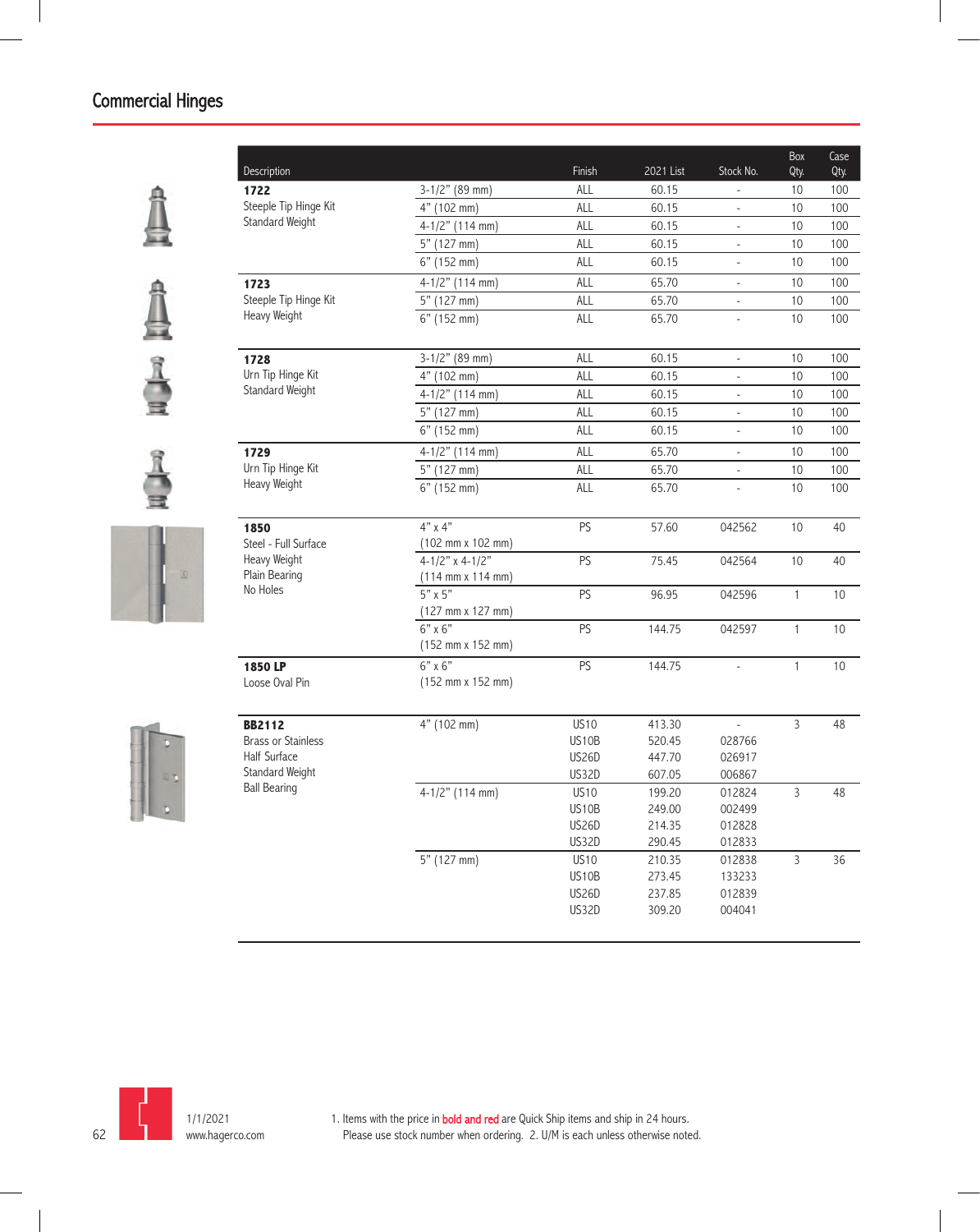## Commercial Hinges

| Description | | Finish | 2021 List | Stock No. | Box Qty. | Case Qty. |
|---|---|---|---|---|---|---|
| **1722** Steeple Tip Hinge Kit Standard Weight | 3-1/2" (89 mm) | ALL | 60.15 | - | 10 | 100 |
| | 4" (102 mm) | ALL | 60.15 | - | 10 | 100 |
| | 4-1/2" (114 mm) | ALL | 60.15 | - | 10 | 100 |
| | 5" (127 mm) | ALL | 60.15 | - | 10 | 100 |
| | 6" (152 mm) | ALL | 60.15 | - | 10 | 100 |
| **1723** Steeple Tip Hinge Kit Heavy Weight | 4-1/2" (114 mm) | ALL | 65.70 | - | 10 | 100 |
| | 5" (127 mm) | ALL | 65.70 | - | 10 | 100 |
| | 6" (152 mm) | ALL | 65.70 | - | 10 | 100 |
| **1728** Urn Tip Hinge Kit Standard Weight | 3-1/2" (89 mm) | ALL | 60.15 | - | 10 | 100 |
| | 4" (102 mm) | ALL | 60.15 | - | 10 | 100 |
| | 4-1/2" (114 mm) | ALL | 60.15 | - | 10 | 100 |
| | 5" (127 mm) | ALL | 60.15 | - | 10 | 100 |
| | 6" (152 mm) | ALL | 60.15 | - | 10 | 100 |
| **1729** Urn Tip Hinge Kit Heavy Weight | 4-1/2" (114 mm) | ALL | 65.70 | - | 10 | 100 |
| | 5" (127 mm) | ALL | 65.70 | - | 10 | 100 |
| | 6" (152 mm) | ALL | 65.70 | - | 10 | 100 |
| **1850** Steel - Full Surface Heavy Weight Plain Bearing No Holes | 4" x 4" (102 mm x 102 mm) | PS | 57.60 | 042562 | 10 | 40 |
| | 4-1/2" x 4-1/2" (114 mm x 114 mm) | PS | 75.45 | 042564 | 10 | 40 |
| | 5" x 5" (127 mm x 127 mm) | PS | 96.95 | 042596 | 1 | 10 |
| | 6" x 6" (152 mm x 152 mm) | PS | 144.75 | 042597 | 1 | 10 |
| **1850 LP** Loose Oval Pin | 6" x 6" (152 mm x 152 mm) | PS | 144.75 | - | 1 | 10 |
| **BB2112** Brass or Stainless Half Surface Standard Weight Ball Bearing | 4" (102 mm) | US10 | 413.30 | - | 3 | 48 |
| | | US10B | 520.45 | 028766 | | |
| | | US26D | 447.70 | 026917 | | |
| | | US32D | 607.05 | 006867 | | |
| | 4-1/2" (114 mm) | US10 | 199.20 | 012824 | 3 | 48 |
| | | US10B | 249.00 | 002499 | | |
| | | US26D | 214.35 | 012828 | | |
| | | US32D | 290.45 | 012833 | | |
| | 5" (127 mm) | US10 | 210.35 | 012838 | 3 | 36 |
| | | US10B | 273.45 | 133233 | | |
| | | US26D | 237.85 | 012839 | | |
| | | US32D | 309.20 | 004041 | | |

1/1/2021
www.hagerco.com

1. Items with the price in **bold and red** are Quick Ship items and ship in 24 hours. Please use stock number when ordering. 2. U/M is each unless otherwise noted.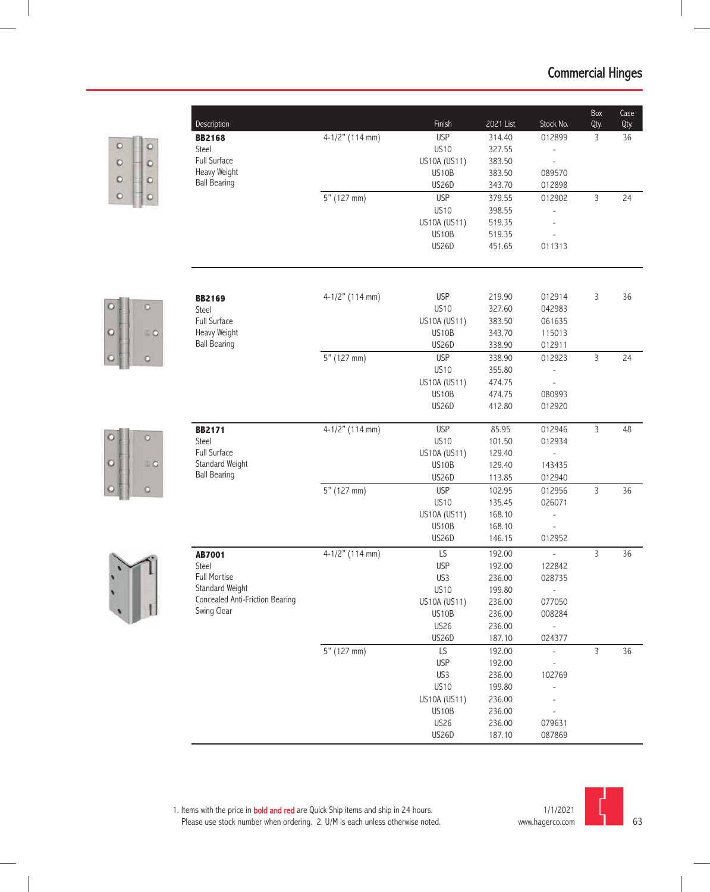# Commercial Hinges

| Description | Size | Finish | 2021 List | Stock No. | Box Qty. | Case Qty. |
|---|---|---|---|---|---|---|
| **BB2168** | 4-1/2" (114 mm) | USP | 314.40 | 012899 | 3 | 36 |
| Steel | | US10 | 327.55 | - | | |
| Full Surface | | US10A (US11) | 383.50 | - | | |
| Heavy Weight | | US10B | 383.50 | 089570 | | |
| Ball Bearing | | US26D | 343.70 | 012898 | | |
| | 5" (127 mm) | USP | 379.55 | 012902 | 3 | 24 |
| | | US10 | 398.55 | - | | |
| | | US10A (US11) | 519.35 | - | | |
| | | US10B | 519.35 | - | | |
| | | US26D | 451.65 | 011313 | | |
| **BB2169** | 4-1/2" (114 mm) | USP | 219.90 | 012914 | 3 | 36 |
| Steel | | US10 | 327.60 | 042983 | | |
| Full Surface | | US10A (US11) | 383.50 | 061635 | | |
| Heavy Weight | | US10B | 343.70 | 115013 | | |
| Ball Bearing | | US26D | 338.90 | 012911 | | |
| | 5" (127 mm) | USP | 338.90 | 012923 | 3 | 24 |
| | | US10 | 355.80 | - | | |
| | | US10A (US11) | 474.75 | - | | |
| | | US10B | 474.75 | 080993 | | |
| | | US26D | 412.80 | 012920 | | |
| **BB2171** | 4-1/2" (114 mm) | USP | 85.95 | 012946 | 3 | 48 |
| Steel | | US10 | 101.50 | 012934 | | |
| Full Surface | | US10A (US11) | 129.40 | - | | |
| Standard Weight | | US10B | 129.40 | 143435 | | |
| Ball Bearing | | US26D | 113.85 | 012940 | | |
| | 5" (127 mm) | USP | 102.95 | 012956 | 3 | 36 |
| | | US10 | 135.45 | 026071 | | |
| | | US10A (US11) | 168.10 | - | | |
| | | US10B | 168.10 | - | | |
| | | US26D | 146.15 | 012952 | | |
| **AB7001** | 4-1/2" (114 mm) | LS | 192.00 | - | 3 | 36 |
| Steel | | USP | 192.00 | 122842 | | |
| Full Mortise | | US3 | 236.00 | 028735 | | |
| Standard Weight | | US10 | 199.80 | - | | |
| Concealed Anti-Friction Bearing | | US10A (US11) | 236.00 | 077050 | | |
| Swing Clear | | US10B | 236.00 | 008284 | | |
| | | US26 | 236.00 | - | | |
| | | US26D | 187.10 | 024377 | | |
| | 5" (127 mm) | LS | 192.00 | - | 3 | 36 |
| | | USP | 192.00 | - | | |
| | | US3 | 236.00 | 102769 | | |
| | | US10 | 199.80 | - | | |
| | | US10A (US11) | 236.00 | - | | |
| | | US10B | 236.00 | - | | |
| | | US26 | 236.00 | 079631 | | |
| | | US26D | 187.10 | 087869 | | |

1. Items with the price in **bold and red** are Quick Ship items and ship in 24 hours. Please use stock number when ordering. 2. U/M is each unless otherwise noted.

1/1/2021
www.hagerco.com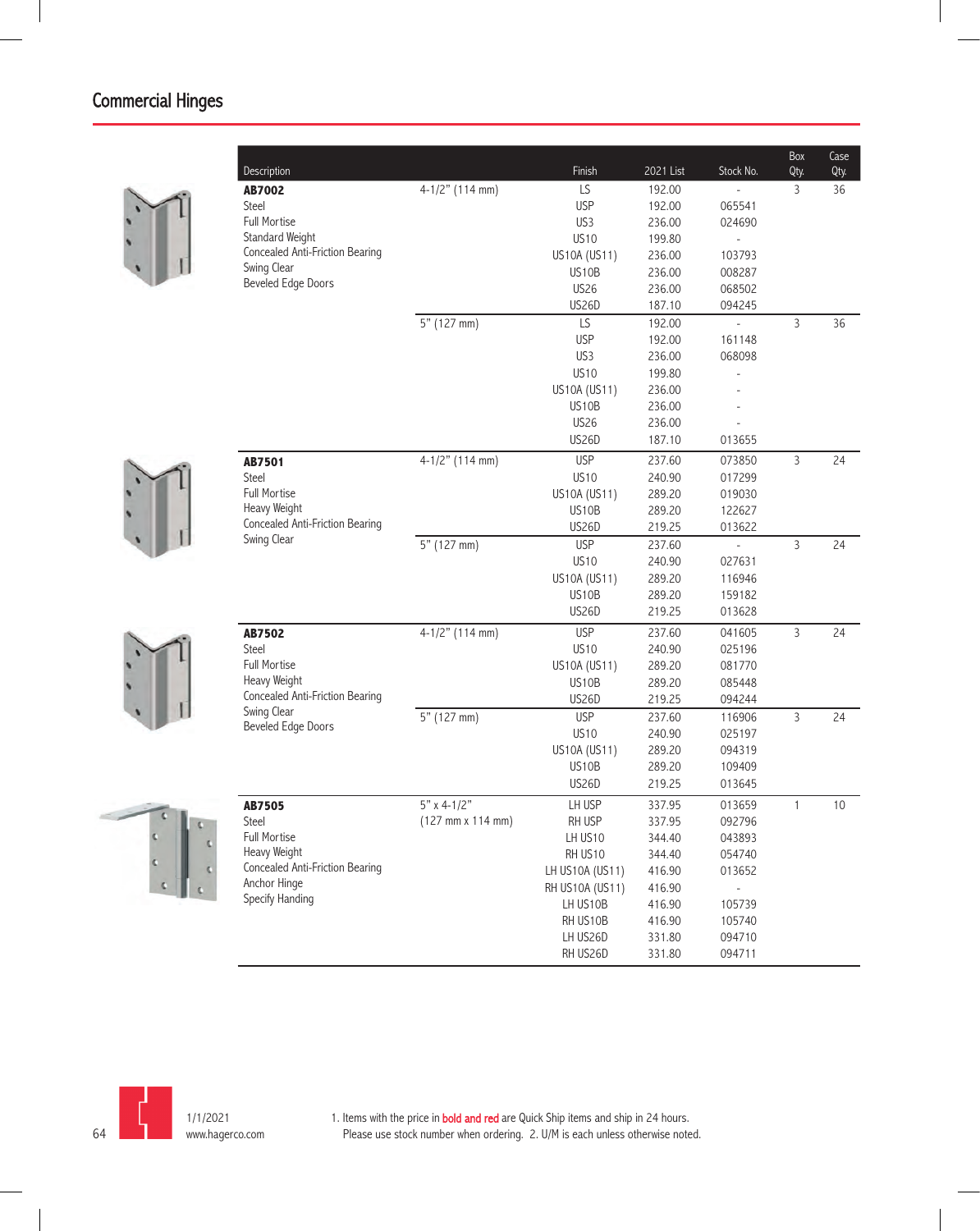## Commercial Hinges

| Description | | Finish | 2021 List | Stock No. | Box Qty. | Case Qty. |
|---|---|---|---|---|---|---|
| **AB7002** | 4-1/2" (114 mm) | LS | 192.00 | - | 3 | 36 |
| Steel | | USP | 192.00 | 065541 | | |
| Full Mortise | | US3 | 236.00 | 024690 | | |
| Standard Weight | | US10 | 199.80 | - | | |
| Concealed Anti-Friction Bearing | | US10A (US11) | 236.00 | 103793 | | |
| Swing Clear | | US10B | 236.00 | 008287 | | |
| Beveled Edge Doors | | US26 | 236.00 | 068502 | | |
| | | US26D | 187.10 | 094245 | | |
| | 5" (127 mm) | LS | 192.00 | - | 3 | 36 |
| | | USP | 192.00 | 161148 | | |
| | | US3 | 236.00 | 068098 | | |
| | | US10 | 199.80 | - | | |
| | | US10A (US11) | 236.00 | - | | |
| | | US10B | 236.00 | - | | |
| | | US26 | 236.00 | - | | |
| | | US26D | 187.10 | 013655 | | |
| **AB7501** | 4-1/2" (114 mm) | USP | 237.60 | 073850 | 3 | 24 |
| Steel | | US10 | 240.90 | 017299 | | |
| Full Mortise | | US10A (US11) | 289.20 | 019030 | | |
| Heavy Weight | | US10B | 289.20 | 122627 | | |
| Concealed Anti-Friction Bearing | | US26D | 219.25 | 013622 | | |
| Swing Clear | 5" (127 mm) | USP | 237.60 | - | 3 | 24 |
| | | US10 | 240.90 | 027631 | | |
| | | US10A (US11) | 289.20 | 116946 | | |
| | | US10B | 289.20 | 159182 | | |
| | | US26D | 219.25 | 013628 | | |
| **AB7502** | 4-1/2" (114 mm) | USP | 237.60 | 041605 | 3 | 24 |
| Steel | | US10 | 240.90 | 025196 | | |
| Full Mortise | | US10A (US11) | 289.20 | 081770 | | |
| Heavy Weight | | US10B | 289.20 | 085448 | | |
| Concealed Anti-Friction Bearing | | US26D | 219.25 | 094244 | | |
| Swing Clear | 5" (127 mm) | USP | 237.60 | 116906 | 3 | 24 |
| Beveled Edge Doors | | US10 | 240.90 | 025197 | | |
| | | US10A (US11) | 289.20 | 094319 | | |
| | | US10B | 289.20 | 109409 | | |
| | | US26D | 219.25 | 013645 | | |
| **AB7505** | 5" x 4-1/2" | LH USP | 337.95 | 013659 | 1 | 10 |
| Steel | (127 mm x 114 mm) | RH USP | 337.95 | 092796 | | |
| Full Mortise | | LH US10 | 344.40 | 043893 | | |
| Heavy Weight | | RH US10 | 344.40 | 054740 | | |
| Concealed Anti-Friction Bearing | | LH US10A (US11) | 416.90 | 013652 | | |
| Anchor Hinge | | RH US10A (US11) | 416.90 | - | | |
| Specify Handing | | LH US10B | 416.90 | 105739 | | |
| | | RH US10B | 416.90 | 105740 | | |
| | | LH US26D | 331.80 | 094710 | | |
| | | RH US26D | 331.80 | 094711 | | |

1/1/2021
www.hagerco.com

1. Items with the price in **bold and red** are Quick Ship items and ship in 24 hours. Please use stock number when ordering. 2. U/M is each unless otherwise noted.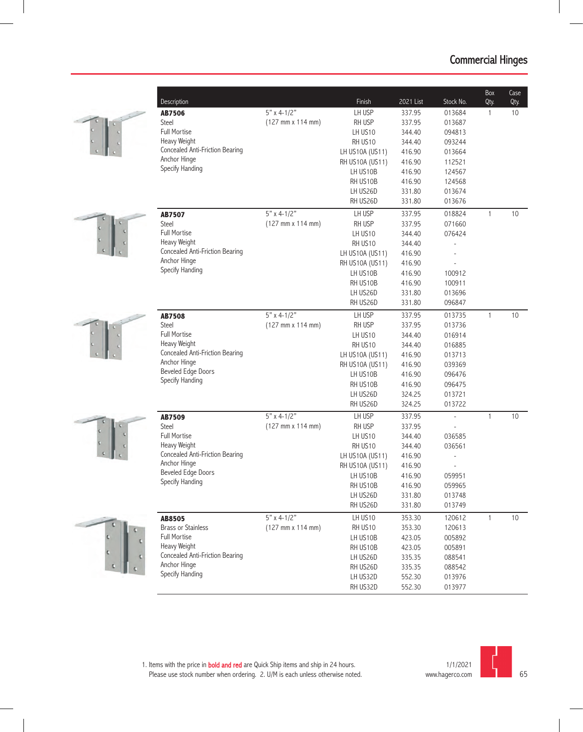# Commercial Hinges

| Description | | Finish | 2021 List | Stock No. | Box Qty. | Case Qty. |
|---|---|---|---|---|---|---|
| **AB7506** | 5" x 4-1/2" | LH USP | 337.95 | 013684 | 1 | 10 |
| Steel | (127 mm x 114 mm) | RH USP | 337.95 | 013687 | | |
| Full Mortise | | LH US10 | 344.40 | 094813 | | |
| Heavy Weight | | RH US10 | 344.40 | 093244 | | |
| Concealed Anti-Friction Bearing | | LH US10A (US11) | 416.90 | 013664 | | |
| Anchor Hinge | | RH US10A (US11) | 416.90 | 112521 | | |
| Specify Handing | | LH US10B | 416.90 | 124567 | | |
| | | RH US10B | 416.90 | 124568 | | |
| | | LH US26D | 331.80 | 013674 | | |
| | | RH US26D | 331.80 | 013676 | | |
| **AB7507** | 5" x 4-1/2" | LH USP | 337.95 | 018824 | 1 | 10 |
| Steel | (127 mm x 114 mm) | RH USP | 337.95 | 071660 | | |
| Full Mortise | | LH US10 | 344.40 | 076424 | | |
| Heavy Weight | | RH US10 | 344.40 | - | | |
| Concealed Anti-Friction Bearing | | LH US10A (US11) | 416.90 | - | | |
| Anchor Hinge | | RH US10A (US11) | 416.90 | - | | |
| Specify Handing | | LH US10B | 416.90 | 100912 | | |
| | | RH US10B | 416.90 | 100911 | | |
| | | LH US26D | 331.80 | 013696 | | |
| | | RH US26D | 331.80 | 096847 | | |
| **AB7508** | 5" x 4-1/2" | LH USP | 337.95 | 013735 | 1 | 10 |
| Steel | (127 mm x 114 mm) | RH USP | 337.95 | 013736 | | |
| Full Mortise | | LH US10 | 344.40 | 016914 | | |
| Heavy Weight | | RH US10 | 344.40 | 016885 | | |
| Concealed Anti-Friction Bearing | | LH US10A (US11) | 416.90 | 013713 | | |
| Anchor Hinge | | RH US10A (US11) | 416.90 | 039369 | | |
| Beveled Edge Doors | | LH US10B | 416.90 | 096476 | | |
| Specify Handing | | RH US10B | 416.90 | 096475 | | |
| | | LH US26D | 324.25 | 013721 | | |
| | | RH US26D | 324.25 | 013722 | | |
| **AB7509** | 5" x 4-1/2" | LH USP | 337.95 | - | 1 | 10 |
| Steel | (127 mm x 114 mm) | RH USP | 337.95 | - | | |
| Full Mortise | | LH US10 | 344.40 | 036585 | | |
| Heavy Weight | | RH US10 | 344.40 | 036561 | | |
| Concealed Anti-Friction Bearing | | LH US10A (US11) | 416.90 | - | | |
| Anchor Hinge | | RH US10A (US11) | 416.90 | - | | |
| Beveled Edge Doors | | LH US10B | 416.90 | 059951 | | |
| Specify Handing | | RH US10B | 416.90 | 059965 | | |
| | | LH US26D | 331.80 | 013748 | | |
| | | RH US26D | 331.80 | 013749 | | |
| **AB8505** | 5" x 4-1/2" | LH US10 | 353.30 | 120612 | 1 | 10 |
| Brass or Stainless | (127 mm x 114 mm) | RH US10 | 353.30 | 120613 | | |
| Full Mortise | | LH US10B | 423.05 | 005892 | | |
| Heavy Weight | | RH US10B | 423.05 | 005891 | | |
| Concealed Anti-Friction Bearing | | LH US26D | 335.35 | 088541 | | |
| Anchor Hinge | | RH US26D | 335.35 | 088542 | | |
| Specify Handing | | LH US32D | 552.30 | 013976 | | |
| | | RH US32D | 552.30 | 013977 | | |

1. Items with the price in **bold and red** are Quick Ship items and ship in 24 hours. Please use stock number when ordering. 2. U/M is each unless otherwise noted.

1/1/2021
www.hagerco.com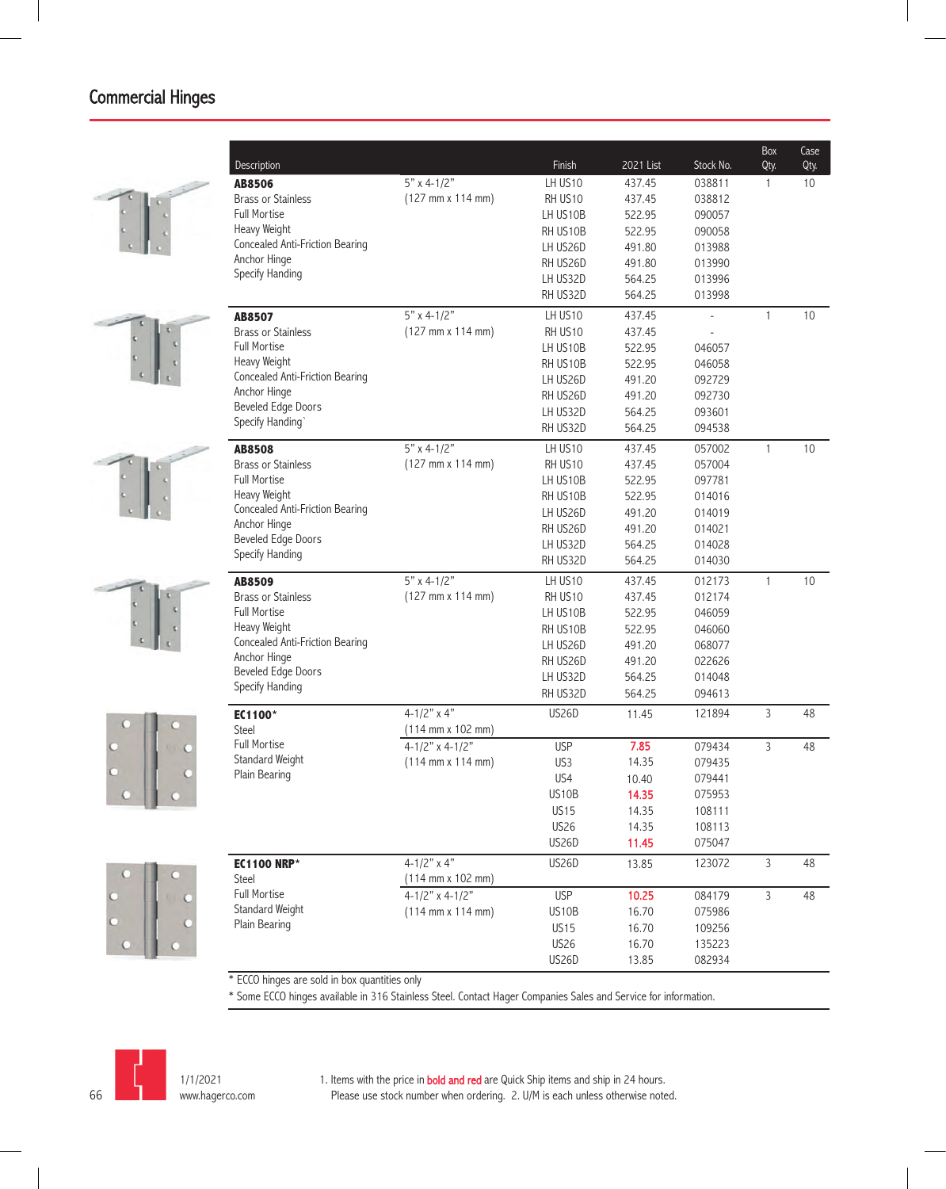# Commercial Hinges

| Description | | Finish | 2021 List | Stock No. | Box Qty. | Case Qty. |
|---|---|---|---|---|---|---|
| **AB8506**<br>Brass or Stainless<br>Full Mortise<br>Heavy Weight<br>Concealed Anti-Friction Bearing<br>Anchor Hinge<br>Specify Handing | 5" x 4-1/2"<br>(127 mm x 114 mm) | LH US10<br>RH US10<br>LH US10B<br>RH US10B<br>LH US26D<br>RH US26D<br>LH US32D<br>RH US32D | 437.45<br>437.45<br>522.95<br>522.95<br>491.80<br>491.80<br>564.25<br>564.25 | 038811<br>038812<br>090057<br>090058<br>013988<br>013990<br>013996<br>013998 | 1 | 10 |
| **AB8507**<br>Brass or Stainless<br>Full Mortise<br>Heavy Weight<br>Concealed Anti-Friction Bearing<br>Anchor Hinge<br>Beveled Edge Doors<br>Specify Handing` | 5" x 4-1/2"<br>(127 mm x 114 mm) | LH US10<br>RH US10<br>LH US10B<br>RH US10B<br>LH US26D<br>RH US26D<br>LH US32D<br>RH US32D | 437.45<br>437.45<br>522.95<br>522.95<br>491.20<br>491.20<br>564.25<br>564.25 | -<br>-<br>046057<br>046058<br>092729<br>092730<br>093601<br>094538 | 1 | 10 |
| **AB8508**<br>Brass or Stainless<br>Full Mortise<br>Heavy Weight<br>Concealed Anti-Friction Bearing<br>Anchor Hinge<br>Beveled Edge Doors<br>Specify Handing | 5" x 4-1/2"<br>(127 mm x 114 mm) | LH US10<br>RH US10<br>LH US10B<br>RH US10B<br>LH US26D<br>RH US26D<br>LH US32D<br>RH US32D | 437.45<br>437.45<br>522.95<br>522.95<br>491.20<br>491.20<br>564.25<br>564.25 | 057002<br>057004<br>097781<br>014016<br>014019<br>014021<br>014028<br>014030 | 1 | 10 |
| **AB8509**<br>Brass or Stainless<br>Full Mortise<br>Heavy Weight<br>Concealed Anti-Friction Bearing<br>Anchor Hinge<br>Beveled Edge Doors<br>Specify Handing | 5" x 4-1/2"<br>(127 mm x 114 mm) | LH US10<br>RH US10<br>LH US10B<br>RH US10B<br>LH US26D<br>RH US26D<br>LH US32D<br>RH US32D | 437.45<br>437.45<br>522.95<br>522.95<br>491.20<br>491.20<br>564.25<br>564.25 | 012173<br>012174<br>046059<br>046060<br>068077<br>022626<br>014048<br>094613 | 1 | 10 |
| **EC1100***<br>Steel<br>Full Mortise<br>Standard Weight<br>Plain Bearing | 4-1/2" x 4"<br>(114 mm x 102 mm) | US26D | 11.45 | 121894 | 3 | 48 |
| | 4-1/2" x 4-1/2"<br>(114 mm x 114 mm) | USP<br>US3<br>US4<br>US10B<br>US15<br>US26<br>US26D | **7.85**<br>14.35<br>10.40<br>**14.35**<br>14.35<br>14.35<br>**11.45** | 079434<br>079435<br>079441<br>075953<br>108111<br>108113<br>075047 | 3 | 48 |
| **EC1100 NRP***<br>Steel<br>Full Mortise<br>Standard Weight<br>Plain Bearing | 4-1/2" x 4"<br>(114 mm x 102 mm) | US26D | 13.85 | 123072 | 3 | 48 |
| | 4-1/2" x 4-1/2"<br>(114 mm x 114 mm) | USP<br>US10B<br>US15<br>US26<br>US26D | **10.25**<br>16.70<br>16.70<br>16.70<br>13.85 | 084179<br>075986<br>109256<br>135223<br>082934 | 3 | 48 |

* ECCO hinges are sold in box quantities only

* Some ECCO hinges available in 316 Stainless Steel. Contact Hager Companies Sales and Service for information.

1/1/2021
www.hagerco.com

1. Items with the price in **bold and red** are Quick Ship items and ship in 24 hours. Please use stock number when ordering. 2. U/M is each unless otherwise noted.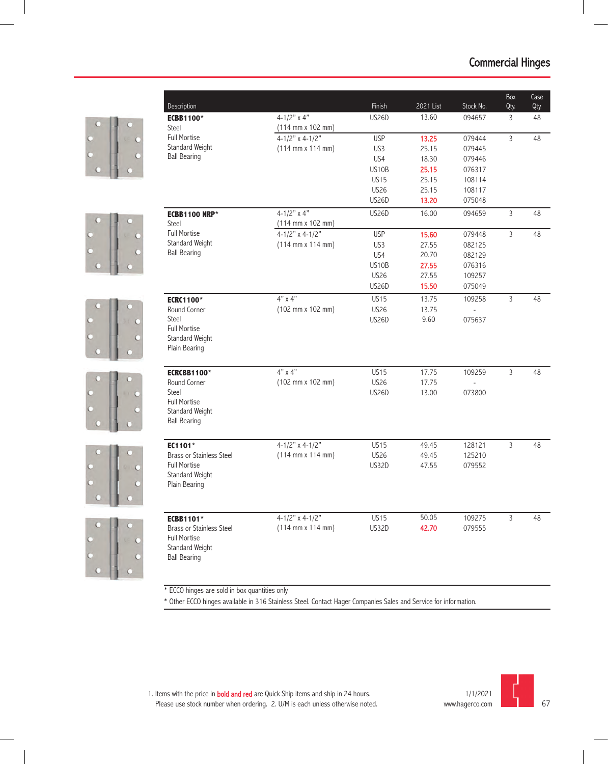# Commercial Hinges

| Description | | Finish | 2021 List | Stock No. | Box Qty. | Case Qty. |
|---|---|---|---|---|---|---|
| **ECBB1100*** Steel Full Mortise Standard Weight Ball Bearing | 4-1/2" x 4" (114 mm x 102 mm) | US26D | 13.60 | 094657 | 3 | 48 |
| | 4-1/2" x 4-1/2" (114 mm x 114 mm) | USP | **13.25** | 079444 | 3 | 48 |
| | | US3 | 25.15 | 079445 | | |
| | | US4 | 18.30 | 079446 | | |
| | | US10B | **25.15** | 076317 | | |
| | | US15 | 25.15 | 108114 | | |
| | | US26 | 25.15 | 108117 | | |
| | | US26D | **13.20** | 075048 | | |
| **ECBB1100 NRP*** Steel Full Mortise Standard Weight Ball Bearing | 4-1/2" x 4" (114 mm x 102 mm) | US26D | 16.00 | 094659 | 3 | 48 |
| | 4-1/2" x 4-1/2" (114 mm x 114 mm) | USP | **15.60** | 079448 | 3 | 48 |
| | | US3 | 27.55 | 082125 | | |
| | | US4 | 20.70 | 082129 | | |
| | | US10B | **27.55** | 076316 | | |
| | | US26 | 27.55 | 109257 | | |
| | | US26D | **15.50** | 075049 | | |
| **ECRC1100*** Round Corner Steel Full Mortise Standard Weight Plain Bearing | 4" x 4" (102 mm x 102 mm) | US15 | 13.75 | 109258 | 3 | 48 |
| | | US26 | 13.75 | - | | |
| | | US26D | 9.60 | 075637 | | |
| **ECRCBB1100*** Round Corner Steel Full Mortise Standard Weight Ball Bearing | 4" x 4" (102 mm x 102 mm) | US15 | 17.75 | 109259 | 3 | 48 |
| | | US26 | 17.75 | - | | |
| | | US26D | 13.00 | 073800 | | |
| **EC1101*** Brass or Stainless Steel Full Mortise Standard Weight Plain Bearing | 4-1/2" x 4-1/2" (114 mm x 114 mm) | US15 | 49.45 | 128121 | 3 | 48 |
| | | US26 | 49.45 | 125210 | | |
| | | US32D | 47.55 | 079552 | | |
| **ECBB1101*** Brass or Stainless Steel Full Mortise Standard Weight Ball Bearing | 4-1/2" x 4-1/2" (114 mm x 114 mm) | US15 | 50.05 | 109275 | 3 | 48 |
| | | US32D | **42.70** | 079555 | | |

* ECCO hinges are sold in box quantities only

* Other ECCO hinges available in 316 Stainless Steel. Contact Hager Companies Sales and Service for information.

1. Items with the price in **bold and red** are Quick Ship items and ship in 24 hours. Please use stock number when ordering. 2. U/M is each unless otherwise noted.

1/1/2021
www.hagerco.com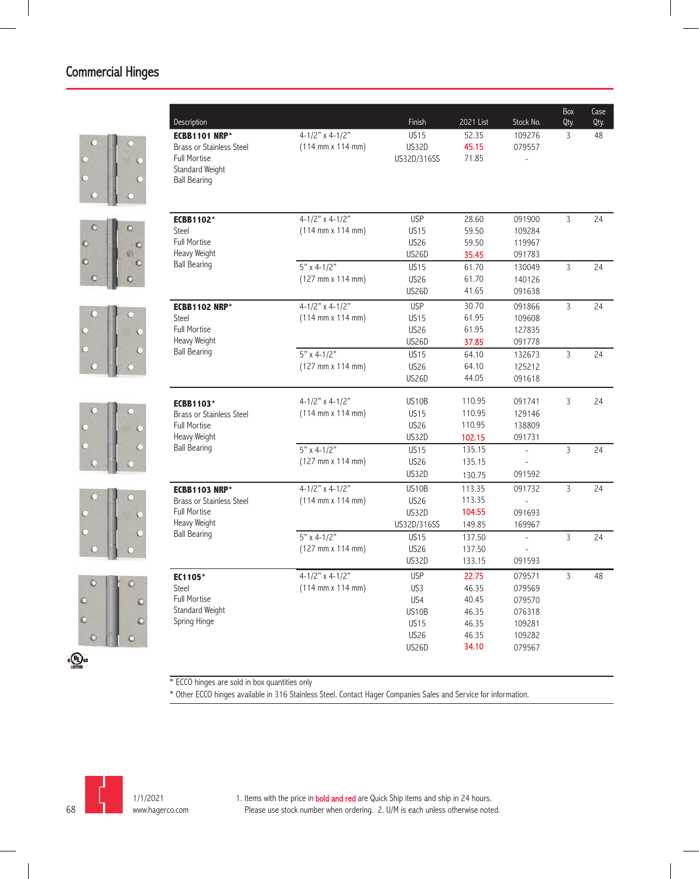## Commercial Hinges

| Description | | Finish | 2021 List | Stock No. | Box Qty. | Case Qty. |
|---|---|---|---|---|---|---|
| **ECBB1101 NRP*** Brass or Stainless Steel Full Mortise Standard Weight Ball Bearing | 4-1/2" x 4-1/2" (114 mm x 114 mm) | US15 | 52.35 | 109276 | 3 | 48 |
| | | US32D | **45.15** | 079557 | | |
| | | US32D/316SS | 71.85 | - | | |
| **ECBB1102*** Steel Full Mortise Heavy Weight Ball Bearing | 4-1/2" x 4-1/2" (114 mm x 114 mm) | USP | 28.60 | 091900 | 3 | 24 |
| | | US15 | 59.50 | 109284 | | |
| | | US26 | 59.50 | 119967 | | |
| | | US26D | **35.45** | 091783 | | |
| | 5" x 4-1/2" (127 mm x 114 mm) | US15 | 61.70 | 130049 | 3 | 24 |
| | | US26 | 61.70 | 140126 | | |
| | | US26D | 41.65 | 091638 | | |
| **ECBB1102 NRP*** Steel Full Mortise Heavy Weight Ball Bearing | 4-1/2" x 4-1/2" (114 mm x 114 mm) | USP | 30.70 | 091866 | 3 | 24 |
| | | US15 | 61.95 | 109608 | | |
| | | US26 | 61.95 | 127835 | | |
| | | US26D | **37.85** | 091778 | | |
| | 5" x 4-1/2" (127 mm x 114 mm) | US15 | 64.10 | 132673 | 3 | 24 |
| | | US26 | 64.10 | 125212 | | |
| | | US26D | 44.05 | 091618 | | |
| **ECBB1103*** Brass or Stainless Steel Full Mortise Heavy Weight Ball Bearing | 4-1/2" x 4-1/2" (114 mm x 114 mm) | US10B | 110.95 | 091741 | 3 | 24 |
| | | US15 | 110.95 | 129146 | | |
| | | US26 | 110.95 | 138809 | | |
| | | US32D | **102.15** | 091731 | | |
| | 5" x 4-1/2" (127 mm x 114 mm) | US15 | 135.15 | - | 3 | 24 |
| | | US26 | 135.15 | - | | |
| | | US32D | 130.75 | 091592 | | |
| **ECBB1103 NRP*** Brass or Stainless Steel Full Mortise Heavy Weight Ball Bearing | 4-1/2" x 4-1/2" (114 mm x 114 mm) | US10B | 113.35 | 091732 | 3 | 24 |
| | | US26 | 113.35 | - | | |
| | | US32D | **104.55** | 091693 | | |
| | | US32D/316SS | 149.85 | 169967 | | |
| | 5" x 4-1/2" (127 mm x 114 mm) | US15 | 137.50 | - | 3 | 24 |
| | | US26 | 137.50 | - | | |
| | | US32D | 133.15 | 091593 | | |
| **EC1105*** Steel Full Mortise Standard Weight Spring Hinge | 4-1/2" x 4-1/2" (114 mm x 114 mm) | USP | **22.75** | 079571 | 3 | 48 |
| | | US3 | 46.35 | 079569 | | |
| | | US4 | 40.45 | 079570 | | |
| | | US10B | 46.35 | 076318 | | |
| | | US15 | 46.35 | 109281 | | |
| | | US26 | 46.35 | 109282 | | |
| | | US26D | **34.10** | 079567 | | |

\* ECCO hinges are sold in box quantities only

\* Other ECCO hinges available in 316 Stainless Steel. Contact Hager Companies Sales and Service for information.

1/1/2021
www.hagerco.com

1. Items with the price in **bold and red** are Quick Ship items and ship in 24 hours. Please use stock number when ordering. 2. U/M is each unless otherwise noted.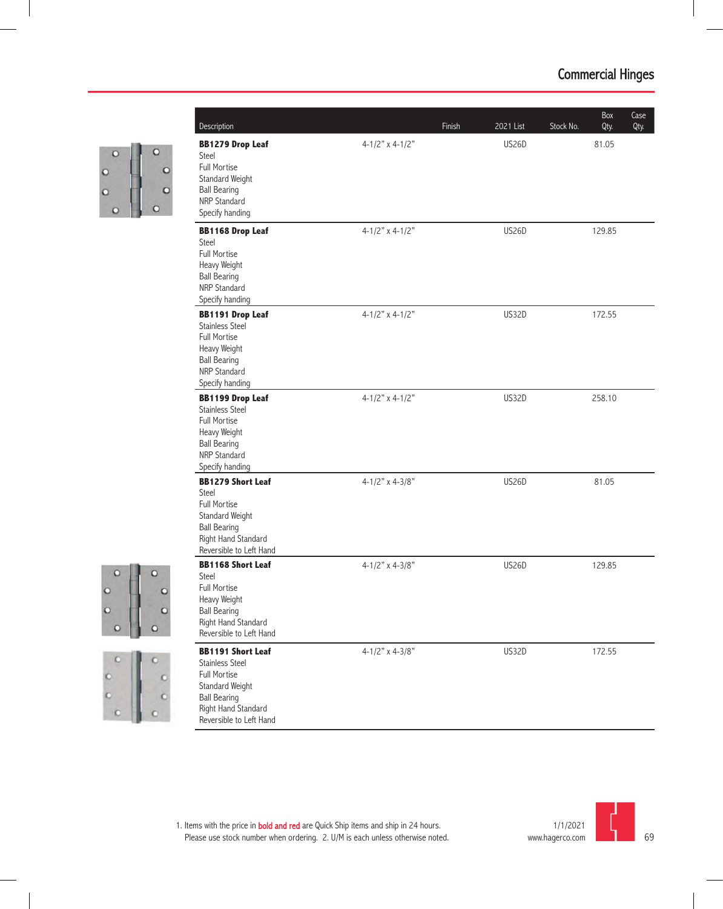| Description | | Finish | 2021 List | Stock No. | Box Qty. | Case Qty. |
|---|---|---|---|---|---|---|
| **BB1279 Drop Leaf**<br>Steel<br>Full Mortise<br>Standard Weight<br>Ball Bearing<br>NRP Standard<br>Specify handing | 4-1/2" x 4-1/2" | | US26D | | 81.05 | |
| **BB1168 Drop Leaf**<br>Steel<br>Full Mortise<br>Heavy Weight<br>Ball Bearing<br>NRP Standard<br>Specify handing | 4-1/2" x 4-1/2" | | US26D | | 129.85 | |
| **BB1191 Drop Leaf**<br>Stainless Steel<br>Full Mortise<br>Heavy Weight<br>Ball Bearing<br>NRP Standard<br>Specify handing | 4-1/2" x 4-1/2" | | US32D | | 172.55 | |
| **BB1199 Drop Leaf**<br>Stainless Steel<br>Full Mortise<br>Heavy Weight<br>Ball Bearing<br>NRP Standard<br>Specify handing | 4-1/2" x 4-1/2" | | US32D | | 258.10 | |
| **BB1279 Short Leaf**<br>Steel<br>Full Mortise<br>Standard Weight<br>Ball Bearing<br>Right Hand Standard<br>Reversible to Left Hand | 4-1/2" x 4-3/8" | | US26D | | 81.05 | |
| **BB1168 Short Leaf**<br>Steel<br>Full Mortise<br>Heavy Weight<br>Ball Bearing<br>Right Hand Standard<br>Reversible to Left Hand | 4-1/2" x 4-3/8" | | US26D | | 129.85 | |
| **BB1191 Short Leaf**<br>Stainless Steel<br>Full Mortise<br>Standard Weight<br>Ball Bearing<br>Right Hand Standard<br>Reversible to Left Hand | 4-1/2" x 4-3/8" | | US32D | | 172.55 | |

1. Items with the price in **bold and red** are Quick Ship items and ship in 24 hours. Please use stock number when ordering. 2. U/M is each unless otherwise noted.

1/1/2021
www.hagerco.com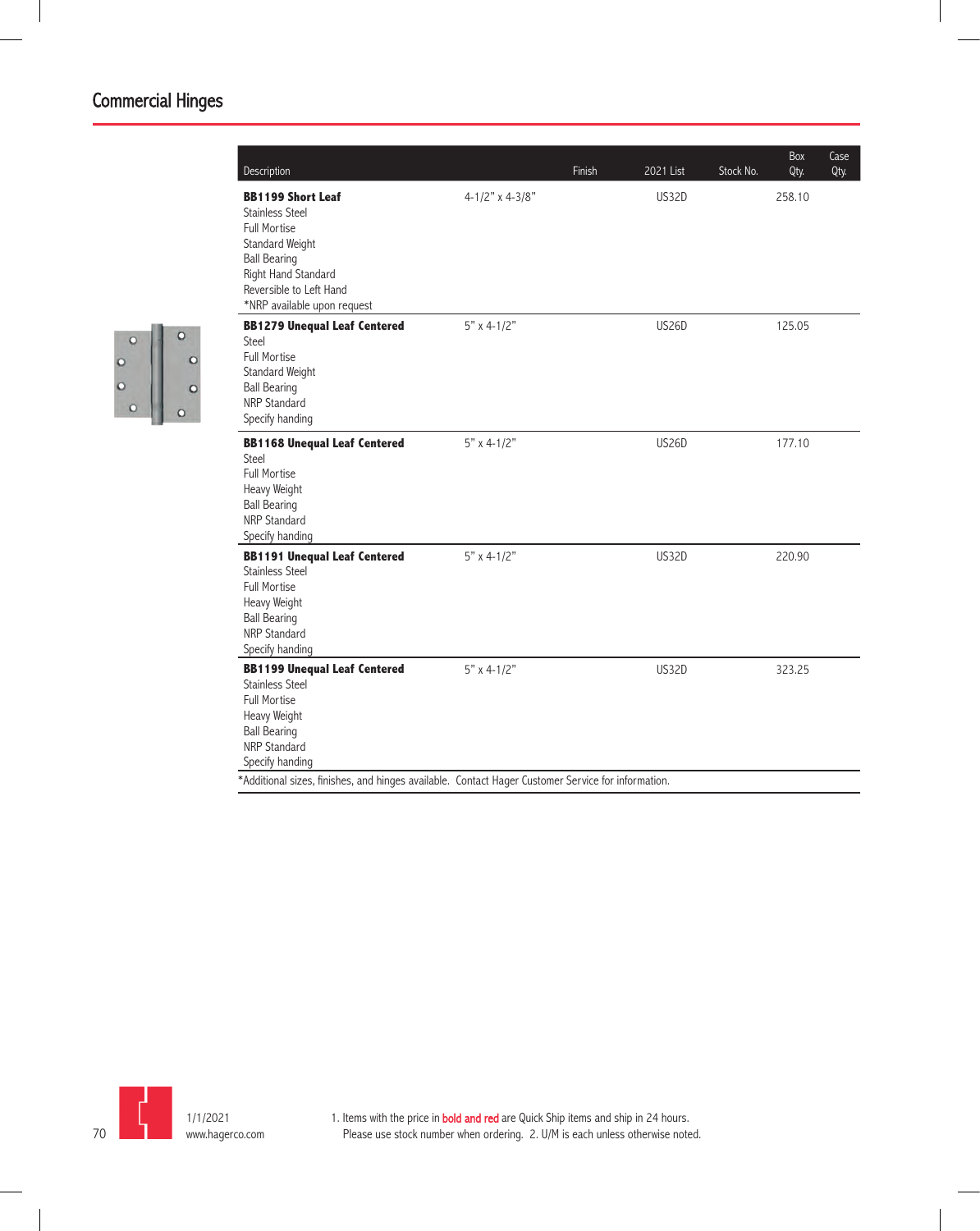# Commercial Hinges

| Description | | Finish | 2021 List | Stock No. | Box Qty. | Case Qty. |
|---|---|---|---|---|---|---|
| **BB1199 Short Leaf**<br>Stainless Steel<br>Full Mortise<br>Standard Weight<br>Ball Bearing<br>Right Hand Standard<br>Reversible to Left Hand<br>*NRP available upon request | 4-1/2" x 4-3/8" | | US32D | | 258.10 | |
| **BB1279 Unequal Leaf Centered**<br>Steel<br>Full Mortise<br>Standard Weight<br>Ball Bearing<br>NRP Standard<br>Specify handing | 5" x 4-1/2" | | US26D | | 125.05 | |
| **BB1168 Unequal Leaf Centered**<br>Steel<br>Full Mortise<br>Heavy Weight<br>Ball Bearing<br>NRP Standard<br>Specify handing | 5" x 4-1/2" | | US26D | | 177.10 | |
| **BB1191 Unequal Leaf Centered**<br>Stainless Steel<br>Full Mortise<br>Heavy Weight<br>Ball Bearing<br>NRP Standard<br>Specify handing | 5" x 4-1/2" | | US32D | | 220.90 | |
| **BB1199 Unequal Leaf Centered**<br>Stainless Steel<br>Full Mortise<br>Heavy Weight<br>Ball Bearing<br>NRP Standard<br>Specify handing | 5" x 4-1/2" | | US32D | | 323.25 | |

*Additional sizes, finishes, and hinges available. Contact Hager Customer Service for information.

1. Items with the price in **bold and red** are Quick Ship items and ship in 24 hours. Please use stock number when ordering. 2. U/M is each unless otherwise noted.